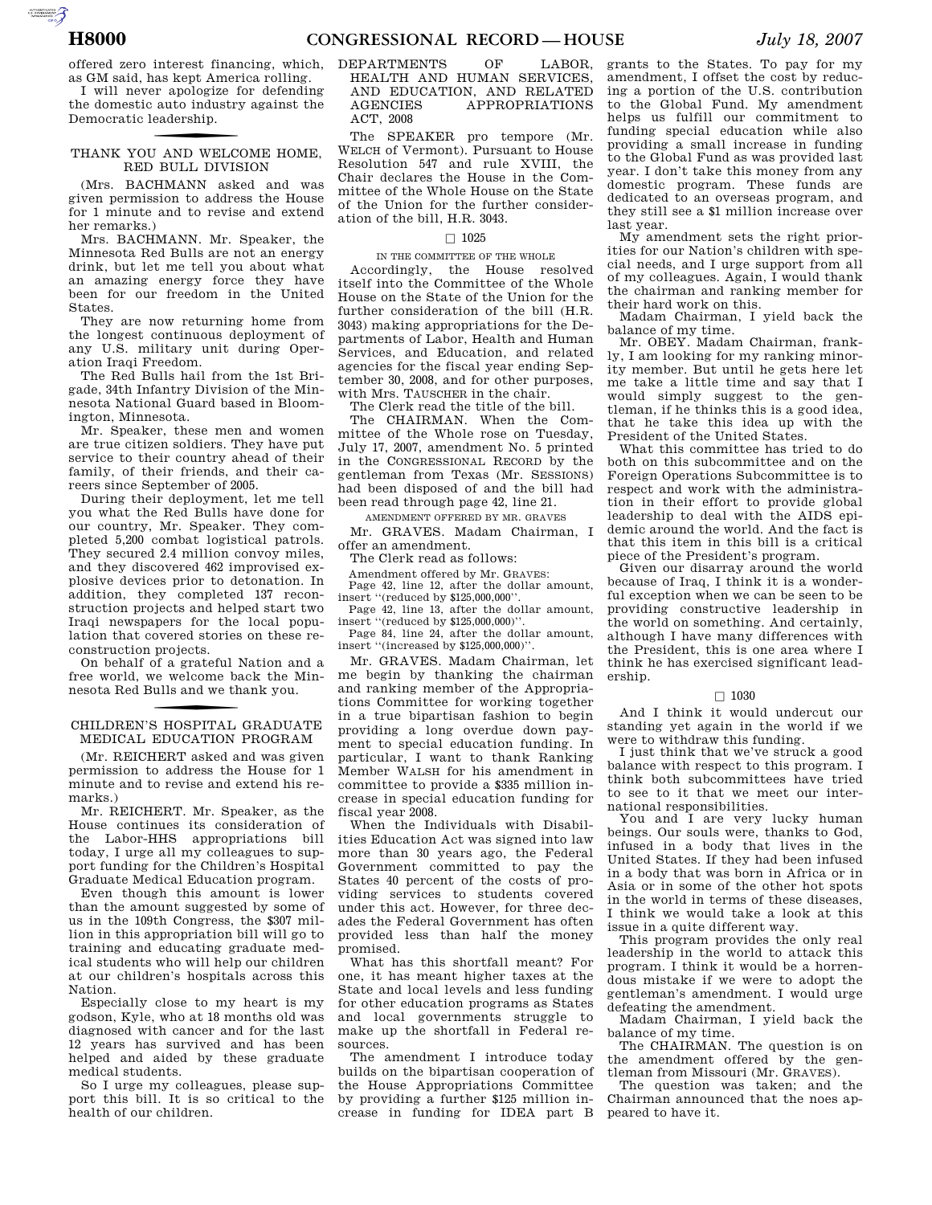offered zero interest financing, which, as GM said, has kept America rolling.

I will never apologize for defending the domestic auto industry against the Democratic leadership.

## THANK YOU AND WELCOME HOME, RED BULL DIVISION

(Mrs. BACHMANN asked and was given permission to address the House for 1 minute and to revise and extend her remarks.)

Mrs. BACHMANN. Mr. Speaker, the Minnesota Red Bulls are not an energy drink, but let me tell you about what an amazing energy force they have been for our freedom in the United States.

They are now returning home from the longest continuous deployment of any U.S. military unit during Operation Iraqi Freedom.

The Red Bulls hail from the 1st Brigade, 34th Infantry Division of the Minnesota National Guard based in Bloomington, Minnesota.

Mr. Speaker, these men and women are true citizen soldiers. They have put service to their country ahead of their family, of their friends, and their careers since September of 2005.

During their deployment, let me tell you what the Red Bulls have done for our country, Mr. Speaker. They completed 5,200 combat logistical patrols. They secured 2.4 million convoy miles, and they discovered 462 improvised explosive devices prior to detonation. In addition, they completed 137 reconstruction projects and helped start two Iraqi newspapers for the local population that covered stories on these reconstruction projects.

On behalf of a grateful Nation and a free world, we welcome back the Minnesota Red Bulls and we thank you.

## CHILDREN'S HOSPITAL GRADUATE MEDICAL EDUCATION PROGRAM

(Mr. REICHERT asked and was given permission to address the House for 1 minute and to revise and extend his remarks.)

Mr. REICHERT. Mr. Speaker, as the House continues its consideration of the Labor-HHS appropriations bill today, I urge all my colleagues to support funding for the Children's Hospital Graduate Medical Education program.

Even though this amount is lower than the amount suggested by some of us in the 109th Congress, the $307 million in this appropriation bill will go to training and educating graduate medical students who will help our children at our children's hospitals across this Nation.

Especially close to my heart is my godson, Kyle, who at 18 months old was diagnosed with cancer and for the last 12 years has survived and has been helped and aided by these graduate medical students.

So I urge my colleagues, please support this bill. It is so critical to the health of our children.

## DEPARTMENTS OF LABOR, HEALTH AND HUMAN SERVICES, AND EDUCATION, AND RELATED AGENCIES APPROPRIATIONS ACT, 2008

The SPEAKER pro tempore (Mr. WELCH of Vermont). Pursuant to House Resolution 547 and rule XVIII, the Chair declares the House in the Committee of the Whole House on the State of the Union for the further consideration of the bill, H.R. 3043.

□ 1025

### IN THE COMMITTEE OF THE WHOLE

Accordingly, the House resolved itself into the Committee of the Whole House on the State of the Union for the further consideration of the bill (H.R. 3043) making appropriations for the Departments of Labor, Health and Human Services, and Education, and related agencies for the fiscal year ending September 30, 2008, and for other purposes, with Mrs. TAUSCHER in the chair.

The Clerk read the title of the bill.

The CHAIRMAN. When the Committee of the Whole rose on Tuesday, July 17, 2007, amendment No. 5 printed in the CONGRESSIONAL RECORD by the gentleman from Texas (Mr. SESSIONS) had been disposed of and the bill had been read through page 42, line 21.

### AMENDMENT OFFERED BY MR. GRAVES

Mr. GRAVES. Madam Chairman, I offer an amendment.

The Clerk read as follows:

Amendment offered by Mr. GRAVES:

Page 42, line 12, after the dollar amount, insert "(reduced by $125,000,000".

Page 42, line 13, after the dollar amount, insert "(reduced by $125,000,000)".

Page 84, line 24, after the dollar amount, insert "(increased by $125,000,000)".

Mr. GRAVES. Madam Chairman, let me begin by thanking the chairman and ranking member of the Appropriations Committee for working together in a true bipartisan fashion to begin providing a long overdue down payment to special education funding. In particular, I want to thank Ranking Member WALSH for his amendment in committee to provide a $335 million increase in special education funding for fiscal year 2008.

When the Individuals with Disabilities Education Act was signed into law more than 30 years ago, the Federal Government committed to pay the States 40 percent of the costs of providing services to students covered under this act. However, for three decades the Federal Government has often provided less than half the money promised.

What has this shortfall meant? For one, it has meant higher taxes at the State and local levels and less funding for other education programs as States and local governments struggle to make up the shortfall in Federal resources.

The amendment I introduce today builds on the bipartisan cooperation of the House Appropriations Committee by providing a further $125 million increase in funding for IDEA part B grants to the States. To pay for my amendment, I offset the cost by reducing a portion of the U.S. contribution to the Global Fund. My amendment helps us fulfill our commitment to funding special education while also providing a small increase in funding to the Global Fund as was provided last year. I don't take this money from any domestic program. These funds are dedicated to an overseas program, and they still see a $1 million increase over last year.

My amendment sets the right priorities for our Nation's children with special needs, and I urge support from all of my colleagues. Again, I would thank the chairman and ranking member for their hard work on this.

Madam Chairman, I yield back the balance of my time.

Mr. OBEY. Madam Chairman, frankly, I am looking for my ranking minority member. But until he gets here let me take a little time and say that I would simply suggest to the gentleman, if he thinks this is a good idea, that he take this idea up with the President of the United States.

What this committee has tried to do both on this subcommittee and on the Foreign Operations Subcommittee is to respect and work with the administration in their effort to provide global leadership to deal with the AIDS epidemic around the world. And the fact is that this item in this bill is a critical piece of the President's program.

Given our disarray around the world because of Iraq, I think it is a wonderful exception when we can be seen to be providing constructive leadership in the world on something. And certainly, although I have many differences with the President, this is one area where I think he has exercised significant leadership.

□ 1030

And I think it would undercut our standing yet again in the world if we were to withdraw this funding.

I just think that we've struck a good balance with respect to this program. I think both subcommittees have tried to see to it that we meet our international responsibilities.

You and I are very lucky human beings. Our souls were, thanks to God, infused in a body that lives in the United States. If they had been infused in a body that was born in Africa or in Asia or in some of the other hot spots in the world in terms of these diseases, I think we would take a look at this issue in a quite different way.

This program provides the only real leadership in the world to attack this program. I think it would be a horrendous mistake if we were to adopt the gentleman's amendment. I would urge defeating the amendment.

Madam Chairman, I yield back the balance of my time.

The CHAIRMAN. The question is on the amendment offered by the gentleman from Missouri (Mr. GRAVES).

The question was taken; and the Chairman announced that the noes appeared to have it.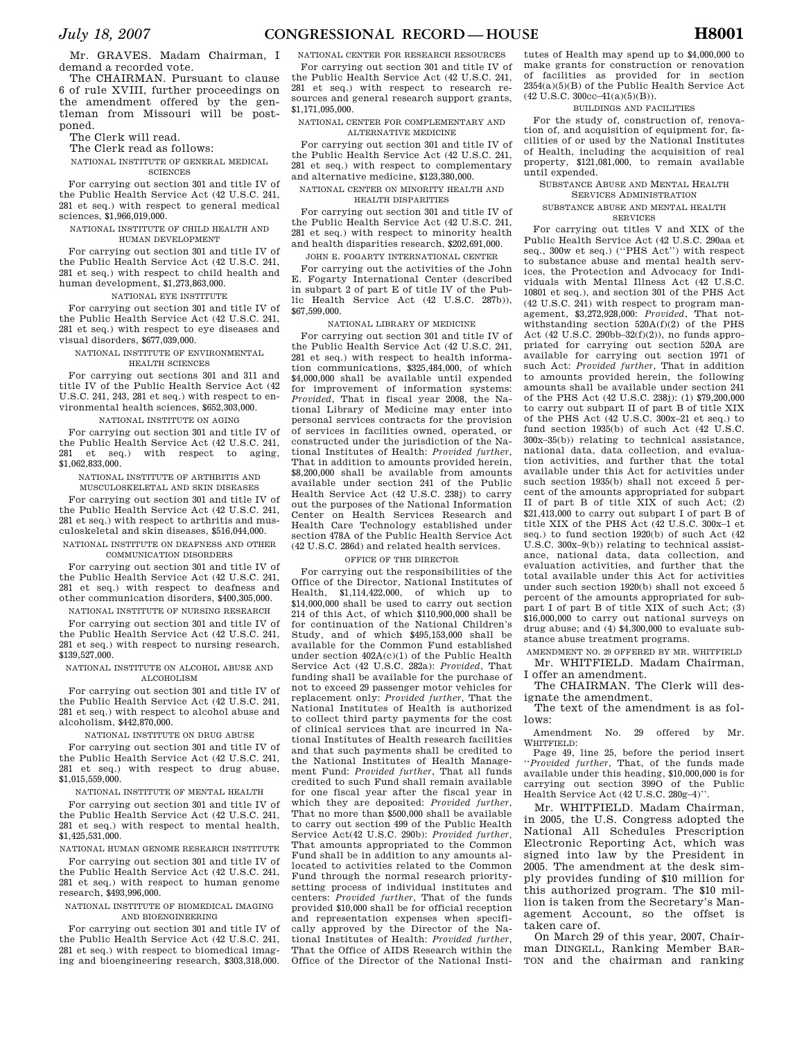Mr. GRAVES. Madam Chairman, I demand a recorded vote.

The CHAIRMAN. Pursuant to clause 6 of rule XVIII, further proceedings on the amendment offered by the gentleman from Missouri will be postponed.

The Clerk will read.

The Clerk read as follows:

NATIONAL INSTITUTE OF GENERAL MEDICAL SCIENCES

For carrying out section 301 and title IV of the Public Health Service Act (42 U.S.C. 241, 281 et seq.) with respect to general medical sciences, $1,966,019,000.

NATIONAL INSTITUTE OF CHILD HEALTH AND HUMAN DEVELOPMENT

For carrying out section 301 and title IV of the Public Health Service Act (42 U.S.C. 241, 281 et seq.) with respect to child health and human development, $1,273,863,000.

NATIONAL EYE INSTITUTE

For carrying out section 301 and title IV of the Public Health Service Act (42 U.S.C. 241, 281 et seq.) with respect to eye diseases and visual disorders, $677,039,000.

NATIONAL INSTITUTE OF ENVIRONMENTAL HEALTH SCIENCES

For carrying out sections 301 and 311 and title IV of the Public Health Service Act (42 U.S.C. 241, 243, 281 et seq.) with respect to environmental health sciences, $652,303,000.

NATIONAL INSTITUTE ON AGING

For carrying out section 301 and title IV of the Public Health Service Act (42 U.S.C. 241, 281 et seq.) with respect to aging, $1,062,833,000.

NATIONAL INSTITUTE OF ARTHRITIS AND MUSCULOSKELETAL AND SKIN DISEASES

For carrying out section 301 and title IV of the Public Health Service Act (42 U.S.C. 241, 281 et seq.) with respect to arthritis and musculoskeletal and skin diseases, $516,044,000.

NATIONAL INSTITUTE ON DEAFNESS AND OTHER COMMUNICATION DISORDERS

For carrying out section 301 and title IV of the Public Health Service Act (42 U.S.C. 241, 281 et seq.) with respect to deafness and other communication disorders, $400,305,000.

NATIONAL INSTITUTE OF NURSING RESEARCH

For carrying out section 301 and title IV of the Public Health Service Act (42 U.S.C. 241, 281 et seq.) with respect to nursing research, $139,527,000.

NATIONAL INSTITUTE ON ALCOHOL ABUSE AND ALCOHOLISM

For carrying out section 301 and title IV of the Public Health Service Act (42 U.S.C. 241, 281 et seq.) with respect to alcohol abuse and alcoholism, $442,870,000.

NATIONAL INSTITUTE ON DRUG ABUSE

For carrying out section 301 and title IV of the Public Health Service Act (42 U.S.C. 241, 281 et seq.) with respect to drug abuse, $1,015,559,000.

NATIONAL INSTITUTE OF MENTAL HEALTH

For carrying out section 301 and title IV of the Public Health Service Act (42 U.S.C. 241, 281 et seq.) with respect to mental health, $1,425,531,000.

NATIONAL HUMAN GENOME RESEARCH INSTITUTE

For carrying out section 301 and title IV of the Public Health Service Act (42 U.S.C. 241, 281 et seq.) with respect to human genome research, $493,996,000.

NATIONAL INSTITUTE OF BIOMEDICAL IMAGING AND BIOENGINEERING

For carrying out section 301 and title IV of the Public Health Service Act (42 U.S.C. 241, 281 et seq.) with respect to biomedical imaging and bioengineering research, $303,318,000.

NATIONAL CENTER FOR RESEARCH RESOURCES

For carrying out section 301 and title IV of the Public Health Service Act (42 U.S.C. 241, 281 et seq.) with respect to research resources and general research support grants, $1,171,095,000.

NATIONAL CENTER FOR COMPLEMENTARY AND ALTERNATIVE MEDICINE

For carrying out section 301 and title IV of the Public Health Service Act (42 U.S.C. 241, 281 et seq.) with respect to complementary and alternative medicine, $123,380,000.

NATIONAL CENTER ON MINORITY HEALTH AND HEALTH DISPARITIES

For carrying out section 301 and title IV of the Public Health Service Act (42 U.S.C. 241, 281 et seq.) with respect to minority health and health disparities research, $202,691,000.

JOHN E. FOGARTY INTERNATIONAL CENTER

For carrying out the activities of the John E. Fogarty International Center (described in subpart 2 of part E of title IV of the Public Health Service Act (42 U.S.C. 287b)), $67,599,000.

NATIONAL LIBRARY OF MEDICINE

For carrying out section 301 and title IV of the Public Health Service Act (42 U.S.C. 241, 281 et seq.) with respect to health information communications, $325,484,000, of which $4,000,000 shall be available until expended for improvement of information systems: *Provided*, That in fiscal year 2008, the National Library of Medicine may enter into personal services contracts for the provision of services in facilities owned, operated, or constructed under the jurisdiction of the National Institutes of Health: *Provided further*, That in addition to amounts provided herein, $8,200,000 shall be available from amounts available under section 241 of the Public Health Service Act (42 U.S.C. 238j) to carry out the purposes of the National Information Center on Health Services Research and Health Care Technology established under section 478A of the Public Health Service Act (42 U.S.C. 286d) and related health services.

OFFICE OF THE DIRECTOR

For carrying out the responsibilities of the Office of the Director, National Institutes of Health, $1,114,422,000, of which up to $14,000,000 shall be used to carry out section 214 of this Act, of which $110,900,000 shall be for continuation of the National Children's Study, and of which $495,153,000 shall be available for the Common Fund established under section 402A(c)(1) of the Public Health Service Act (42 U.S.C. 282a): *Provided*, That funding shall be available for the purchase of not to exceed 29 passenger motor vehicles for replacement only: *Provided further*, That the National Institutes of Health is authorized to collect third party payments for the cost of clinical services that are incurred in National Institutes of Health research facilities and that such payments shall be credited to the National Institutes of Health Management Fund: *Provided further*, That all funds credited to such Fund shall remain available for one fiscal year after the fiscal year in which they are deposited: *Provided further*, That no more than $500,000 shall be available to carry out section 499 of the Public Health Service Act(42 U.S.C. 290b): *Provided further*, That amounts appropriated to the Common Fund shall be in addition to any amounts allocated to activities related to the Common Fund through the normal research priority-setting process of individual institutes and centers: *Provided further*, That of the funds provided $10,000 shall be for official reception and representation expenses when specifically approved by the Director of the National Institutes of Health: *Provided further*, That the Office of AIDS Research within the Office of the Director of the National Institutes of Health may spend up to $4,000,000 to make grants for construction or renovation of facilities as provided for in section 2354(a)(5)(B) of the Public Health Service Act (42 U.S.C. 300cc–41(a)(5)(B)).

BUILDINGS AND FACILITIES

For the study of, construction of, renovation of, and acquisition of equipment for, facilities of or used by the National Institutes of Health, including the acquisition of real property, $121,081,000, to remain available until expended.

SUBSTANCE ABUSE AND MENTAL HEALTH SERVICES ADMINISTRATION

SUBSTANCE ABUSE AND MENTAL HEALTH SERVICES

For carrying out titles V and XIX of the Public Health Service Act (42 U.S.C. 290aa et seq., 300w et seq.) (''PHS Act'') with respect to substance abuse and mental health services, the Protection and Advocacy for Individuals with Mental Illness Act (42 U.S.C. 10801 et seq.), and section 301 of the PHS Act (42 U.S.C. 241) with respect to program management, $3,272,928,000: *Provided*, That notwithstanding section 520A(f)(2) of the PHS Act (42 U.S.C. 290bb–32(f)(2)), no funds appropriated for carrying out section 520A are available for carrying out section 1971 of such Act: *Provided further*, That in addition to amounts provided herein, the following amounts shall be available under section 241 of the PHS Act (42 U.S.C. 238j): (1) $79,200,000 to carry out subpart II of part B of title XIX of the PHS Act (42 U.S.C. 300x–21 et seq.) to fund section 1935(b) of such Act (42 U.S.C. 300x–35(b)) relating to technical assistance, national data, data collection, and evaluation activities, and further that the total available under this Act for activities under such section 1935(b) shall not exceed 5 percent of the amounts appropriated for subpart II of part B of title XIX of such Act; (2) $21,413,000 to carry out subpart I of part B of title XIX of the PHS Act (42 U.S.C. 300x–1 et seq.) to fund section 1920(b) of such Act (42 U.S.C. 300x–9(b)) relating to technical assistance, national data, data collection, and evaluation activities, and further that the total available under this Act for activities under such section 1920(b) shall not exceed 5 percent of the amounts appropriated for subpart I of part B of title XIX of such Act; (3) $16,000,000 to carry out national surveys on drug abuse; and (4) $4,300,000 to evaluate substance abuse treatment programs.

AMENDMENT NO. 29 OFFERED BY MR. WHITFIELD

Mr. WHITFIELD. Madam Chairman, I offer an amendment.

The CHAIRMAN. The Clerk will designate the amendment.

The text of the amendment is as follows:

Amendment No. 29 offered by Mr. WHITFIELD:

Page 49, line 25, before the period insert ''*Provided further*, That, of the funds made available under this heading, $10,000,000 is for carrying out section 399O of the Public Health Service Act (42 U.S.C. 280g–4)''.

Mr. WHITFIELD. Madam Chairman, in 2005, the U.S. Congress adopted the National All Schedules Prescription Electronic Reporting Act, which was signed into law by the President in 2005. The amendment at the desk simply provides funding of $10 million for this authorized program. The $10 million is taken from the Secretary's Management Account, so the offset is taken care of.

On March 29 of this year, 2007, Chairman DINGELL, Ranking Member BARTON and the chairman and ranking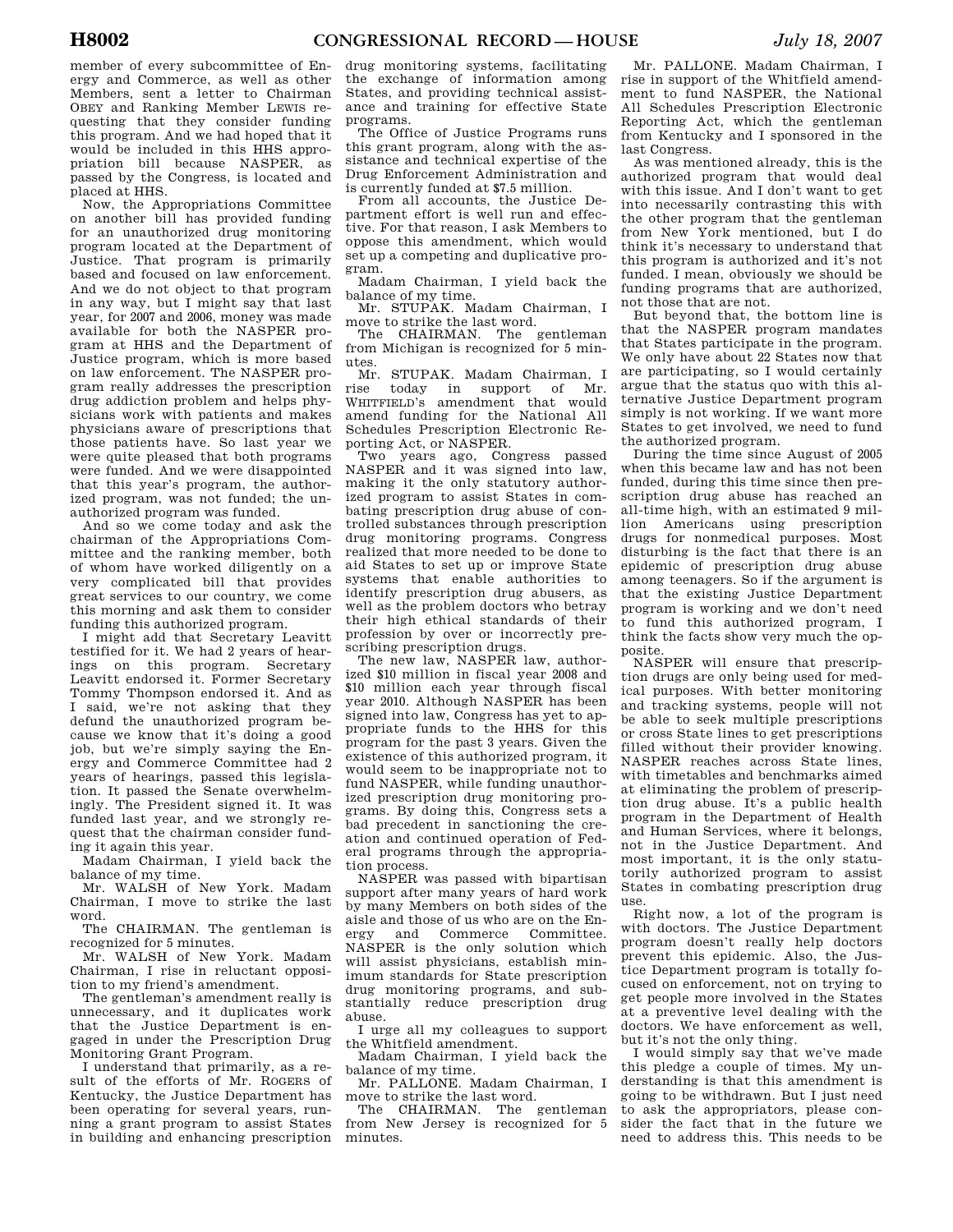member of every subcommittee of Energy and Commerce, as well as other Members, sent a letter to Chairman OBEY and Ranking Member LEWIS requesting that they consider funding this program. And we had hoped that it would be included in this HHS appropriation bill because NASPER, as passed by the Congress, is located and placed at HHS.

Now, the Appropriations Committee on another bill has provided funding for an unauthorized drug monitoring program located at the Department of Justice. That program is primarily based and focused on law enforcement. And we do not object to that program in any way, but I might say that last year, for 2007 and 2006, money was made available for both the NASPER program at HHS and the Department of Justice program, which is more based on law enforcement. The NASPER program really addresses the prescription drug addiction problem and helps physicians work with patients and makes physicians aware of prescriptions that those patients have. So last year we were quite pleased that both programs were funded. And we were disappointed that this year's program, the authorized program, was not funded; the unauthorized program was funded.

And so we come today and ask the chairman of the Appropriations Committee and the ranking member, both of whom have worked diligently on a very complicated bill that provides great services to our country, we come this morning and ask them to consider funding this authorized program.

I might add that Secretary Leavitt testified for it. We had 2 years of hearings on this program. Secretary Leavitt endorsed it. Former Secretary Tommy Thompson endorsed it. And as I said, we're not asking that they defund the unauthorized program because we know that it's doing a good job, but we're simply saying the Energy and Commerce Committee had 2 years of hearings, passed this legislation. It passed the Senate overwhelmingly. The President signed it. It was funded last year, and we strongly request that the chairman consider funding it again this year.

Madam Chairman, I yield back the balance of my time.

Mr. WALSH of New York. Madam Chairman, I move to strike the last word.

The CHAIRMAN. The gentleman is recognized for 5 minutes.

Mr. WALSH of New York. Madam Chairman, I rise in reluctant opposition to my friend's amendment.

The gentleman's amendment really is unnecessary, and it duplicates work that the Justice Department is engaged in under the Prescription Drug Monitoring Grant Program.

I understand that primarily, as a result of the efforts of Mr. ROGERS of Kentucky, the Justice Department has been operating for several years, running a grant program to assist States in building and enhancing prescription drug monitoring systems, facilitating the exchange of information among States, and providing technical assistance and training for effective State programs.

The Office of Justice Programs runs this grant program, along with the assistance and technical expertise of the Drug Enforcement Administration and is currently funded at $7.5 million.

From all accounts, the Justice Department effort is well run and effective. For that reason, I ask Members to oppose this amendment, which would set up a competing and duplicative program.

Madam Chairman, I yield back the balance of my time.

Mr. STUPAK. Madam Chairman, I move to strike the last word.

The CHAIRMAN. The gentleman from Michigan is recognized for 5 minutes.

Mr. STUPAK. Madam Chairman, I rise today in support of Mr. WHITFIELD's amendment that would amend funding for the National All Schedules Prescription Electronic Reporting Act, or NASPER.

Two years ago, Congress passed NASPER and it was signed into law, making it the only statutory authorized program to assist States in combating prescription drug abuse of controlled substances through prescription drug monitoring programs. Congress realized that more needed to be done to aid States to set up or improve State systems that enable authorities to identify prescription drug abusers, as well as the problem doctors who betray their high ethical standards of their profession by over or incorrectly prescribing prescription drugs.

The new law, NASPER law, authorized $10 million in fiscal year 2008 and $10 million each year through fiscal year 2010. Although NASPER has been signed into law, Congress has yet to appropriate funds to the HHS for this program for the past 3 years. Given the existence of this authorized program, it would seem to be inappropriate not to fund NASPER, while funding unauthorized prescription drug monitoring programs. By doing this, Congress sets a bad precedent in sanctioning the creation and continued operation of Federal programs through the appropriation process.

NASPER was passed with bipartisan support after many years of hard work by many Members on both sides of the aisle and those of us who are on the Energy and Commerce Committee. NASPER is the only solution which will assist physicians, establish minimum standards for State prescription drug monitoring programs, and substantially reduce prescription drug abuse.

I urge all my colleagues to support the Whitfield amendment.

Madam Chairman, I yield back the balance of my time.

Mr. PALLONE. Madam Chairman, I move to strike the last word.

The CHAIRMAN. The gentleman from New Jersey is recognized for 5 minutes.

Mr. PALLONE. Madam Chairman, I rise in support of the Whitfield amendment to fund NASPER, the National All Schedules Prescription Electronic Reporting Act, which the gentleman from Kentucky and I sponsored in the last Congress.

As was mentioned already, this is the authorized program that would deal with this issue. And I don't want to get into necessarily contrasting this with the other program that the gentleman from New York mentioned, but I do think it's necessary to understand that this program is authorized and it's not funded. I mean, obviously we should be funding programs that are authorized, not those that are not.

But beyond that, the bottom line is that the NASPER program mandates that States participate in the program. We only have about 22 States now that are participating, so I would certainly argue that the status quo with this alternative Justice Department program simply is not working. If we want more States to get involved, we need to fund the authorized program.

During the time since August of 2005 when this became law and has not been funded, during this time since then prescription drug abuse has reached an all-time high, with an estimated 9 million Americans using prescription drugs for nonmedical purposes. Most disturbing is the fact that there is an epidemic of prescription drug abuse among teenagers. So if the argument is that the existing Justice Department program is working and we don't need to fund this authorized program, I think the facts show very much the opposite.

NASPER will ensure that prescription drugs are only being used for medical purposes. With better monitoring and tracking systems, people will not be able to seek multiple prescriptions or cross State lines to get prescriptions filled without their provider knowing. NASPER reaches across State lines, with timetables and benchmarks aimed at eliminating the problem of prescription drug abuse. It's a public health program in the Department of Health and Human Services, where it belongs, not in the Justice Department. And most important, it is the only statutorily authorized program to assist States in combating prescription drug use.

Right now, a lot of the program is with doctors. The Justice Department program doesn't really help doctors prevent this epidemic. Also, the Justice Department program is totally focused on enforcement, not on trying to get people more involved in the States at a preventive level dealing with the doctors. We have enforcement as well, but it's not the only thing.

I would simply say that we've made this pledge a couple of times. My understanding is that this amendment is going to be withdrawn. But I just need to ask the appropriators, please consider the fact that in the future we need to address this. This needs to be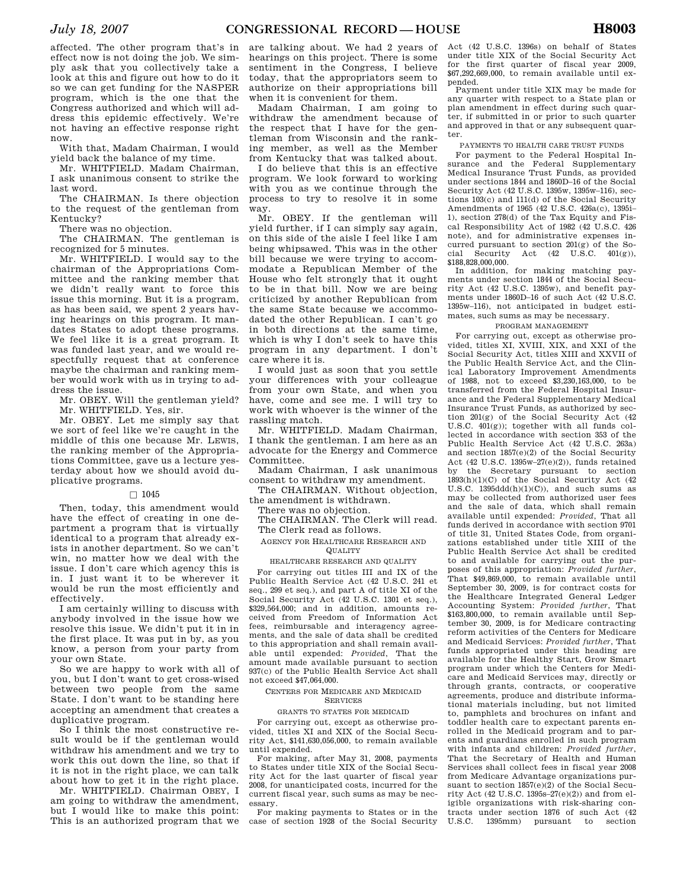affected. The other program that's in effect now is not doing the job. We simply ask that you collectively take a look at this and figure out how to do it so we can get funding for the NASPER program, which is the one that the Congress authorized and which will address this epidemic effectively. We're not having an effective response right now.

With that, Madam Chairman, I would yield back the balance of my time.

Mr. WHITFIELD. Madam Chairman, I ask unanimous consent to strike the last word.

The CHAIRMAN. Is there objection to the request of the gentleman from Kentucky?

There was no objection.

The CHAIRMAN. The gentleman is recognized for 5 minutes.

Mr. WHITFIELD. I would say to the chairman of the Appropriations Committee and the ranking member that we didn't really want to force this issue this morning. But it is a program, as has been said, we spent 2 years having hearings on this program. It mandates States to adopt these programs. We feel like it is a great program. It was funded last year, and we would respectfully request that at conference maybe the chairman and ranking member would work with us in trying to address the issue.

Mr. OBEY. Will the gentleman yield?

Mr. WHITFIELD. Yes, sir.

Mr. OBEY. Let me simply say that we sort of feel like we're caught in the middle of this one because Mr. LEWIS, the ranking member of the Appropriations Committee, gave us a lecture yesterday about how we should avoid duplicative programs.

□ 1045

Then, today, this amendment would have the effect of creating in one department a program that is virtually identical to a program that already exists in another department. So we can't win, no matter how we deal with the issue. I don't care which agency this is in. I just want it to be wherever it would be run the most efficiently and effectively.

I am certainly willing to discuss with anybody involved in the issue how we resolve this issue. We didn't put it in in the first place. It was put in by, as you know, a person from your party from your own State.

So we are happy to work with all of you, but I don't want to get cross-wised between two people from the same State. I don't want to be standing here accepting an amendment that creates a duplicative program.

So I think the most constructive result would be if the gentleman would withdraw his amendment and we try to work this out down the line, so that if it is not in the right place, we can talk about how to get it in the right place.

Mr. WHITFIELD. Chairman OBEY, I am going to withdraw the amendment, but I would like to make this point: This is an authorized program that we are talking about. We had 2 years of hearings on this project. There is some sentiment in the Congress, I believe today, that the appropriators seem to authorize on their appropriations bill when it is convenient for them.

Madam Chairman, I am going to withdraw the amendment because of the respect that I have for the gentleman from Wisconsin and the ranking member, as well as the Member from Kentucky that was talked about.

I do believe that this is an effective program. We look forward to working with you as we continue through the process to try to resolve it in some way.

Mr. OBEY. If the gentleman will yield further, if I can simply say again, on this side of the aisle I feel like I am being whipsawed. This was in the other bill because we were trying to accommodate a Republican Member of the House who felt strongly that it ought to be in that bill. Now we are being criticized by another Republican from the same State because we accommodated the other Republican. I can't go in both directions at the same time, which is why I don't seek to have this program in any department. I don't care where it is.

I would just as soon that you settle your differences with your colleague from your own State, and when you have, come and see me. I will try to work with whoever is the winner of the rassling match.

Mr. WHITFIELD. Madam Chairman, I thank the gentleman. I am here as an advocate for the Energy and Commerce Committee.

Madam Chairman, I ask unanimous consent to withdraw my amendment.

The CHAIRMAN. Without objection, the amendment is withdrawn.

There was no objection.

The CHAIRMAN. The Clerk will read.

The Clerk read as follows.

AGENCY FOR HEALTHCARE RESEARCH AND QUALITY

HEALTHCARE RESEARCH AND QUALITY

For carrying out titles III and IX of the Public Health Service Act (42 U.S.C. 241 et seq., 299 et seq.), and part A of title XI of the Social Security Act (42 U.S.C. 1301 et seq.), $329,564,000; and in addition, amounts received from Freedom of Information Act fees, reimbursable and interagency agreements, and the sale of data shall be credited to this appropriation and shall remain available until expended: *Provided*, That the amount made available pursuant to section 937(c) of the Public Health Service Act shall not exceed $47,064,000.

CENTERS FOR MEDICARE AND MEDICAID SERVICES

GRANTS TO STATES FOR MEDICAID

For carrying out, except as otherwise provided, titles XI and XIX of the Social Security Act, $141,630,056,000, to remain available until expended.

For making, after May 31, 2008, payments to States under title XIX of the Social Security Act for the last quarter of fiscal year 2008, for unanticipated costs, incurred for the current fiscal year, such sums as may be necessary.

For making payments to States or in the case of section 1928 of the Social Security Act (42 U.S.C. 1396s) on behalf of States under title XIX of the Social Security Act for the first quarter of fiscal year 2009, $67,292,669,000, to remain available until expended.

Payment under title XIX may be made for any quarter with respect to a State plan or plan amendment in effect during such quarter, if submitted in or prior to such quarter and approved in that or any subsequent quarter.

PAYMENTS TO HEALTH CARE TRUST FUNDS

For payment to the Federal Hospital Insurance and the Federal Supplementary Medical Insurance Trust Funds, as provided under sections 1844 and 1860D–16 of the Social Security Act (42 U.S.C. 1395w, 1395w–116), sections 103(c) and 111(d) of the Social Security Amendments of 1965 (42 U.S.C. 426a(c), 1395i–1), section 278(d) of the Tax Equity and Fiscal Responsibility Act of 1982 (42 U.S.C. 426 note), and for administrative expenses incurred pursuant to section 201(g) of the Social Security Act (42 U.S.C. 401(g)), $188,828,000,000.

In addition, for making matching payments under section 1844 of the Social Security Act (42 U.S.C. 1395w), and benefit payments under 1860D–16 of such Act (42 U.S.C. 1395w–116), not anticipated in budget estimates, such sums as may be necessary.

PROGRAM MANAGEMENT

For carrying out, except as otherwise provided, titles XI, XVIII, XIX, and XXI of the Social Security Act, titles XIII and XXVII of the Public Health Service Act, and the Clinical Laboratory Improvement Amendments of 1988, not to exceed $3,230,163,000, to be transferred from the Federal Hospital Insurance and the Federal Supplementary Medical Insurance Trust Funds, as authorized by section 201(g) of the Social Security Act (42 U.S.C. 401(g)); together with all funds collected in accordance with section 353 of the Public Health Service Act (42 U.S.C. 263a) and section 1857(e)(2) of the Social Security Act (42 U.S.C. 1395w–27(e)(2)), funds retained by the Secretary pursuant to section 1893(h)(1)(C) of the Social Security Act (42 U.S.C. 1395ddd(h)(1)(C)), and such sums as may be collected from authorized user fees and the sale of data, which shall remain available until expended: *Provided*, That all funds derived in accordance with section 9701 of title 31, United States Code, from organizations established under title XIII of the Public Health Service Act shall be credited to and available for carrying out the purposes of this appropriation: *Provided further*, That $49,869,000, to remain available until September 30, 2009, is for contract costs for the Healthcare Integrated General Ledger Accounting System: *Provided further*, That $163,800,000, to remain available until September 30, 2009, is for Medicare contracting reform activities of the Centers for Medicare and Medicaid Services: *Provided further*, That funds appropriated under this heading are available for the Healthy Start, Grow Smart program under which the Centers for Medicare and Medicaid Services may, directly or through grants, contracts, or cooperative agreements, produce and distribute informational materials including, but not limited to, pamphlets and brochures on infant and toddler health care to expectant parents enrolled in the Medicaid program and to parents and guardians enrolled in such program with infants and children: *Provided further*, That the Secretary of Health and Human Services shall collect fees in fiscal year 2008 from Medicare Advantage organizations pursuant to section 1857(e)(2) of the Social Security Act (42 U.S.C. 1395s–27(e)(2)) and from eligible organizations with risk-sharing contracts under section 1876 of such Act (42 U.S.C. 1395mm) pursuant to section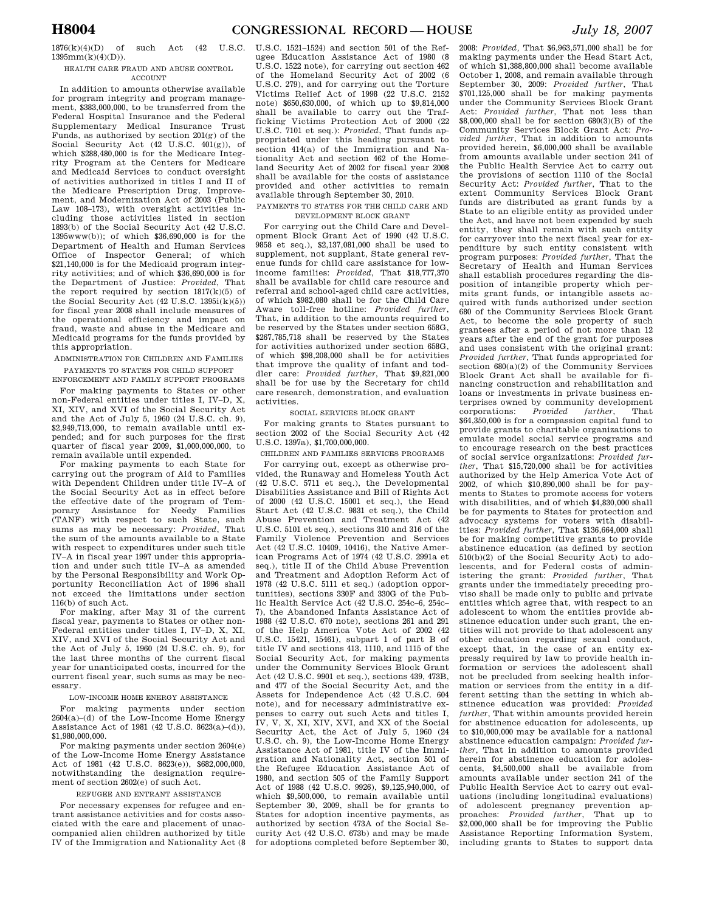1876(k)(4)(D) of such Act (42 U.S.C. 1395mm(k)(4)(D)).

HEALTH CARE FRAUD AND ABUSE CONTROL ACCOUNT

In addition to amounts otherwise available for program integrity and program management, $383,000,000, to be transferred from the Federal Hospital Insurance and the Federal Supplementary Medical Insurance Trust Funds, as authorized by section 201(g) of the Social Security Act (42 U.S.C. 401(g)), of which $288,480,000 is for the Medicare Integrity Program at the Centers for Medicare and Medicaid Services to conduct oversight of activities authorized in titles I and II of the Medicare Prescription Drug, Improvement, and Modernization Act of 2003 (Public Law 108–173), with oversight activities including those activities listed in section 1893(b) of the Social Security Act (42 U.S.C. 1395www(b)); of which $36,690,000 is for the Department of Health and Human Services Office of Inspector General; of which $21,140,000 is for the Medicaid program integrity activities; and of which $36,690,000 is for the Department of Justice: *Provided*, That the report required by section 1817(k)(5) of the Social Security Act (42 U.S.C. 1395i(k)(5)) for fiscal year 2008 shall include measures of the operational efficiency and impact on fraud, waste and abuse in the Medicare and Medicaid programs for the funds provided by this appropriation.

ADMINISTRATION FOR CHILDREN AND FAMILIES

PAYMENTS TO STATES FOR CHILD SUPPORT ENFORCEMENT AND FAMILY SUPPORT PROGRAMS

For making payments to States or other non-Federal entities under titles I, IV–D, X, XI, XIV, and XVI of the Social Security Act and the Act of July 5, 1960 (24 U.S.C. ch. 9), $2,949,713,000, to remain available until expended; and for such purposes for the first quarter of fiscal year 2009, $1,000,000,000, to remain available until expended.

For making payments to each State for carrying out the program of Aid to Families with Dependent Children under title IV–A of the Social Security Act as in effect before the effective date of the program of Temporary Assistance for Needy Families (TANF) with respect to such State, such sums as may be necessary: *Provided*, That the sum of the amounts available to a State with respect to expenditures under such title IV–A in fiscal year 1997 under this appropriation and under such title IV–A as amended by the Personal Responsibility and Work Opportunity Reconciliation Act of 1996 shall not exceed the limitations under section 116(b) of such Act.

For making, after May 31 of the current fiscal year, payments to States or other non-Federal entities under titles I, IV–D, X, XI, XIV, and XVI of the Social Security Act and the Act of July 5, 1960 (24 U.S.C. ch. 9), for the last three months of the current fiscal year for unanticipated costs, incurred for the current fiscal year, such sums as may be necessary.

LOW-INCOME HOME ENERGY ASSISTANCE

For making payments under section 2604(a)–(d) of the Low-Income Home Energy Assistance Act of 1981 (42 U.S.C. 8623(a)–(d)), $1,980,000,000.

For making payments under section 2604(e) of the Low-Income Home Energy Assistance Act of 1981 (42 U.S.C. 8623(e)), $682,000,000, notwithstanding the designation requirement of section 2602(e) of such Act.

REFUGEE AND ENTRANT ASSISTANCE

For necessary expenses for refugee and entrant assistance activities and for costs associated with the care and placement of unaccompanied alien children authorized by title IV of the Immigration and Nationality Act (8 U.S.C. 1521–1524) and section 501 of the Refugee Education Assistance Act of 1980 (8 U.S.C. 1522 note), for carrying out section 462 of the Homeland Security Act of 2002 (6 U.S.C. 279), and for carrying out the Torture Victims Relief Act of 1998 (22 U.S.C. 2152 note) $650,630,000, of which up to $9,814,000 shall be available to carry out the Trafficking Victims Protection Act of 2000 (22 U.S.C. 7101 et seq.): *Provided*, That funds appropriated under this heading pursuant to section 414(a) of the Immigration and Nationality Act and section 462 of the Homeland Security Act of 2002 for fiscal year 2008 shall be available for the costs of assistance provided and other activities to remain available through September 30, 2010.

PAYMENTS TO STATES FOR THE CHILD CARE AND DEVELOPMENT BLOCK GRANT

For carrying out the Child Care and Development Block Grant Act of 1990 (42 U.S.C. 9858 et seq.), $2,137,081,000 shall be used to supplement, not supplant, State general revenue funds for child care assistance for low-income families: *Provided*, That $18,777,370 shall be available for child care resource and referral and school-aged child care activities, of which $982,080 shall be for the Child Care Aware toll-free hotline: *Provided further*, That, in addition to the amounts required to be reserved by the States under section 658G, $267,785,718 shall be reserved by the States for activities authorized under section 658G, of which $98,208,000 shall be for activities that improve the quality of infant and toddler care: *Provided further*, That $9,821,000 shall be for use by the Secretary for child care research, demonstration, and evaluation activities.

SOCIAL SERVICES BLOCK GRANT

For making grants to States pursuant to section 2002 of the Social Security Act (42 U.S.C. 1397a), $1,700,000,000.

CHILDREN AND FAMILIES SERVICES PROGRAMS

For carrying out, except as otherwise provided, the Runaway and Homeless Youth Act (42 U.S.C. 5711 et seq.), the Developmental Disabilities Assistance and Bill of Rights Act of 2000 (42 U.S.C. 15001 et seq.), the Head Start Act (42 U.S.C. 9831 et seq.), the Child Abuse Prevention and Treatment Act (42 U.S.C. 5101 et seq.), sections 310 and 316 of the Family Violence Prevention and Services Act (42 U.S.C. 10409, 10416), the Native American Programs Act of 1974 (42 U.S.C. 2991a et seq.), title II of the Child Abuse Prevention and Treatment and Adoption Reform Act of 1978 (42 U.S.C. 5111 et seq.) (adoption opportunities), sections 330F and 330G of the Public Health Service Act (42 U.S.C. 254c–6, 254c–7), the Abandoned Infants Assistance Act of 1988 (42 U.S.C. 670 note), sections 261 and 291 of the Help America Vote Act of 2002 (42 U.S.C. 15421, 15461), subpart 1 of part B of title IV and sections 413, 1110, and 1115 of the Social Security Act, for making payments under the Community Services Block Grant Act (42 U.S.C. 9901 et seq.), sections 439, 473B, and 477 of the Social Security Act, and the Assets for Independence Act (42 U.S.C. 604 note), and for necessary administrative expenses to carry out such Acts and titles I, IV, V, X, XI, XIV, XVI, and XX of the Social Security Act, the Act of July 5, 1960 (24 U.S.C. ch. 9), the Low-Income Home Energy Assistance Act of 1981, title IV of the Immigration and Nationality Act, section 501 of the Refugee Education Assistance Act of 1980, and section 505 of the Family Support Act of 1988 (42 U.S.C. 9926), $9,125,940,000, of which $9,500,000, to remain available until September 30, 2009, shall be for grants to States for adoption incentive payments, as authorized by section 473A of the Social Security Act (42 U.S.C. 673b) and may be made for adoptions completed before September 30, 2008: *Provided*, That $6,963,571,000 shall be for making payments under the Head Start Act, of which $1,388,800,000 shall become available October 1, 2008, and remain available through September 30, 2009: *Provided further*, That $701,125,000 shall be for making payments under the Community Services Block Grant Act: *Provided further*, That not less than $8,000,000 shall be for section 680(3)(B) of the Community Services Block Grant Act: *Provided further*, That in addition to amounts provided herein, $6,000,000 shall be available from amounts available under section 241 of the Public Health Service Act to carry out the provisions of section 1110 of the Social Security Act: *Provided further*, That to the extent Community Services Block Grant funds are distributed as grant funds by a State to an eligible entity as provided under the Act, and have not been expended by such entity, they shall remain with such entity for carryover into the next fiscal year for expenditure by such entity consistent with program purposes: *Provided further*, That the Secretary of Health and Human Services shall establish procedures regarding the disposition of intangible property which permits grant funds, or intangible assets acquired with funds authorized under section 680 of the Community Services Block Grant Act, to become the sole property of such grantees after a period of not more than 12 years after the end of the grant for purposes and uses consistent with the original grant: *Provided further*, That funds appropriated for section 680(a)(2) of the Community Services Block Grant Act shall be available for financing construction and rehabilitation and loans or investments in private business enterprises owned by community development corporations: *Provided further*, That $64,350,000 is for a compassion capital fund to provide grants to charitable organizations to emulate model social service programs and to encourage research on the best practices of social service organizations: *Provided further*, That $15,720,000 shall be for activities authorized by the Help America Vote Act of 2002, of which $10,890,000 shall be for payments to States to promote access for voters with disabilities, and of which $4,830,000 shall be for payments to States for protection and advocacy systems for voters with disabilities: *Provided further*, That $136,664,000 shall be for making competitive grants to provide abstinence education (as defined by section 510(b)(2) of the Social Security Act) to adolescents, and for Federal costs of administering the grant: *Provided further*, That grants under the immediately preceding proviso shall be made only to public and private entities which agree that, with respect to an adolescent to whom the entities provide abstinence education under such grant, the entities will not provide to that adolescent any other education regarding sexual conduct, except that, in the case of an entity expressly required by law to provide health information or services the adolescent shall not be precluded from seeking health information or services from the entity in a different setting than the setting in which abstinence education was provided: *Provided further*, That within amounts provided herein for abstinence education for adolescents, up to $10,000,000 may be available for a national abstinence education campaign: *Provided further*, That in addition to amounts provided herein for abstinence education for adolescents, $4,500,000 shall be available from amounts available under section 241 of the Public Health Service Act to carry out evaluations (including longitudinal evaluations) of adolescent pregnancy prevention approaches: *Provided further*, That up to $2,000,000 shall be for improving the Public Assistance Reporting Information System, including grants to States to support data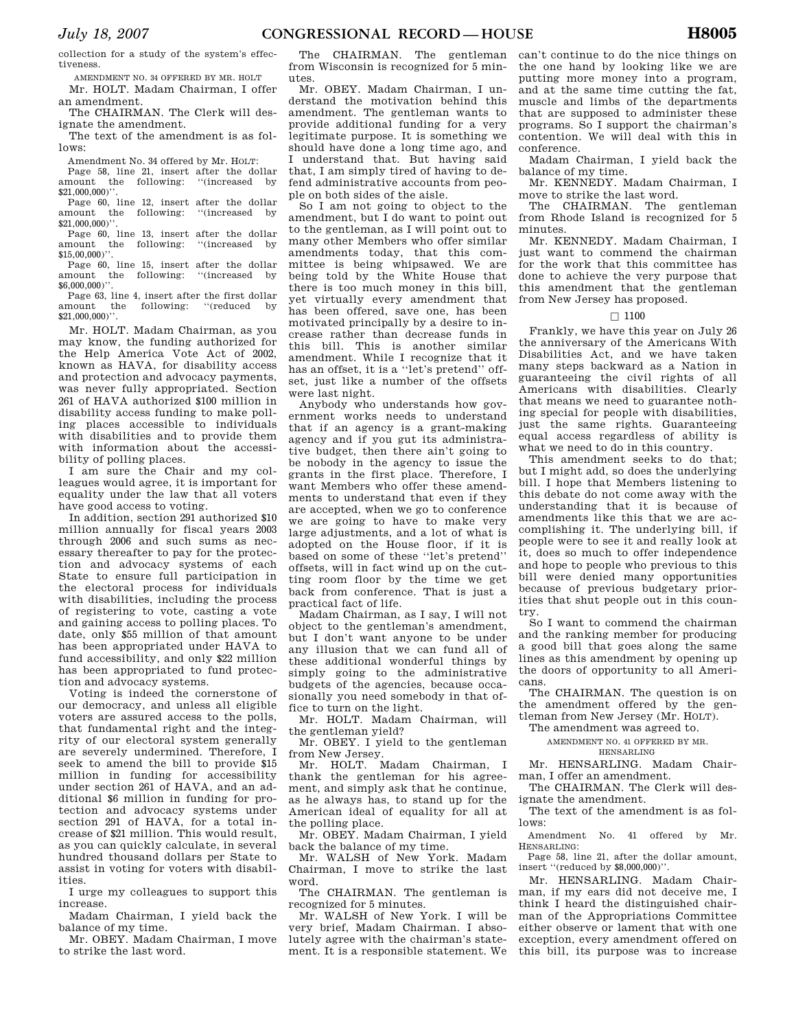collection for a study of the system's effectiveness.

AMENDMENT NO. 34 OFFERED BY MR. HOLT

Mr. HOLT. Madam Chairman, I offer an amendment.

The CHAIRMAN. The Clerk will designate the amendment.

The text of the amendment is as follows:

Amendment No. 34 offered by Mr. HOLT:

Page 58, line 21, insert after the dollar amount the following: ''(increased by $21,000,000)''.

Page 60, line 12, insert after the dollar amount the following: ''(increased by $21,000,000)''.

Page 60, line 13, insert after the dollar amount the following: ''(increased by $15,00,000)''.

Page 60, line 15, insert after the dollar amount the following: ''(increased by $6,000,000)''.

Page 63, line 4, insert after the first dollar amount the following: ''(reduced by $21,000,000)''.

Mr. HOLT. Madam Chairman, as you may know, the funding authorized for the Help America Vote Act of 2002, known as HAVA, for disability access and protection and advocacy payments, was never fully appropriated. Section 261 of HAVA authorized $100 million in disability access funding to make polling places accessible to individuals with disabilities and to provide them with information about the accessibility of polling places.

I am sure the Chair and my colleagues would agree, it is important for equality under the law that all voters have good access to voting.

In addition, section 291 authorized $10 million annually for fiscal years 2003 through 2006 and such sums as necessary thereafter to pay for the protection and advocacy systems of each State to ensure full participation in the electoral process for individuals with disabilities, including the process of registering to vote, casting a vote and gaining access to polling places. To date, only $55 million of that amount has been appropriated under HAVA to fund accessibility, and only $22 million has been appropriated to fund protection and advocacy systems.

Voting is indeed the cornerstone of our democracy, and unless all eligible voters are assured access to the polls, that fundamental right and the integrity of our electoral system generally are severely undermined. Therefore, I seek to amend the bill to provide $15 million in funding for accessibility under section 261 of HAVA, and an additional $6 million in funding for protection and advocacy systems under section 291 of HAVA, for a total increase of $21 million. This would result, as you can quickly calculate, in several hundred thousand dollars per State to assist in voting for voters with disabilities.

I urge my colleagues to support this increase.

Madam Chairman, I yield back the balance of my time.

Mr. OBEY. Madam Chairman, I move to strike the last word.

The CHAIRMAN. The gentleman from Wisconsin is recognized for 5 minutes.

Mr. OBEY. Madam Chairman, I understand the motivation behind this amendment. The gentleman wants to provide additional funding for a very legitimate purpose. It is something we should have done a long time ago, and I understand that. But having said that, I am simply tired of having to defend administrative accounts from people on both sides of the aisle.

So I am not going to object to the amendment, but I do want to point out to the gentleman, as I will point out to many other Members who offer similar amendments today, that this committee is being whipsawed. We are being told by the White House that there is too much money in this bill, yet virtually every amendment that has been offered, save one, has been motivated principally by a desire to increase rather than decrease funds in this bill. This is another similar amendment. While I recognize that it has an offset, it is a ''let's pretend'' offset, just like a number of the offsets were last night.

Anybody who understands how government works needs to understand that if an agency is a grant-making agency and if you gut its administrative budget, then there ain't going to be nobody in the agency to issue the grants in the first place. Therefore, I want Members who offer these amendments to understand that even if they are accepted, when we go to conference we are going to have to make very large adjustments, and a lot of what is adopted on the House floor, if it is based on some of these ''let's pretend'' offsets, will in fact wind up on the cutting room floor by the time we get back from conference. That is just a practical fact of life.

Madam Chairman, as I say, I will not object to the gentleman's amendment, but I don't want anyone to be under any illusion that we can fund all of these additional wonderful things by simply going to the administrative budgets of the agencies, because occasionally you need somebody in that office to turn on the light.

Mr. HOLT. Madam Chairman, will the gentleman yield?

Mr. OBEY. I yield to the gentleman from New Jersey.

Mr. HOLT. Madam Chairman, I thank the gentleman for his agreement, and simply ask that he continue, as he always has, to stand up for the American ideal of equality for all at the polling place.

Mr. OBEY. Madam Chairman, I yield back the balance of my time.

Mr. WALSH of New York. Madam Chairman, I move to strike the last word.

The CHAIRMAN. The gentleman is recognized for 5 minutes.

Mr. WALSH of New York. I will be very brief, Madam Chairman. I absolutely agree with the chairman's statement. It is a responsible statement. We can't continue to do the nice things on the one hand by looking like we are putting more money into a program, and at the same time cutting the fat, muscle and limbs of the departments that are supposed to administer these programs. So I support the chairman's contention. We will deal with this in conference.

Madam Chairman, I yield back the balance of my time.

Mr. KENNEDY. Madam Chairman, I move to strike the last word.

The CHAIRMAN. The gentleman from Rhode Island is recognized for 5 minutes.

Mr. KENNEDY. Madam Chairman, I just want to commend the chairman for the work that this committee has done to achieve the very purpose that this amendment that the gentleman from New Jersey has proposed.

□ 1100

Frankly, we have this year on July 26 the anniversary of the Americans With Disabilities Act, and we have taken many steps backward as a Nation in guaranteeing the civil rights of all Americans with disabilities. Clearly that means we need to guarantee nothing special for people with disabilities, just the same rights. Guaranteeing equal access regardless of ability is what we need to do in this country.

This amendment seeks to do that; but I might add, so does the underlying bill. I hope that Members listening to this debate do not come away with the understanding that it is because of amendments like this that we are accomplishing it. The underlying bill, if people were to see it and really look at it, does so much to offer independence and hope to people who previous to this bill were denied many opportunities because of previous budgetary priorities that shut people out in this country.

So I want to commend the chairman and the ranking member for producing a good bill that goes along the same lines as this amendment by opening up the doors of opportunity to all Americans.

The CHAIRMAN. The question is on the amendment offered by the gentleman from New Jersey (Mr. HOLT).

The amendment was agreed to.

AMENDMENT NO. 41 OFFERED BY MR. HENSARLING

Mr. HENSARLING. Madam Chairman, I offer an amendment.

The CHAIRMAN. The Clerk will designate the amendment.

The text of the amendment is as follows:

Amendment No. 41 offered by Mr. HENSARLING:

Page 58, line 21, after the dollar amount, insert ''(reduced by $8,000,000)''.

Mr. HENSARLING. Madam Chairman, if my ears did not deceive me, I think I heard the distinguished chairman of the Appropriations Committee either observe or lament that with one exception, every amendment offered on this bill, its purpose was to increase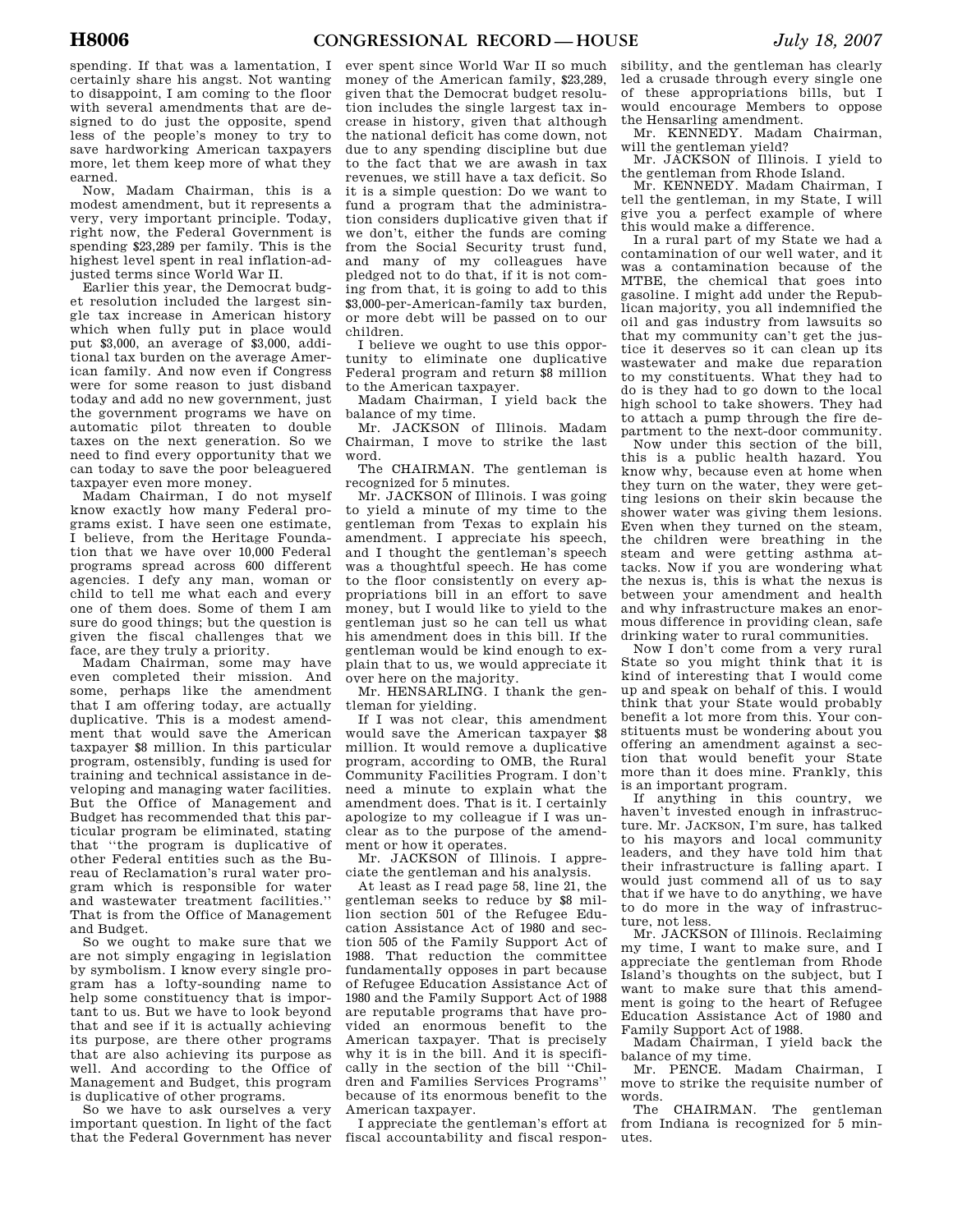spending. If that was a lamentation, I certainly share his angst. Not wanting to disappoint, I am coming to the floor with several amendments that are designed to do just the opposite, spend less of the people's money to try to save hardworking American taxpayers more, let them keep more of what they earned.

Now, Madam Chairman, this is a modest amendment, but it represents a very, very important principle. Today, right now, the Federal Government is spending $23,289 per family. This is the highest level spent in real inflation-adjusted terms since World War II.

Earlier this year, the Democrat budget resolution included the largest single tax increase in American history which when fully put in place would put $3,000, an average of $3,000, additional tax burden on the average American family. And now even if Congress were for some reason to just disband today and add no new government, just the government programs we have on automatic pilot threaten to double taxes on the next generation. So we need to find every opportunity that we can today to save the poor beleaguered taxpayer even more money.

Madam Chairman, I do not myself know exactly how many Federal programs exist. I have seen one estimate, I believe, from the Heritage Foundation that we have over 10,000 Federal programs spread across 600 different agencies. I defy any man, woman or child to tell me what each and every one of them does. Some of them I am sure do good things; but the question is given the fiscal challenges that we face, are they truly a priority.

Madam Chairman, some may have even completed their mission. And some, perhaps like the amendment that I am offering today, are actually duplicative. This is a modest amendment that would save the American taxpayer $8 million. In this particular program, ostensibly, funding is used for training and technical assistance in developing and managing water facilities. But the Office of Management and Budget has recommended that this particular program be eliminated, stating that "the program is duplicative of other Federal entities such as the Bureau of Reclamation's rural water program which is responsible for water and wastewater treatment facilities." That is from the Office of Management and Budget.

So we ought to make sure that we are not simply engaging in legislation by symbolism. I know every single program has a lofty-sounding name to help some constituency that is important to us. But we have to look beyond that and see if it is actually achieving its purpose, are there other programs that are also achieving its purpose as well. And according to the Office of Management and Budget, this program is duplicative of other programs.

So we have to ask ourselves a very important question. In light of the fact that the Federal Government has never ever spent since World War II so much money of the American family, $23,289, given that the Democrat budget resolution includes the single largest tax increase in history, given that although the national deficit has come down, not due to any spending discipline but due to the fact that we are awash in tax revenues, we still have a tax deficit. So it is a simple question: Do we want to fund a program that the administration considers duplicative given that if we don't, either the funds are coming from the Social Security trust fund, and many of my colleagues have pledged not to do that, if it is not coming from that, it is going to add to this $3,000-per-American-family tax burden, or more debt will be passed on to our children.

I believe we ought to use this opportunity to eliminate one duplicative Federal program and return $8 million to the American taxpayer.

Madam Chairman, I yield back the balance of my time.

Mr. JACKSON of Illinois. Madam Chairman, I move to strike the last word.

The CHAIRMAN. The gentleman is recognized for 5 minutes.

Mr. JACKSON of Illinois. I was going to yield a minute of my time to the gentleman from Texas to explain his amendment. I appreciate his speech, and I thought the gentleman's speech was a thoughtful speech. He has come to the floor consistently on every appropriations bill in an effort to save money, but I would like to yield to the gentleman just so he can tell us what his amendment does in this bill. If the gentleman would be kind enough to explain that to us, we would appreciate it over here on the majority.

Mr. HENSARLING. I thank the gentleman for yielding.

If I was not clear, this amendment would save the American taxpayer $8 million. It would remove a duplicative program, according to OMB, the Rural Community Facilities Program. I don't need a minute to explain what the amendment does. That is it. I certainly apologize to my colleague if I was unclear as to the purpose of the amendment or how it operates.

Mr. JACKSON of Illinois. I appreciate the gentleman and his analysis.

At least as I read page 58, line 21, the gentleman seeks to reduce by $8 million section 501 of the Refugee Education Assistance Act of 1980 and section 505 of the Family Support Act of 1988. That reduction the committee fundamentally opposes in part because of Refugee Education Assistance Act of 1980 and the Family Support Act of 1988 are reputable programs that have provided an enormous benefit to the American taxpayer. That is precisely why it is in the bill. And it is specifically in the section of the bill "Children and Families Services Programs" because of its enormous benefit to the American taxpayer.

I appreciate the gentleman's effort at fiscal accountability and fiscal responsibility, and the gentleman has clearly led a crusade through every single one of these appropriations bills, but I would encourage Members to oppose the Hensarling amendment.

Mr. KENNEDY. Madam Chairman, will the gentleman yield?

Mr. JACKSON of Illinois. I yield to the gentleman from Rhode Island.

Mr. KENNEDY. Madam Chairman, I tell the gentleman, in my State, I will give you a perfect example of where this would make a difference.

In a rural part of my State we had a contamination of our well water, and it was a contamination because of the MTBE, the chemical that goes into gasoline. I might add under the Republican majority, you all indemnified the oil and gas industry from lawsuits so that my community can't get the justice it deserves so it can clean up its wastewater and make due reparation to my constituents. What they had to do is they had to go down to the local high school to take showers. They had to attach a pump through the fire department to the next-door community.

Now under this section of the bill, this is a public health hazard. You know why, because even at home when they turn on the water, they were getting lesions on their skin because the shower water was giving them lesions. Even when they turned on the steam, the children were breathing in the steam and were getting asthma attacks. Now if you are wondering what the nexus is, this is what the nexus is between your amendment and health and why infrastructure makes an enormous difference in providing clean, safe drinking water to rural communities.

Now I don't come from a very rural State so you might think that it is kind of interesting that I would come up and speak on behalf of this. I would think that your State would probably benefit a lot more from this. Your constituents must be wondering about you offering an amendment against a section that would benefit your State more than it does mine. Frankly, this is an important program.

If anything in this country, we haven't invested enough in infrastructure. Mr. JACKSON, I'm sure, has talked to his mayors and local community leaders, and they have told him that their infrastructure is falling apart. I would just commend all of us to say that if we have to do anything, we have to do more in the way of infrastructure, not less.

Mr. JACKSON of Illinois. Reclaiming my time, I want to make sure, and I appreciate the gentleman from Rhode Island's thoughts on the subject, but I want to make sure that this amendment is going to the heart of Refugee Education Assistance Act of 1980 and Family Support Act of 1988.

Madam Chairman, I yield back the balance of my time.

Mr. PENCE. Madam Chairman, I move to strike the requisite number of words.

The CHAIRMAN. The gentleman from Indiana is recognized for 5 minutes.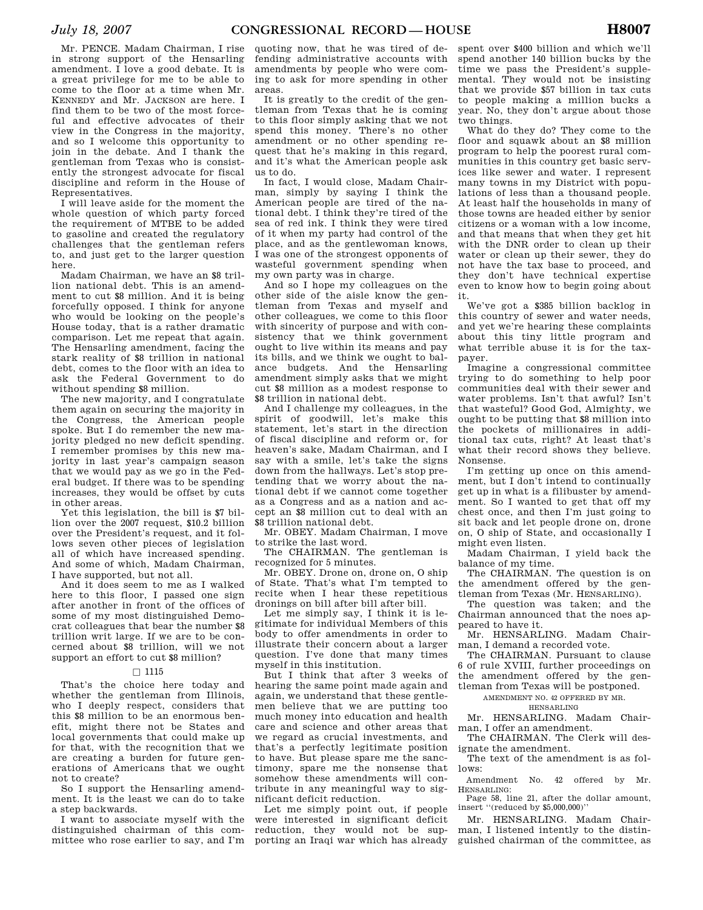Mr. PENCE. Madam Chairman, I rise in strong support of the Hensarling amendment. I love a good debate. It is a great privilege for me to be able to come to the floor at a time when Mr. KENNEDY and Mr. JACKSON are here. I find them to be two of the most forceful and effective advocates of their view in the Congress in the majority, and so I welcome this opportunity to join in the debate. And I thank the gentleman from Texas who is consistently the strongest advocate for fiscal discipline and reform in the House of Representatives.

I will leave aside for the moment the whole question of which party forced the requirement of MTBE to be added to gasoline and created the regulatory challenges that the gentleman refers to, and just get to the larger question here.

Madam Chairman, we have an $8 trillion national debt. This is an amendment to cut $8 million. And it is being forcefully opposed. I think for anyone who would be looking on the people's House today, that is a rather dramatic comparison. Let me repeat that again. The Hensarling amendment, facing the stark reality of $8 trillion in national debt, comes to the floor with an idea to ask the Federal Government to do without spending $8 million.

The new majority, and I congratulate them again on securing the majority in the Congress, the American people spoke. But I do remember the new majority pledged no new deficit spending. I remember promises by this new majority in last year's campaign season that we would pay as we go in the Federal budget. If there was to be spending increases, they would be offset by cuts in other areas.

Yet this legislation, the bill is $7 billion over the 2007 request, $10.2 billion over the President's request, and it follows seven other pieces of legislation all of which have increased spending. And some of which, Madam Chairman, I have supported, but not all.

And it does seem to me as I walked here to this floor, I passed one sign after another in front of the offices of some of my most distinguished Democrat colleagues that bear the number $8 trillion writ large. If we are to be concerned about $8 trillion, will we not support an effort to cut $8 million?

□ 1115

That's the choice here today and whether the gentleman from Illinois, who I deeply respect, considers that this $8 million to be an enormous benefit, might there not be States and local governments that could make up for that, with the recognition that we are creating a burden for future generations of Americans that we ought not to create?

So I support the Hensarling amendment. It is the least we can do to take a step backwards.

I want to associate myself with the distinguished chairman of this committee who rose earlier to say, and I'm quoting now, that he was tired of defending administrative accounts with amendments by people who were coming to ask for more spending in other areas.

It is greatly to the credit of the gentleman from Texas that he is coming to this floor simply asking that we not spend this money. There's no other amendment or no other spending request that he's making in this regard, and it's what the American people ask us to do.

In fact, I would close, Madam Chairman, simply by saying I think the American people are tired of the national debt. I think they're tired of the sea of red ink. I think they were tired of it when my party had control of the place, and as the gentlewoman knows, I was one of the strongest opponents of wasteful government spending when my own party was in charge.

And so I hope my colleagues on the other side of the aisle know the gentleman from Texas and myself and other colleagues, we come to this floor with sincerity of purpose and with consistency that we think government ought to live within its means and pay its bills, and we think we ought to balance budgets. And the Hensarling amendment simply asks that we might cut $8 million as a modest response to $8 trillion in national debt.

And I challenge my colleagues, in the spirit of goodwill, let's make this statement, let's start in the direction of fiscal discipline and reform or, for heaven's sake, Madam Chairman, and I say with a smile, let's take the signs down from the hallways. Let's stop pretending that we worry about the national debt if we cannot come together as a Congress and as a nation and accept an $8 million cut to deal with an $8 trillion national debt.

Mr. OBEY. Madam Chairman, I move to strike the last word.

The CHAIRMAN. The gentleman is recognized for 5 minutes.

Mr. OBEY. Drone on, drone on, O ship of State. That's what I'm tempted to recite when I hear these repetitious dronings on bill after bill after bill.

Let me simply say, I think it is legitimate for individual Members of this body to offer amendments in order to illustrate their concern about a larger question. I've done that many times myself in this institution.

But I think that after 3 weeks of hearing the same point made again and again, we understand that these gentlemen believe that we are putting too much money into education and health care and science and other areas that we regard as crucial investments, and that's a perfectly legitimate position to have. But please spare me the sanctimony, spare me the nonsense that somehow these amendments will contribute in any meaningful way to significant deficit reduction.

Let me simply point out, if people were interested in significant deficit reduction, they would not be supporting an Iraqi war which has already spent over $400 billion and which we'll spend another 140 billion bucks by the time we pass the President's supplemental. They would not be insisting that we provide $57 billion in tax cuts to people making a million bucks a year. No, they don't argue about those two things.

What do they do? They come to the floor and squawk about an $8 million program to help the poorest rural communities in this country get basic services like sewer and water. I represent many towns in my District with populations of less than a thousand people. At least half the households in many of those towns are headed either by senior citizens or a woman with a low income, and that means that when they get hit with the DNR order to clean up their water or clean up their sewer, they do not have the tax base to proceed, and they don't have technical expertise even to know how to begin going about it.

We've got a $385 billion backlog in this country of sewer and water needs, and yet we're hearing these complaints about this tiny little program and what terrible abuse it is for the taxpayer.

Imagine a congressional committee trying to do something to help poor communities deal with their sewer and water problems. Isn't that awful? Isn't that wasteful? Good God, Almighty, we ought to be putting that $8 million into the pockets of millionaires in additional tax cuts, right? At least that's what their record shows they believe. Nonsense.

I'm getting up once on this amendment, but I don't intend to continually get up in what is a filibuster by amendment. So I wanted to get that off my chest once, and then I'm just going to sit back and let people drone on, drone on, O ship of State, and occasionally I might even listen.

Madam Chairman, I yield back the balance of my time.

The CHAIRMAN. The question is on the amendment offered by the gentleman from Texas (Mr. HENSARLING).

The question was taken; and the Chairman announced that the noes appeared to have it.

Mr. HENSARLING. Madam Chairman, I demand a recorded vote.

The CHAIRMAN. Pursuant to clause 6 of rule XVIII, further proceedings on the amendment offered by the gentleman from Texas will be postponed.

AMENDMENT NO. 42 OFFERED BY MR. HENSARLING

Mr. HENSARLING. Madam Chairman, I offer an amendment.

The CHAIRMAN. The Clerk will designate the amendment.

The text of the amendment is as follows:

Amendment No. 42 offered by Mr. HENSARLING:

Page 58, line 21, after the dollar amount, insert "(reduced by $5,000,000)"

Mr. HENSARLING. Madam Chairman, I listened intently to the distinguished chairman of the committee, as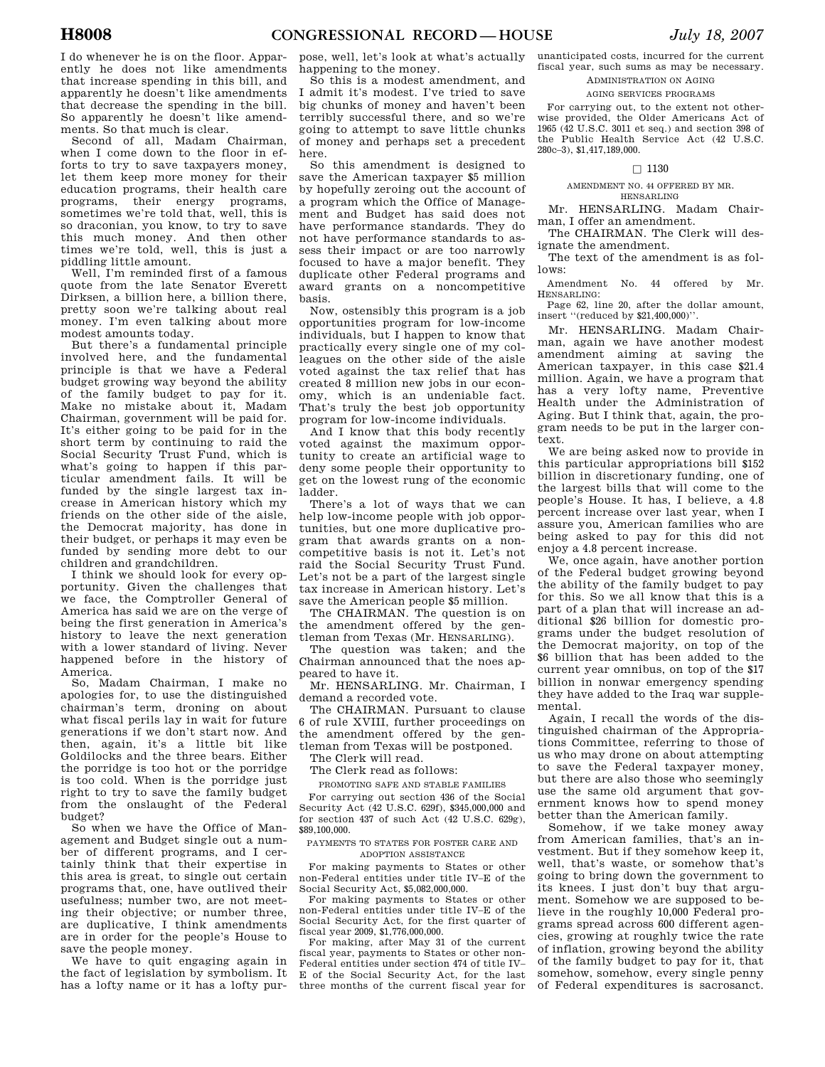I do whenever he is on the floor. Apparently he does not like amendments that increase spending in this bill, and apparently he doesn't like amendments that decrease the spending in the bill. So apparently he doesn't like amendments. So that much is clear.

Second of all, Madam Chairman, when I come down to the floor in efforts to try to save taxpayers money, let them keep more money for their education programs, their health care programs, their energy programs, sometimes we're told that, well, this is so draconian, you know, to try to save this much money. And then other times we're told, well, this is just a piddling little amount.

Well, I'm reminded first of a famous quote from the late Senator Everett Dirksen, a billion here, a billion there, pretty soon we're talking about real money. I'm even talking about more modest amounts today.

But there's a fundamental principle involved here, and the fundamental principle is that we have a Federal budget growing way beyond the ability of the family budget to pay for it. Make no mistake about it, Madam Chairman, government will be paid for. It's either going to be paid for in the short term by continuing to raid the Social Security Trust Fund, which is what's going to happen if this particular amendment fails. It will be funded by the single largest tax increase in American history which my friends on the other side of the aisle, the Democrat majority, has done in their budget, or perhaps it may even be funded by sending more debt to our children and grandchildren.

I think we should look for every opportunity. Given the challenges that we face, the Comptroller General of America has said we are on the verge of being the first generation in America's history to leave the next generation with a lower standard of living. Never happened before in the history of America.

So, Madam Chairman, I make no apologies for, to use the distinguished chairman's term, droning on about what fiscal perils lay in wait for future generations if we don't start now. And then, again, it's a little bit like Goldilocks and the three bears. Either the porridge is too hot or the porridge is too cold. When is the porridge just right to try to save the family budget from the onslaught of the Federal budget?

So when we have the Office of Management and Budget single out a number of different programs, and I certainly think that their expertise in this area is great, to single out certain programs that, one, have outlived their usefulness; number two, are not meeting their objective; or number three, are duplicative, I think amendments are in order for the people's House to save the people money.

We have to quit engaging again in the fact of legislation by symbolism. It has a lofty name or it has a lofty purpose, well, let's look at what's actually happening to the money.

So this is a modest amendment, and I admit it's modest. I've tried to save big chunks of money and haven't been terribly successful there, and so we're going to attempt to save little chunks of money and perhaps set a precedent here.

So this amendment is designed to save the American taxpayer $5 million by hopefully zeroing out the account of a program which the Office of Management and Budget has said does not have performance standards. They do not have performance standards to assess their impact or are too narrowly focused to have a major benefit. They duplicate other Federal programs and award grants on a noncompetitive basis.

Now, ostensibly this program is a job opportunities program for low-income individuals, but I happen to know that practically every single one of my colleagues on the other side of the aisle voted against the tax relief that has created 8 million new jobs in our economy, which is an undeniable fact. That's truly the best job opportunity program for low-income individuals.

And I know that this body recently voted against the maximum opportunity to create an artificial wage to deny some people their opportunity to get on the lowest rung of the economic ladder.

There's a lot of ways that we can help low-income people with job opportunities, but one more duplicative program that awards grants on a noncompetitive basis is not it. Let's not raid the Social Security Trust Fund. Let's not be a part of the largest single tax increase in American history. Let's save the American people $5 million.

The CHAIRMAN. The question is on the amendment offered by the gentleman from Texas (Mr. HENSARLING).

The question was taken; and the Chairman announced that the noes appeared to have it.

Mr. HENSARLING. Mr. Chairman, I demand a recorded vote.

The CHAIRMAN. Pursuant to clause 6 of rule XVIII, further proceedings on the amendment offered by the gentleman from Texas will be postponed.

The Clerk will read.

The Clerk read as follows:

PROMOTING SAFE AND STABLE FAMILIES

For carrying out section 436 of the Social Security Act (42 U.S.C. 629f), $345,000,000 and for section 437 of such Act (42 U.S.C. 629g), $89,100,000.

PAYMENTS TO STATES FOR FOSTER CARE AND ADOPTION ASSISTANCE

For making payments to States or other non-Federal entities under title IV–E of the Social Security Act, $5,082,000,000.

For making payments to States or other non-Federal entities under title IV–E of the Social Security Act, for the first quarter of fiscal year 2009, $1,776,000,000.

For making, after May 31 of the current fiscal year, payments to States or other non-Federal entities under section 474 of title IV–E of the Social Security Act, for the last three months of the current fiscal year for unanticipated costs, incurred for the current fiscal year, such sums as may be necessary.

ADMINISTRATION ON AGING

AGING SERVICES PROGRAMS

For carrying out, to the extent not otherwise provided, the Older Americans Act of 1965 (42 U.S.C. 3011 et seq.) and section 398 of the Public Health Service Act (42 U.S.C. 280c–3), $1,417,189,000.

□ 1130

AMENDMENT NO. 44 OFFERED BY MR. HENSARLING

Mr. HENSARLING. Madam Chairman, I offer an amendment.

The CHAIRMAN. The Clerk will designate the amendment.

The text of the amendment is as follows:

Amendment No. 44 offered by Mr. HENSARLING:

Page 62, line 20, after the dollar amount, insert "(reduced by $21,400,000)".

Mr. HENSARLING. Madam Chairman, again we have another modest amendment aiming at saving the American taxpayer, in this case $21.4 million. Again, we have a program that has a very lofty name, Preventive Health under the Administration of Aging. But I think that, again, the program needs to be put in the larger context.

We are being asked now to provide in this particular appropriations bill $152 billion in discretionary funding, one of the largest bills that will come to the people's House. It has, I believe, a 4.8 percent increase over last year, when I assure you, American families who are being asked to pay for this did not enjoy a 4.8 percent increase.

We, once again, have another portion of the Federal budget growing beyond the ability of the family budget to pay for this. So we all know that this is a part of a plan that will increase an additional $26 billion for domestic programs under the budget resolution of the Democrat majority, on top of the $6 billion that has been added to the current year omnibus, on top of the $17 billion in nonwar emergency spending they have added to the Iraq war supplemental.

Again, I recall the words of the distinguished chairman of the Appropriations Committee, referring to those of us who may drone on about attempting to save the Federal taxpayer money, but there are also those who seemingly use the same old argument that government knows how to spend money better than the American family.

Somehow, if we take money away from American families, that's an investment. But if they somehow keep it, well, that's waste, or somehow that's going to bring down the government to its knees. I just don't buy that argument. Somehow we are supposed to believe in the roughly 10,000 Federal programs spread across 600 different agencies, growing at roughly twice the rate of inflation, growing beyond the ability of the family budget to pay for it, that somehow, somehow, every single penny of Federal expenditures is sacrosanct.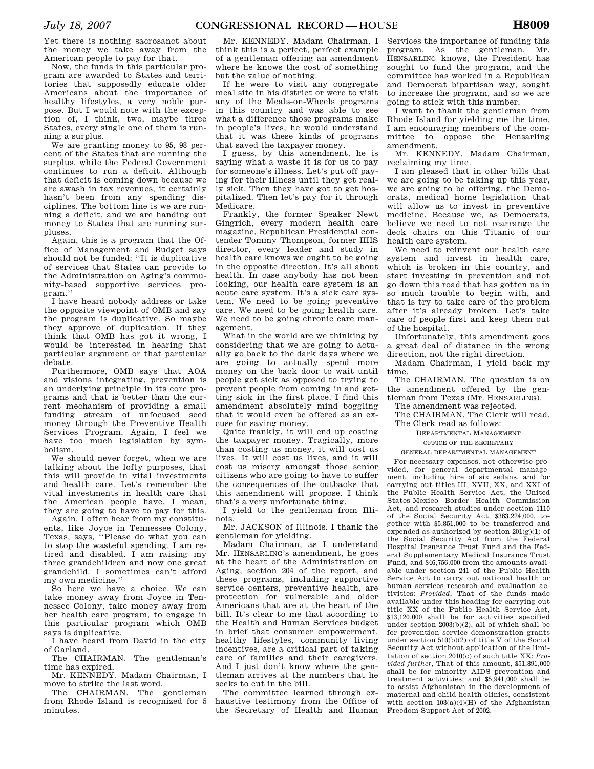Yet there is nothing sacrosanct about the money we take away from the American people to pay for that.

Now, the funds in this particular program are awarded to States and territories that supposedly educate older Americans about the importance of healthy lifestyles, a very noble purpose. But I would note with the exception of, I think, two, maybe three States, every single one of them is running a surplus.

We are granting money to 95, 98 percent of the States that are running the surplus, while the Federal Government continues to run a deficit. Although that deficit is coming down because we are awash in tax revenues, it certainly hasn't been from any spending disciplines. The bottom line is we are running a deficit, and we are handing out money to States that are running surpluses.

Again, this is a program that the Office of Management and Budget says should not be funded: ''It is duplicative of services that States can provide to the Administration on Aging's community-based supportive services program.''

I have heard nobody address or take the opposite viewpoint of OMB and say the program is duplicative. So maybe they approve of duplication. If they think that OMB has got it wrong, I would be interested in hearing that particular argument or that particular debate.

Furthermore, OMB says that AOA and visions integrating, prevention is an underlying principle in its core programs and that is better than the current mechanism of providing a small funding stream of unfocused seed money through the Preventive Health Services Program. Again, I feel we have too much legislation by symbolism.

We should never forget, when we are talking about the lofty purposes, that this will provide in vital investments and health care. Let's remember the vital investments in health care that the American people have. I mean, they are going to have to pay for this.

Again, I often hear from my constituents, like Joyce in Tennessee Colony, Texas, says, ''Please do what you can to stop the wasteful spending. I am retired and disabled. I am raising my three grandchildren and now one great grandchild. I sometimes can't afford my own medicine.''

So here we have a choice. We can take money away from Joyce in Tennessee Colony, take money away from her health care program, to engage in this particular program which OMB says is duplicative.

I have heard from David in the city of Garland.

The CHAIRMAN. The gentleman's time has expired.

Mr. KENNEDY. Madam Chairman, I move to strike the last word.

The CHAIRMAN. The gentleman from Rhode Island is recognized for 5 minutes.

Mr. KENNEDY. Madam Chairman, I think this is a perfect, perfect example of a gentleman offering an amendment where he knows the cost of something but the value of nothing.

If he were to visit any congregate meal site in his district or were to visit any of the Meals-on-Wheels programs in this country and was able to see what a difference those programs make in people's lives, he would understand that it was these kinds of programs that saved the taxpayer money.

I guess, by this amendment, he is saying what a waste it is for us to pay for someone's illness. Let's put off paying for their illness until they get really sick. Then they have got to get hospitalized. Then let's pay for it through Medicare.

Frankly, the former Speaker Newt Gingrich, every modern health care magazine, Republican Presidential contender Tommy Thompson, former HHS director, every leader and study in health care knows we ought to be going in the opposite direction. It's all about health. In case anybody has not been looking, our health care system is an acute care system. It's a sick care system. We need to be going preventive care. We need to be going health care. We need to be going chronic care management.

What in the world are we thinking by considering that we are going to actually go back to the dark days where we are going to actually spend more money on the back door to wait until people get sick as opposed to trying to prevent people from coming in and getting sick in the first place. I find this amendment absolutely mind boggling that it would even be offered as an excuse for saving money.

Quite frankly, it will end up costing the taxpayer money. Tragically, more than costing us money, it will cost us lives. It will cost us lives, and it will cost us misery amongst those senior citizens who are going to have to suffer the consequences of the cutbacks that this amendment will propose. I think that's a very unfortunate thing.

I yield to the gentleman from Illinois.

Mr. JACKSON of Illinois. I thank the gentleman for yielding.

Madam Chairman, as I understand Mr. HENSARLING's amendment, he goes at the heart of the Administration on Aging, section 204 of the report, and these programs, including supportive service centers, preventive health, are protection for vulnerable and older Americans that are at the heart of the bill. It's clear to me that according to the Health and Human Services budget in brief that consumer empowerment, healthy lifestyles, community living incentives, are a critical part of taking care of families and their caregivers. And I just don't know where the gentleman arrives at the numbers that he seeks to cut in the bill.

The committee learned through exhaustive testimony from the Office of the Secretary of Health and Human Services the importance of funding this program. As the gentleman, Mr. HENSARLING knows, the President has sought to fund the program, and the committee has worked in a Republican and Democrat bipartisan way, sought to increase the program, and so we are going to stick with this number.

I want to thank the gentleman from Rhode Island for yielding me the time. I am encouraging members of the committee to oppose the Hensarling amendment.

Mr. KENNEDY. Madam Chairman, reclaiming my time.

I am pleased that in other bills that we are going to be taking up this year, we are going to be offering, the Democrats, medical home legislation that will allow us to invest in preventive medicine. Because we, as Democrats, believe we need to not rearrange the deck chairs on this Titanic of our health care system.

We need to reinvent our health care system and invest in health care, which is broken in this country, and start investing in prevention and not go down this road that has gotten us in so much trouble to begin with, and that is try to take care of the problem after it's already broken. Let's take care of people first and keep them out of the hospital.

Unfortunately, this amendment goes a great deal of distance in the wrong direction, not the right direction.

Madam Chairman, I yield back my time.

The CHAIRMAN. The question is on the amendment offered by the gentleman from Texas (Mr. HENSARLING).

The amendment was rejected.

The CHAIRMAN. The Clerk will read.

The Clerk read as follows:

DEPARTMENTAL MANAGEMENT

OFFICE OF THE SECRETARY

GENERAL DEPARTMENTAL MANAGEMENT

For necessary expenses, not otherwise provided, for general departmental management, including hire of six sedans, and for carrying out titles III, XVII, XX, and XXI of the Public Health Service Act, the United States-Mexico Border Health Commission Act, and research studies under section 1110 of the Social Security Act, $363,224,000, together with $5,851,000 to be transferred and expended as authorized by section 201(g)(1) of the Social Security Act from the Federal Hospital Insurance Trust Fund and the Federal Supplementary Medical Insurance Trust Fund, and $46,756,000 from the amounts available under section 241 of the Public Health Service Act to carry out national health or human services research and evaluation activities: *Provided*, That of the funds made available under this heading for carrying out title XX of the Public Health Service Act, $13,120,000 shall be for activities specified under section 2003(b)(2), all of which shall be for prevention service demonstration grants under section 510(b)(2) of title V of the Social Security Act without application of the limitation of section 2010(c) of such title XX: *Provided further*, That of this amount, $51,891,000 shall be for minority AIDS prevention and treatment activities; and $5,941,000 shall be to assist Afghanistan in the development of maternal and child health clinics, consistent with section 103(a)(4)(H) of the Afghanistan Freedom Support Act of 2002.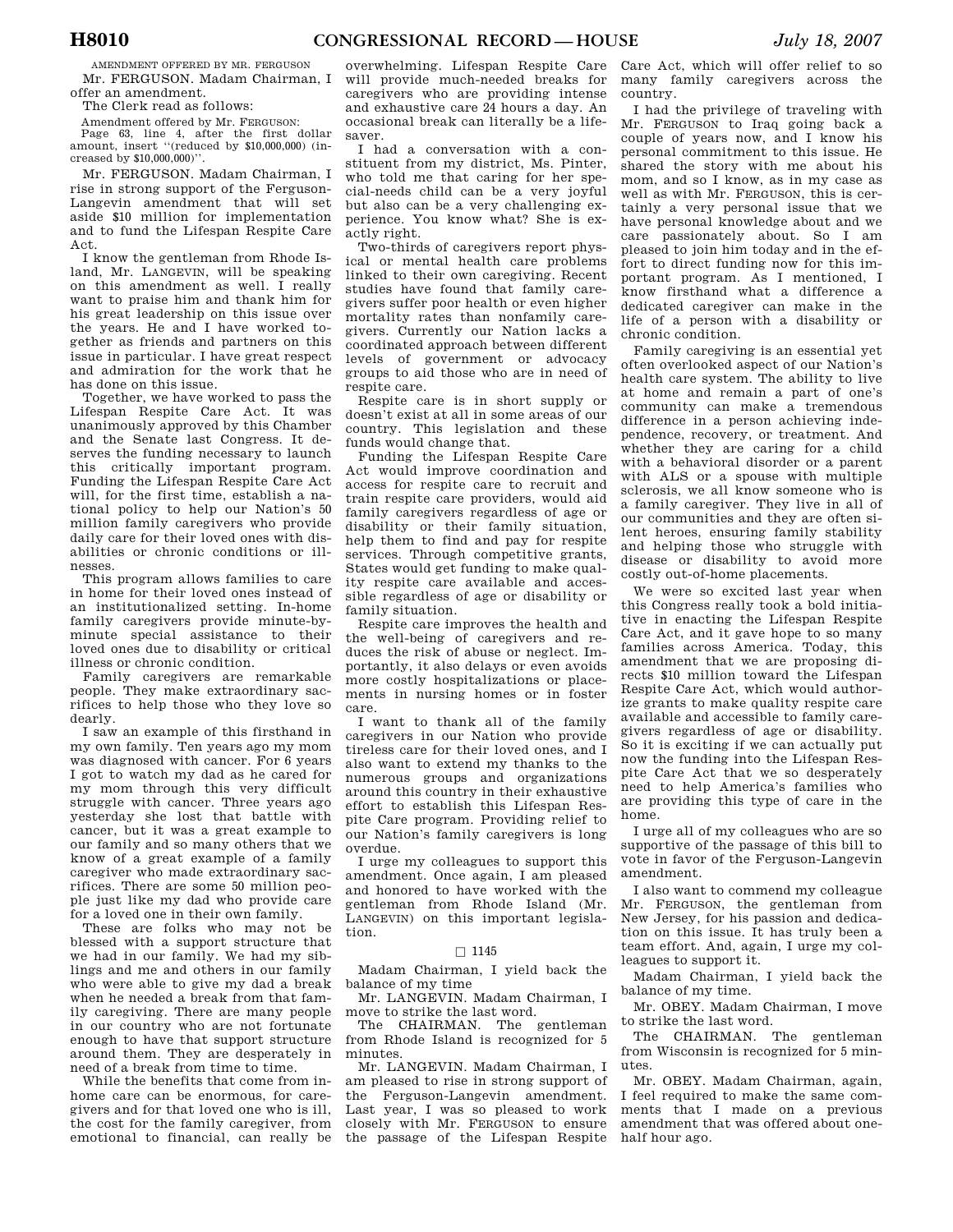AMENDMENT OFFERED BY MR. FERGUSON

Mr. FERGUSON. Madam Chairman, I offer an amendment.

The Clerk read as follows:

Amendment offered by Mr. FERGUSON:

Page 63, line 4, after the first dollar amount, insert "(reduced by $10,000,000) (increased by $10,000,000)".

Mr. FERGUSON. Madam Chairman, I rise in strong support of the Ferguson-Langevin amendment that will set aside $10 million for implementation and to fund the Lifespan Respite Care Act.

I know the gentleman from Rhode Island, Mr. LANGEVIN, will be speaking on this amendment as well. I really want to praise him and thank him for his great leadership on this issue over the years. He and I have worked together as friends and partners on this issue in particular. I have great respect and admiration for the work that he has done on this issue.

Together, we have worked to pass the Lifespan Respite Care Act. It was unanimously approved by this Chamber and the Senate last Congress. It deserves the funding necessary to launch this critically important program. Funding the Lifespan Respite Care Act will, for the first time, establish a national policy to help our Nation's 50 million family caregivers who provide daily care for their loved ones with disabilities or chronic conditions or illnesses.

This program allows families to care in home for their loved ones instead of an institutionalized setting. In-home family caregivers provide minute-by-minute special assistance to their loved ones due to disability or critical illness or chronic condition.

Family caregivers are remarkable people. They make extraordinary sacrifices to help those who they love so dearly.

I saw an example of this firsthand in my own family. Ten years ago my mom was diagnosed with cancer. For 6 years I got to watch my dad as he cared for my mom through this very difficult struggle with cancer. Three years ago yesterday she lost that battle with cancer, but it was a great example to our family and so many others that we know of a great example of a family caregiver who made extraordinary sacrifices. There are some 50 million people just like my dad who provide care for a loved one in their own family.

These are folks who may not be blessed with a support structure that we had in our family. We had my siblings and me and others in our family who were able to give my dad a break when he needed a break from that family caregiving. There are many people in our country who are not fortunate enough to have that support structure around them. They are desperately in need of a break from time to time.

While the benefits that come from in-home care can be enormous, for caregivers and for that loved one who is ill, the cost for the family caregiver, from emotional to financial, can really be overwhelming. Lifespan Respite Care will provide much-needed breaks for caregivers who are providing intense and exhaustive care 24 hours a day. An occasional break can literally be a lifesaver.

I had a conversation with a constituent from my district, Ms. Pinter, who told me that caring for her special-needs child can be a very joyful but also can be a very challenging experience. You know what? She is exactly right.

Two-thirds of caregivers report physical or mental health care problems linked to their own caregiving. Recent studies have found that family caregivers suffer poor health or even higher mortality rates than nonfamily caregivers. Currently our Nation lacks a coordinated approach between different levels of government or advocacy groups to aid those who are in need of respite care.

Respite care is in short supply or doesn't exist at all in some areas of our country. This legislation and these funds would change that.

Funding the Lifespan Respite Care Act would improve coordination and access for respite care to recruit and train respite care providers, would aid family caregivers regardless of age or disability or their family situation, help them to find and pay for respite services. Through competitive grants, States would get funding to make quality respite care available and accessible regardless of age or disability or family situation.

Respite care improves the health and the well-being of caregivers and reduces the risk of abuse or neglect. Importantly, it also delays or even avoids more costly hospitalizations or placements in nursing homes or in foster care.

I want to thank all of the family caregivers in our Nation who provide tireless care for their loved ones, and I also want to extend my thanks to the numerous groups and organizations around this country in their exhaustive effort to establish this Lifespan Respite Care program. Providing relief to our Nation's family caregivers is long overdue.

I urge my colleagues to support this amendment. Once again, I am pleased and honored to have worked with the gentleman from Rhode Island (Mr. LANGEVIN) on this important legislation.

□ 1145

Madam Chairman, I yield back the balance of my time

Mr. LANGEVIN. Madam Chairman, I move to strike the last word.

The CHAIRMAN. The gentleman from Rhode Island is recognized for 5 minutes.

Mr. LANGEVIN. Madam Chairman, I am pleased to rise in strong support of the Ferguson-Langevin amendment. Last year, I was so pleased to work closely with Mr. FERGUSON to ensure the passage of the Lifespan Respite Care Act, which will offer relief to so many family caregivers across the country.

I had the privilege of traveling with Mr. FERGUSON to Iraq going back a couple of years now, and I know his personal commitment to this issue. He shared the story with me about his mom, and so I know, as in my case as well as with Mr. FERGUSON, this is certainly a very personal issue that we have personal knowledge about and we care passionately about. So I am pleased to join him today and in the effort to direct funding now for this important program. As I mentioned, I know firsthand what a difference a dedicated caregiver can make in the life of a person with a disability or chronic condition.

Family caregiving is an essential yet often overlooked aspect of our Nation's health care system. The ability to live at home and remain a part of one's community can make a tremendous difference in a person achieving independence, recovery, or treatment. And whether they are caring for a child with a behavioral disorder or a parent with ALS or a spouse with multiple sclerosis, we all know someone who is a family caregiver. They live in all of our communities and they are often silent heroes, ensuring family stability and helping those who struggle with disease or disability to avoid more costly out-of-home placements.

We were so excited last year when this Congress really took a bold initiative in enacting the Lifespan Respite Care Act, and it gave hope to so many families across America. Today, this amendment that we are proposing directs $10 million toward the Lifespan Respite Care Act, which would authorize grants to make quality respite care available and accessible to family caregivers regardless of age or disability. So it is exciting if we can actually put now the funding into the Lifespan Respite Care Act that we so desperately need to help America's families who are providing this type of care in the home.

I urge all of my colleagues who are so supportive of the passage of this bill to vote in favor of the Ferguson-Langevin amendment.

I also want to commend my colleague Mr. FERGUSON, the gentleman from New Jersey, for his passion and dedication on this issue. It has truly been a team effort. And, again, I urge my colleagues to support it.

Madam Chairman, I yield back the balance of my time.

Mr. OBEY. Madam Chairman, I move to strike the last word.

The CHAIRMAN. The gentleman from Wisconsin is recognized for 5 minutes.

Mr. OBEY. Madam Chairman, again, I feel required to make the same comments that I made on a previous amendment that was offered about one-half hour ago.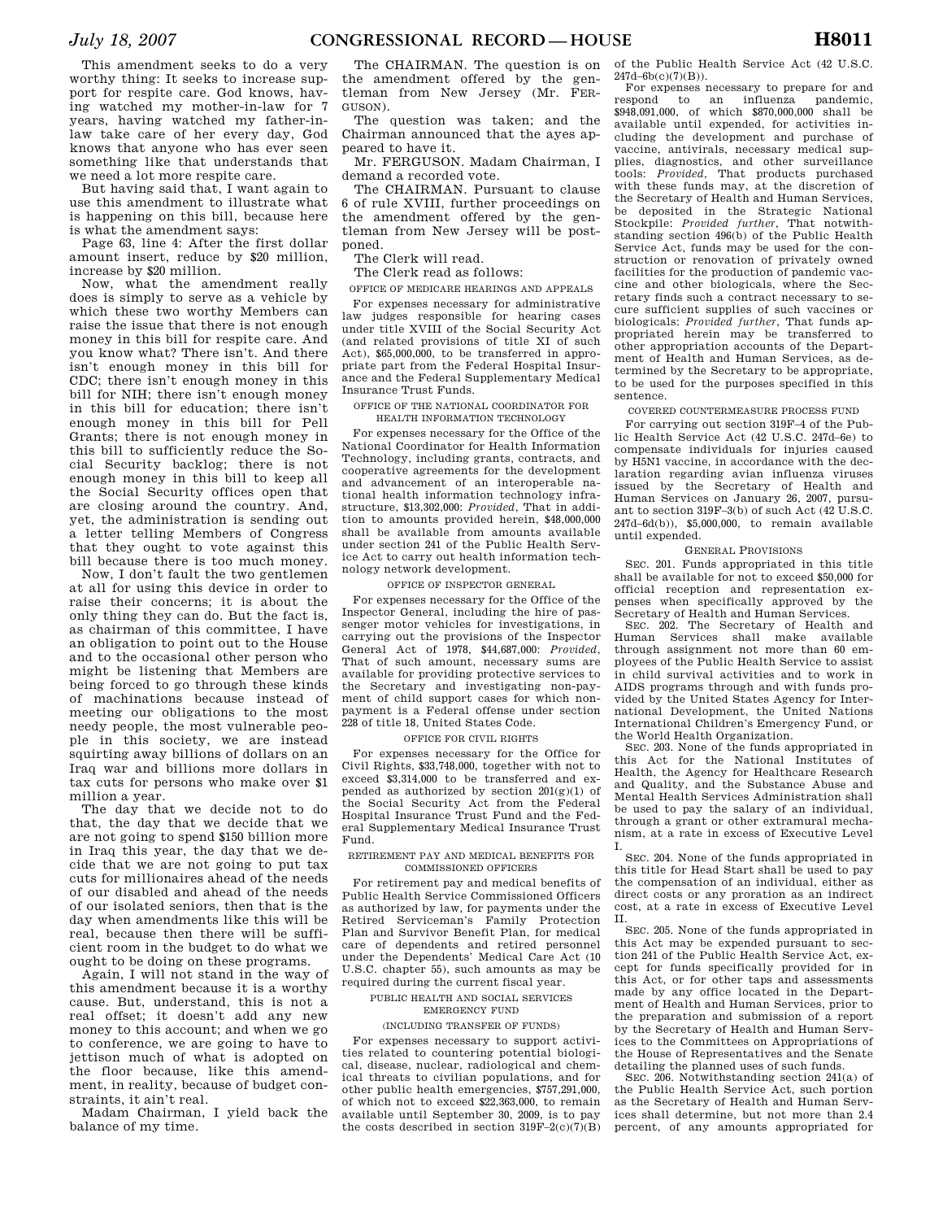This amendment seeks to do a very worthy thing: It seeks to increase support for respite care. God knows, having watched my mother-in-law for 7 years, having watched my father-in-law take care of her every day, God knows that anyone who has ever seen something like that understands that we need a lot more respite care.

But having said that, I want again to use this amendment to illustrate what is happening on this bill, because here is what the amendment says:

Page 63, line 4: After the first dollar amount insert, reduce by $20 million, increase by $20 million.

Now, what the amendment really does is simply to serve as a vehicle by which these two worthy Members can raise the issue that there is not enough money in this bill for respite care. And you know what? There isn't. And there isn't enough money in this bill for CDC; there isn't enough money in this bill for NIH; there isn't enough money in this bill for education; there isn't enough money in this bill for Pell Grants; there is not enough money in this bill to sufficiently reduce the Social Security backlog; there is not enough money in this bill to keep all the Social Security offices open that are closing around the country. And, yet, the administration is sending out a letter telling Members of Congress that they ought to vote against this bill because there is too much money.

Now, I don't fault the two gentlemen at all for using this device in order to raise their concerns; it is about the only thing they can do. But the fact is, as chairman of this committee, I have an obligation to point out to the House and to the occasional other person who might be listening that Members are being forced to go through these kinds of machinations because instead of meeting our obligations to the most needy people, the most vulnerable people in this society, we are instead squirting away billions of dollars on an Iraq war and billions more dollars in tax cuts for persons who make over $1 million a year.

The day that we decide not to do that, the day that we decide that we are not going to spend $150 billion more in Iraq this year, the day that we decide that we are not going to put tax cuts for millionaires ahead of the needs of our disabled and ahead of the needs of our isolated seniors, then that is the day when amendments like this will be real, because then there will be sufficient room in the budget to do what we ought to be doing on these programs.

Again, I will not stand in the way of this amendment because it is a worthy cause. But, understand, this is not a real offset; it doesn't add any new money to this account; and when we go to conference, we are going to have to jettison much of what is adopted on the floor because, like this amendment, in reality, because of budget constraints, it ain't real.

Madam Chairman, I yield back the balance of my time.

The CHAIRMAN. The question is on the amendment offered by the gentleman from New Jersey (Mr. FERGUSON).

The question was taken; and the Chairman announced that the ayes appeared to have it.

Mr. FERGUSON. Madam Chairman, I demand a recorded vote.

The CHAIRMAN. Pursuant to clause 6 of rule XVIII, further proceedings on the amendment offered by the gentleman from New Jersey will be postponed.

The Clerk will read.

The Clerk read as follows:

OFFICE OF MEDICARE HEARINGS AND APPEALS

For expenses necessary for administrative law judges responsible for hearing cases under title XVIII of the Social Security Act (and related provisions of title XI of such Act), $65,000,000, to be transferred in appropriate part from the Federal Hospital Insurance and the Federal Supplementary Medical Insurance Trust Funds.

OFFICE OF THE NATIONAL COORDINATOR FOR HEALTH INFORMATION TECHNOLOGY

For expenses necessary for the Office of the National Coordinator for Health Information Technology, including grants, contracts, and cooperative agreements for the development and advancement of an interoperable national health information technology infrastructure, $13,302,000: *Provided*, That in addition to amounts provided herein, $48,000,000 shall be available from amounts available under section 241 of the Public Health Service Act to carry out health information technology network development.

OFFICE OF INSPECTOR GENERAL

For expenses necessary for the Office of the Inspector General, including the hire of passenger motor vehicles for investigations, in carrying out the provisions of the Inspector General Act of 1978, $44,687,000: *Provided*, That of such amount, necessary sums are available for providing protective services to the Secretary and investigating non-payment of child support cases for which non-payment is a Federal offense under section 228 of title 18, United States Code.

OFFICE FOR CIVIL RIGHTS

For expenses necessary for the Office for Civil Rights, $33,748,000, together with not to exceed $3,314,000 to be transferred and expended as authorized by section 201(g)(1) of the Social Security Act from the Federal Hospital Insurance Trust Fund and the Federal Supplementary Medical Insurance Trust Fund.

RETIREMENT PAY AND MEDICAL BENEFITS FOR COMMISSIONED OFFICERS

For retirement pay and medical benefits of Public Health Service Commissioned Officers as authorized by law, for payments under the Retired Serviceman's Family Protection Plan and Survivor Benefit Plan, for medical care of dependents and retired personnel under the Dependents' Medical Care Act (10 U.S.C. chapter 55), such amounts as may be required during the current fiscal year.

PUBLIC HEALTH AND SOCIAL SERVICES EMERGENCY FUND

(INCLUDING TRANSFER OF FUNDS)

For expenses necessary to support activities related to countering potential biological, disease, nuclear, radiological and chemical threats to civilian populations, and for other public health emergencies, $757,291,000, of which not to exceed $22,363,000, to remain available until September 30, 2009, is to pay the costs described in section 319F–2(c)(7)(B) of the Public Health Service Act (42 U.S.C. 247d–6b(c)(7)(B)).

For expenses necessary to prepare for and respond to an influenza pandemic, $948,091,000, of which $870,000,000 shall be available until expended, for activities including the development and purchase of vaccine, antivirals, necessary medical supplies, diagnostics, and other surveillance tools: *Provided*, That products purchased with these funds may, at the discretion of the Secretary of Health and Human Services, be deposited in the Strategic National Stockpile: *Provided further*, That notwithstanding section 496(b) of the Public Health Service Act, funds may be used for the construction or renovation of privately owned facilities for the production of pandemic vaccine and other biologicals, where the Secretary finds such a contract necessary to secure sufficient supplies of such vaccines or biologicals: *Provided further*, That funds appropriated herein may be transferred to other appropriation accounts of the Department of Health and Human Services, as determined by the Secretary to be appropriate, to be used for the purposes specified in this sentence.

COVERED COUNTERMEASURE PROCESS FUND

For carrying out section 319F–4 of the Public Health Service Act (42 U.S.C. 247d–6e) to compensate individuals for injuries caused by H5N1 vaccine, in accordance with the declaration regarding avian influenza viruses issued by the Secretary of Health and Human Services on January 26, 2007, pursuant to section 319F–3(b) of such Act (42 U.S.C. 247d–6d(b)), $5,000,000, to remain available until expended.

GENERAL PROVISIONS

SEC. 201. Funds appropriated in this title shall be available for not to exceed $50,000 for official reception and representation expenses when specifically approved by the Secretary of Health and Human Services.

SEC. 202. The Secretary of Health and Human Services shall make available through assignment not more than 60 employees of the Public Health Service to assist in child survival activities and to work in AIDS programs through and with funds provided by the United States Agency for International Development, the United Nations International Children's Emergency Fund, or the World Health Organization.

SEC. 203. None of the funds appropriated in this Act for the National Institutes of Health, the Agency for Healthcare Research and Quality, and the Substance Abuse and Mental Health Services Administration shall be used to pay the salary of an individual, through a grant or other extramural mechanism, at a rate in excess of Executive Level I.

SEC. 204. None of the funds appropriated in this title for Head Start shall be used to pay the compensation of an individual, either as direct costs or any proration as an indirect cost, at a rate in excess of Executive Level II.

SEC. 205. None of the funds appropriated in this Act may be expended pursuant to section 241 of the Public Health Service Act, except for funds specifically provided for in this Act, or for other taps and assessments made by any office located in the Department of Health and Human Services, prior to the preparation and submission of a report by the Secretary of Health and Human Services to the Committees on Appropriations of the House of Representatives and the Senate detailing the planned uses of such funds.

SEC. 206. Notwithstanding section 241(a) of the Public Health Service Act, such portion as the Secretary of Health and Human Services shall determine, but not more than 2.4 percent, of any amounts appropriated for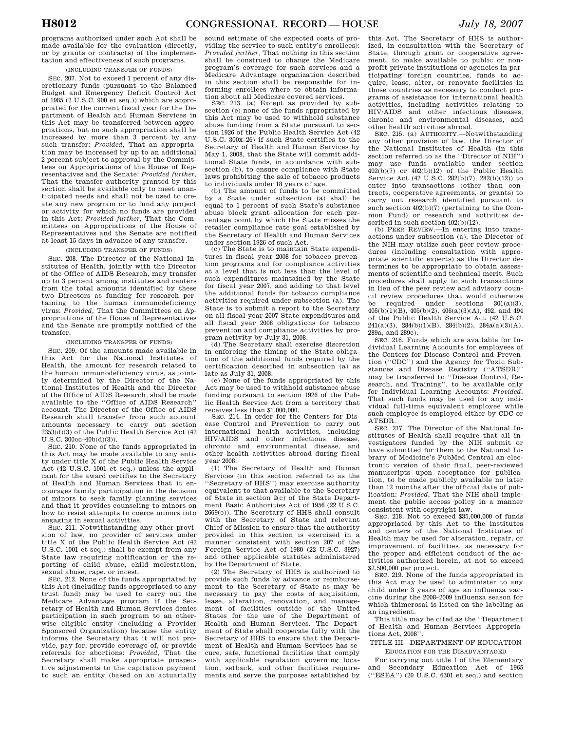programs authorized under such Act shall be made available for the evaluation (directly, or by grants or contracts) of the implementation and effectiveness of such programs.

(INCLUDING TRANSFER OF FUNDS)

SEC. 207. Not to exceed 1 percent of any discretionary funds (pursuant to the Balanced Budget and Emergency Deficit Control Act of 1985 (2 U.S.C. 900 et seq.)) which are appropriated for the current fiscal year for the Department of Health and Human Services in this Act may be transferred between appropriations, but no such appropriation shall be increased by more than 3 percent by any such transfer: *Provided*, That an appropriation may be increased by up to an additional 2 percent subject to approval by the Committees on Appropriations of the House of Representatives and the Senate: *Provided further*, That the transfer authority granted by this section shall be available only to meet unanticipated needs and shall not be used to create any new program or to fund any project or activity for which no funds are provided in this Act: *Provided further*, That the Committees on Appropriations of the House of Representatives and the Senate are notified at least 15 days in advance of any transfer.

(INCLUDING TRANSFER OF FUNDS)

SEC. 208. The Director of the National Institutes of Health, jointly with the Director of the Office of AIDS Research, may transfer up to 3 percent among institutes and centers from the total amounts identified by these two Directors as funding for research pertaining to the human immunodeficiency virus: *Provided*, That the Committees on Appropriations of the House of Representatives and the Senate are promptly notified of the transfer.

(INCLUDING TRANSFER OF FUNDS)

SEC. 209. Of the amounts made available in this Act for the National Institutes of Health, the amount for research related to the human immunodeficiency virus, as jointly determined by the Director of the National Institutes of Health and the Director of the Office of AIDS Research, shall be made available to the ''Office of AIDS Research'' account. The Director of the Office of AIDS Research shall transfer from such account amounts necessary to carry out section 2353(d)(3) of the Public Health Service Act (42 U.S.C. 300cc–40b(d)(3)).

SEC. 210. None of the funds appropriated in this Act may be made available to any entity under title X of the Public Health Service Act (42 U.S.C. 1001 et seq.) unless the applicant for the award certifies to the Secretary of Health and Human Services that it encourages family participation in the decision of minors to seek family planning services and that it provides counseling to minors on how to resist attempts to coerce minors into engaging in sexual activities.

SEC. 211. Notwithstanding any other provision of law, no provider of services under title X of the Public Health Service Act (42 U.S.C. 1001 et seq.) shall be exempt from any State law requiring notification or the reporting of child abuse, child molestation, sexual abuse, rape, or incest.

SEC. 212. None of the funds appropriated by this Act (including funds appropriated to any trust fund) may be used to carry out the Medicare Advantage program if the Secretary of Health and Human Services denies participation in such program to an otherwise eligible entity (including a Provider Sponsored Organization) because the entity informs the Secretary that it will not provide, pay for, provide coverage of, or provide referrals for abortions: *Provided*, That the Secretary shall make appropriate prospective adjustments to the capitation payment to such an entity (based on an actuarially sound estimate of the expected costs of providing the service to such entity's enrollees): *Provided further*, That nothing in this section shall be construed to change the Medicare program's coverage for such services and a Medicare Advantage organization described in this section shall be responsible for informing enrollees where to obtain information about all Medicare covered services.

SEC. 213. (a) Except as provided by subsection (e) none of the funds appropriated by this Act may be used to withhold substance abuse funding from a State pursuant to section 1926 of the Public Health Service Act (42 U.S.C. 300x–26) if such State certifies to the Secretary of Health and Human Services by May 1, 2008, that the State will commit additional State funds, in accordance with subsection (b), to ensure compliance with State laws prohibiting the sale of tobacco products to individuals under 18 years of age.

(b) The amount of funds to be committed by a State under subsection (a) shall be equal to 1 percent of such State's substance abuse block grant allocation for each percentage point by which the State misses the retailer compliance rate goal established by the Secretary of Health and Human Services under section 1926 of such Act.

(c) The State is to maintain State expenditures in fiscal year 2008 for tobacco prevention programs and for compliance activities at a level that is not less than the level of such expenditures maintained by the State for fiscal year 2007, and adding to that level the additional funds for tobacco compliance activities required under subsection (a). The State is to submit a report to the Secretary on all fiscal year 2007 State expenditures and all fiscal year 2008 obligations for tobacco prevention and compliance activities by program activity by July 31, 2008.

(d) The Secretary shall exercise discretion in enforcing the timing of the State obligation of the additional funds required by the certification described in subsection (a) as late as July 31, 2008.

(e) None of the funds appropriated by this Act may be used to withhold substance abuse funding pursuant to section 1926 of the Public Health Service Act from a territory that receives less than $1,000,000.

SEC. 214. In order for the Centers for Disease Control and Prevention to carry out international health activities, including HIV/AIDS and other infectious disease, chronic and environmental disease, and other health activities abroad during fiscal year 2008:

(1) The Secretary of Health and Human Services (in this section referred to as the ''Secretary of HHS'') may exercise authority equivalent to that available to the Secretary of State in section 2(c) of the State Department Basic Authorities Act of 1956 (22 U.S.C. 2669(c)). The Secretary of HHS shall consult with the Secretary of State and relevant Chief of Mission to ensure that the authority provided in this section is exercised in a manner consistent with section 207 of the Foreign Service Act of 1980 (22 U.S.C. 3927) and other applicable statutes administered by the Department of State.

(2) The Secretary of HHS is authorized to provide such funds by advance or reimbursement to the Secretary of State as may be necessary to pay the costs of acquisition, lease, alteration, renovation, and management of facilities outside of the United States for the use of the Department of Health and Human Services. The Department of State shall cooperate fully with the Secretary of HHS to ensure that the Department of Health and Human Services has secure, safe, functional facilities that comply with applicable regulation governing location, setback, and other facilities requirements and serve the purposes established by this Act. The Secretary of HHS is authorized, in consultation with the Secretary of State, through grant or cooperative agreement, to make available to public or nonprofit private institutions or agencies in participating foreign countries, funds to acquire, lease, alter, or renovate facilities in those countries as necessary to conduct programs of assistance for international health activities, including activities relating to HIV/AIDS and other infectious diseases, chronic and environmental diseases, and other health activities abroad.

SEC. 215. (a) AUTHORITY.—Notwithstanding any other provision of law, the Director of the National Institutes of Health (in this section referred to as the ''Director of NIH'') may use funds available under section 402(b)(7) or 402(b)(12) of the Public Health Service Act (42 U.S.C. 282(b)(7), 282(b)(12)) to enter into transactions (other than contracts, cooperative agreements, or grants) to carry out research identified pursuant to such section 402(b)(7) (pertaining to the Common Fund) or research and activities described in such section 402(b)(12).

(b) PEER REVIEW.—In entering into transactions under subsection (a), the Director of the NIH may utilize such peer review procedures (including consultation with appropriate scientific experts) as the Director determines to be appropriate to obtain assessments of scientific and technical merit. Such procedures shall apply to such transactions in lieu of the peer review and advisory council review procedures that would otherwise be required under sections 301(a)(3), 405(b)(1)(B), 405(b)(2), 406(a)(3)(A), 492, and 494 of the Public Health Service Act (42 U.S.C. 241(a)(3), 284(b)(1)(B), 284(b)(2), 284a(a)(3)(A), 289a, and 289c).

SEC. 216. Funds which are available for Individual Learning Accounts for employees of the Centers for Disease Control and Prevention (''CDC'') and the Agency for Toxic Substances and Disease Registry (''ATSDR'') may be transferred to ''Disease Control, Research, and Training'', to be available only for Individual Learning Accounts: *Provided*, That such funds may be used for any individual full-time equivalent employee while such employee is employed either by CDC or ATSDR.

SEC. 217. The Director of the National Institutes of Health shall require that all investigators funded by the NIH submit or have submitted for them to the National Library of Medicine's PubMed Central an electronic version of their final, peer-reviewed manuscripts upon acceptance for publication, to be made publicly available no later than 12 months after the official date of publication: *Provided*, That the NIH shall implement the public access policy in a manner consistent with copyright law.

SEC. 218. Not to exceed $35,000,000 of funds appropriated by this Act to the institutes and centers of the National Institutes of Health may be used for alteration, repair, or improvement of facilities, as necessary for the proper and efficient conduct of the activities authorized herein, at not to exceed $2,500,000 per project.

SEC. 219. None of the funds appropriated in this Act may be used to administer to any child under 3 years of age an influenza vaccine during the 2008–2009 influenza season for which thimerosal is listed on the labeling as an ingredient.

This title may be cited as the ''Department of Health and Human Services Appropriations Act, 2008''.

## TITLE III—DEPARTMENT OF EDUCATION

### EDUCATION FOR THE DISADVANTAGED

For carrying out title I of the Elementary and Secondary Education Act of 1965 (''ESEA'') (20 U.S.C. 6301 et seq.) and section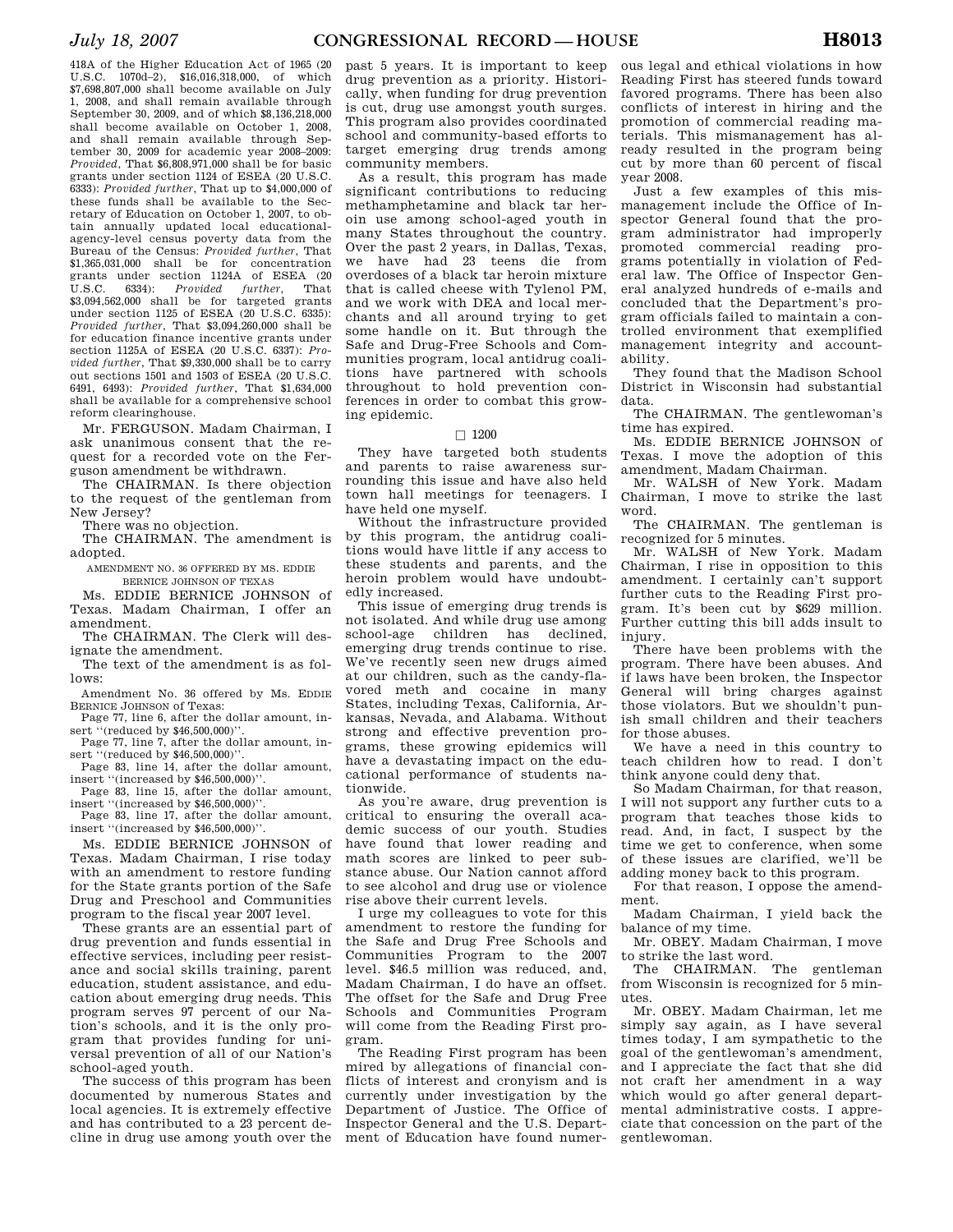418A of the Higher Education Act of 1965 (20 U.S.C. 1070d–2), $16,016,318,000, of which $7,698,807,000 shall become available on July 1, 2008, and shall remain available through September 30, 2009, and of which $8,136,218,000 shall become available on October 1, 2008, and shall remain available through September 30, 2009 for academic year 2008–2009: *Provided*, That $6,808,971,000 shall be for basic grants under section 1124 of ESEA (20 U.S.C. 6333): *Provided further*, That up to $4,000,000 of these funds shall be available to the Secretary of Education on October 1, 2007, to obtain annually updated local educational-agency-level census poverty data from the Bureau of the Census: *Provided further*, That $1,365,031,000 shall be for concentration grants under section 1124A of ESEA (20 U.S.C. 6334): *Provided further*, That $3,094,562,000 shall be for targeted grants under section 1125 of ESEA (20 U.S.C. 6335): *Provided further*, That $3,094,260,000 shall be for education finance incentive grants under section 1125A of ESEA (20 U.S.C. 6337): *Provided further*, That $9,330,000 shall be to carry out sections 1501 and 1503 of ESEA (20 U.S.C. 6491, 6493): *Provided further*, That $1,634,000 shall be available for a comprehensive school reform clearinghouse.

Mr. FERGUSON. Madam Chairman, I ask unanimous consent that the request for a recorded vote on the Ferguson amendment be withdrawn.

The CHAIRMAN. Is there objection to the request of the gentleman from New Jersey?

There was no objection.

The CHAIRMAN. The amendment is adopted.

AMENDMENT NO. 36 OFFERED BY MS. EDDIE BERNICE JOHNSON OF TEXAS

Ms. EDDIE BERNICE JOHNSON of Texas. Madam Chairman, I offer an amendment.

The CHAIRMAN. The Clerk will designate the amendment.

The text of the amendment is as follows:

Amendment No. 36 offered by Ms. EDDIE BERNICE JOHNSON of Texas:

Page 77, line 6, after the dollar amount, insert ''(reduced by $46,500,000)''.

Page 77, line 7, after the dollar amount, insert ''(reduced by $46,500,000)''.

Page 83, line 14, after the dollar amount, insert ''(increased by $46,500,000)''.

Page 83, line 15, after the dollar amount, insert ''(increased by $46,500,000)''.

Page 83, line 17, after the dollar amount, insert ''(increased by $46,500,000)''.

Ms. EDDIE BERNICE JOHNSON of Texas. Madam Chairman, I rise today with an amendment to restore funding for the State grants portion of the Safe Drug and Preschool and Communities program to the fiscal year 2007 level.

These grants are an essential part of drug prevention and funds essential in effective services, including peer resistance and social skills training, parent education, student assistance, and education about emerging drug needs. This program serves 97 percent of our Nation's schools, and it is the only program that provides funding for universal prevention of all of our Nation's school-aged youth.

The success of this program has been documented by numerous States and local agencies. It is extremely effective and has contributed to a 23 percent decline in drug use among youth over the past 5 years. It is important to keep drug prevention as a priority. Historically, when funding for drug prevention is cut, drug use amongst youth surges. This program also provides coordinated school and community-based efforts to target emerging drug trends among community members.

As a result, this program has made significant contributions to reducing methamphetamine and black tar heroin use among school-aged youth in many States throughout the country. Over the past 2 years, in Dallas, Texas, we have had 23 teens die from overdoses of a black tar heroin mixture that is called cheese with Tylenol PM, and we work with DEA and local merchants and all around trying to get some handle on it. But through the Safe and Drug-Free Schools and Communities program, local antidrug coalitions have partnered with schools throughout to hold prevention conferences in order to combat this growing epidemic.

□ 1200

They have targeted both students and parents to raise awareness surrounding this issue and have also held town hall meetings for teenagers. I have held one myself.

Without the infrastructure provided by this program, the antidrug coalitions would have little if any access to these students and parents, and the heroin problem would have undoubtedly increased.

This issue of emerging drug trends is not isolated. And while drug use among school-age children has declined, emerging drug trends continue to rise. We've recently seen new drugs aimed at our children, such as the candy-flavored meth and cocaine in many States, including Texas, California, Arkansas, Nevada, and Alabama. Without strong and effective prevention programs, these growing epidemics will have a devastating impact on the educational performance of students nationwide.

As you're aware, drug prevention is critical to ensuring the overall academic success of our youth. Studies have found that lower reading and math scores are linked to peer substance abuse. Our Nation cannot afford to see alcohol and drug use or violence rise above their current levels.

I urge my colleagues to vote for this amendment to restore the funding for the Safe and Drug Free Schools and Communities Program to the 2007 level. $46.5 million was reduced, and, Madam Chairman, I do have an offset. The offset for the Safe and Drug Free Schools and Communities Program will come from the Reading First program.

The Reading First program has been mired by allegations of financial conflicts of interest and cronyism and is currently under investigation by the Department of Justice. The Office of Inspector General and the U.S. Department of Education have found numerous legal and ethical violations in how Reading First has steered funds toward favored programs. There has been also conflicts of interest in hiring and the promotion of commercial reading materials. This mismanagement has already resulted in the program being cut by more than 60 percent of fiscal year 2008.

Just a few examples of this mismanagement include the Office of Inspector General found that the program administrator had improperly promoted commercial reading programs potentially in violation of Federal law. The Office of Inspector General analyzed hundreds of e-mails and concluded that the Department's program officials failed to maintain a controlled environment that exemplified management integrity and accountability.

They found that the Madison School District in Wisconsin had substantial data.

The CHAIRMAN. The gentlewoman's time has expired.

Ms. EDDIE BERNICE JOHNSON of Texas. I move the adoption of this amendment, Madam Chairman.

Mr. WALSH of New York. Madam Chairman, I move to strike the last word.

The CHAIRMAN. The gentleman is recognized for 5 minutes.

Mr. WALSH of New York. Madam Chairman, I rise in opposition to this amendment. I certainly can't support further cuts to the Reading First program. It's been cut by $629 million. Further cutting this bill adds insult to injury.

There have been problems with the program. There have been abuses. And if laws have been broken, the Inspector General will bring charges against those violators. But we shouldn't punish small children and their teachers for those abuses.

We have a need in this country to teach children how to read. I don't think anyone could deny that.

So Madam Chairman, for that reason, I will not support any further cuts to a program that teaches those kids to read. And, in fact, I suspect by the time we get to conference, when some of these issues are clarified, we'll be adding money back to this program.

For that reason, I oppose the amendment.

Madam Chairman, I yield back the balance of my time.

Mr. OBEY. Madam Chairman, I move to strike the last word.

The CHAIRMAN. The gentleman from Wisconsin is recognized for 5 minutes.

Mr. OBEY. Madam Chairman, let me simply say again, as I have several times today, I am sympathetic to the goal of the gentlewoman's amendment, and I appreciate the fact that she did not craft her amendment in a way which would go after general departmental administrative costs. I appreciate that concession on the part of the gentlewoman.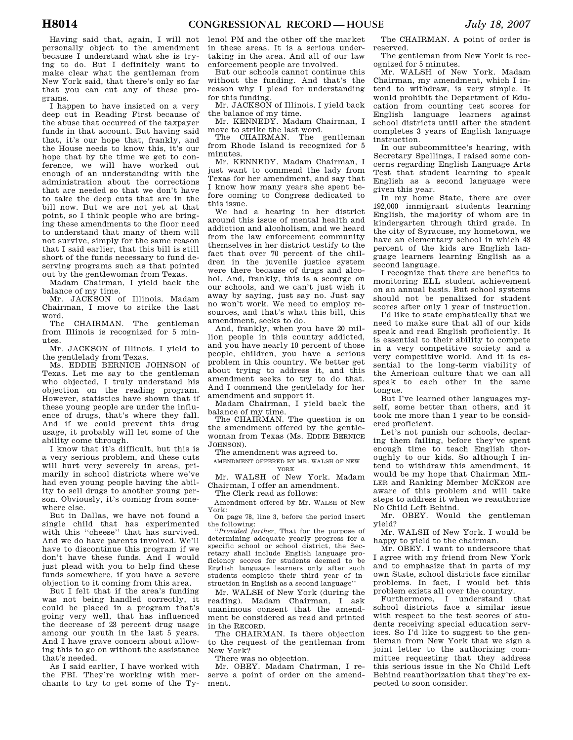Having said that, again, I will not personally object to the amendment because I understand what she is trying to do. But I definitely want to make clear what the gentleman from New York said, that there's only so far that you can cut any of these programs.

I happen to have insisted on a very deep cut in Reading First because of the abuse that occurred of the taxpayer funds in that account. But having said that, it's our hope that, frankly, and the House needs to know this, it's our hope that by the time we get to conference, we will have worked out enough of an understanding with the administration about the corrections that are needed so that we don't have to take the deep cuts that are in the bill now. But we are not yet at that point, so I think people who are bringing these amendments to the floor need to understand that many of them will not survive, simply for the same reason that I said earlier, that this bill is still short of the funds necessary to fund deserving programs such as that pointed out by the gentlewoman from Texas.

Madam Chairman, I yield back the balance of my time.

Mr. JACKSON of Illinois. Madam Chairman, I move to strike the last word.

The CHAIRMAN. The gentleman from Illinois is recognized for 5 minutes.

Mr. JACKSON of Illinois. I yield to the gentlelady from Texas.

Ms. EDDIE BERNICE JOHNSON of Texas. Let me say to the gentleman who objected, I truly understand his objection on the reading program. However, statistics have shown that if these young people are under the influence of drugs, that's where they fall. And if we could prevent this drug usage, it probably will let some of the ability come through.

I know that it's difficult, but this is a very serious problem, and these cuts will hurt very severely in areas, primarily in school districts where we've had even young people having the ability to sell drugs to another young person. Obviously, it's coming from somewhere else.

But in Dallas, we have not found a single child that has experimented with this ''cheese'' that has survived. And we do have parents involved. We'll have to discontinue this program if we don't have these funds. And I would just plead with you to help find these funds somewhere, if you have a severe objection to it coming from this area.

But I felt that if the area's funding was not being handled correctly, it could be placed in a program that's going very well, that has influenced the decrease of 23 percent drug usage among our youth in the last 5 years. And I have grave concern about allowing this to go on without the assistance that's needed.

As I said earlier, I have worked with the FBI. They're working with merchants to try to get some of the Tylenol PM and the other off the market in these areas. It is a serious undertaking in the area. And all of our law enforcement people are involved.

But our schools cannot continue this without the funding. And that's the reason why I plead for understanding for this funding.

Mr. JACKSON of Illinois. I yield back the balance of my time.

Mr. KENNEDY. Madam Chairman, I move to strike the last word.

The CHAIRMAN. The gentleman from Rhode Island is recognized for 5 minutes.

Mr. KENNEDY. Madam Chairman, I just want to commend the lady from Texas for her amendment, and say that I know how many years she spent before coming to Congress dedicated to this issue.

We had a hearing in her district around this issue of mental health and addiction and alcoholism, and we heard from the law enforcement community themselves in her district testify to the fact that over 70 percent of the children in the juvenile justice system were there because of drugs and alcohol. And, frankly, this is a scourge on our schools, and we can't just wish it away by saying, just say no. Just say no won't work. We need to employ resources, and that's what this bill, this amendment, seeks to do.

And, frankly, when you have 20 million people in this country addicted, and you have nearly 10 percent of those people, children, you have a serious problem in this country. We better get about trying to address it, and this amendment seeks to try to do that. And I commend the gentlelady for her amendment and support it.

Madam Chairman, I yield back the balance of my time.

The CHAIRMAN. The question is on the amendment offered by the gentlewoman from Texas (Ms. EDDIE BERNICE JOHNSON).

The amendment was agreed to.

AMENDMENT OFFERED BY MR. WALSH OF NEW YORK

Mr. WALSH of New York. Madam Chairman, I offer an amendment.

The Clerk read as follows:

Amendment offered by Mr. WALSH of New York:

On page 78, line 3, before the period insert the following:

''*Provided further*, That for the purpose of determining adequate yearly progress for a specific school or school district, the Secretary shall include English language proficiency scores for students deemed to be English language learners only after such students complete their third year of instruction in English as a second language''

Mr. WALSH of New York (during the reading). Madam Chairman, I ask unanimous consent that the amendment be considered as read and printed in the RECORD.

The CHAIRMAN. Is there objection to the request of the gentleman from New York?

There was no objection.

Mr. OBEY. Madam Chairman, I reserve a point of order on the amendment.

The CHAIRMAN. A point of order is reserved.

The gentleman from New York is recognized for 5 minutes.

Mr. WALSH of New York. Madam Chairman, my amendment, which I intend to withdraw, is very simple. It would prohibit the Department of Education from counting test scores for English language learners against school districts until after the student completes 3 years of English language instruction.

In our subcommittee's hearing, with Secretary Spellings, I raised some concerns regarding English Language Arts Test that student learning to speak English as a second language were given this year.

In my home State, there are over 192,000 immigrant students learning English, the majority of whom are in kindergarten through third grade. In the city of Syracuse, my hometown, we have an elementary school in which 43 percent of the kids are English language learners learning English as a second language.

I recognize that there are benefits to monitoring ELL student achievement on an annual basis. But school systems should not be penalized for student scores after only 1 year of instruction.

I'd like to state emphatically that we need to make sure that all of our kids speak and read English proficiently. It is essential to their ability to compete in a very competitive society and a very competitive world. And it is essential to the long-term viability of the American culture that we can all speak to each other in the same tongue.

But I've learned other languages myself, some better than others, and it took me more than 1 year to be considered proficient.

Let's not punish our schools, declaring them failing, before they've spent enough time to teach English thoroughly to our kids. So although I intend to withdraw this amendment, it would be my hope that Chairman MILLER and Ranking Member MCKEON are aware of this problem and will take steps to address it when we reauthorize No Child Left Behind.

Mr. OBEY. Would the gentleman yield?

Mr. WALSH of New York. I would be happy to yield to the chairman.

Mr. OBEY. I want to underscore that I agree with my friend from New York and to emphasize that in parts of my own State, school districts face similar problems. In fact, I would bet this problem exists all over the country.

Furthermore, I understand that school districts face a similar issue with respect to the test scores of students receiving special education services. So I'd like to suggest to the gentleman from New York that we sign a joint letter to the authorizing committee requesting that they address this serious issue in the No Child Left Behind reauthorization that they're expected to soon consider.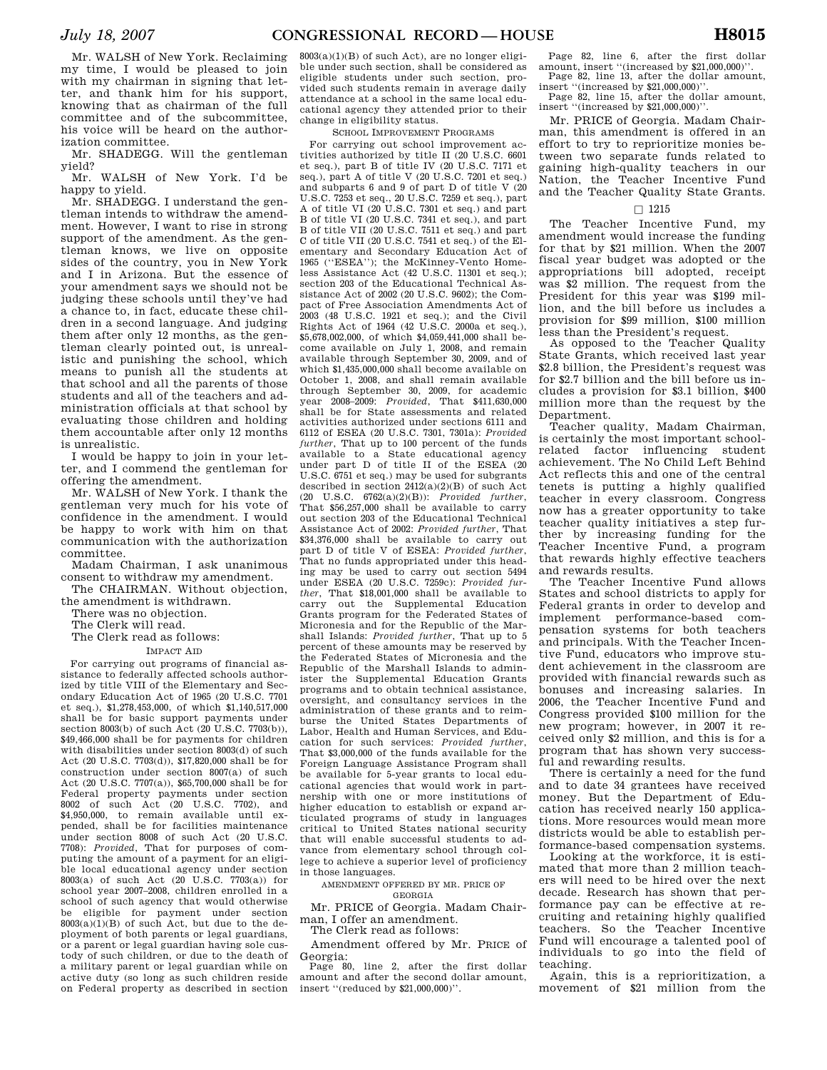Mr. WALSH of New York. Reclaiming my time, I would be pleased to join with my chairman in signing that letter, and thank him for his support, knowing that as chairman of the full committee and of the subcommittee, his voice will be heard on the authorization committee.

Mr. SHADEGG. Will the gentleman yield?

Mr. WALSH of New York. I'd be happy to yield.

Mr. SHADEGG. I understand the gentleman intends to withdraw the amendment. However, I want to rise in strong support of the amendment. As the gentleman knows, we live on opposite sides of the country, you in New York and I in Arizona. But the essence of your amendment says we should not be judging these schools until they've had a chance to, in fact, educate these children in a second language. And judging them after only 12 months, as the gentleman clearly pointed out, is unrealistic and punishing the school, which means to punish all the students at that school and all the parents of those students and all of the teachers and administration officials at that school by evaluating those children and holding them accountable after only 12 months is unrealistic.

I would be happy to join in your letter, and I commend the gentleman for offering the amendment.

Mr. WALSH of New York. I thank the gentleman very much for his vote of confidence in the amendment. I would be happy to work with him on that communication with the authorization committee.

Madam Chairman, I ask unanimous consent to withdraw my amendment.

The CHAIRMAN. Without objection, the amendment is withdrawn.

There was no objection.

The Clerk will read.

The Clerk read as follows:

IMPACT AID

For carrying out programs of financial assistance to federally affected schools authorized by title VIII of the Elementary and Secondary Education Act of 1965 (20 U.S.C. 7701 et seq.), $1,278,453,000, of which $1,140,517,000 shall be for basic support payments under section 8003(b) of such Act (20 U.S.C. 7703(b)), $49,466,000 shall be for payments for children with disabilities under section 8003(d) of such Act (20 U.S.C. 7703(d)), $17,820,000 shall be for construction under section 8007(a) of such Act (20 U.S.C. 7707(a)), $65,700,000 shall be for Federal property payments under section 8002 of such Act (20 U.S.C. 7702), and $4,950,000, to remain available until expended, shall be for facilities maintenance under section 8008 of such Act (20 U.S.C. 7708): *Provided*, That for purposes of computing the amount of a payment for an eligible local educational agency under section 8003(a) of such Act (20 U.S.C. 7703(a)) for school year 2007–2008, children enrolled in a school of such agency that would otherwise be eligible for payment under section 8003(a)(1)(B) of such Act, but due to the deployment of both parents or legal guardians, or a parent or legal guardian having sole custody of such children, or due to the death of a military parent or legal guardian while on active duty (so long as such children reside on Federal property as described in section 8003(a)(1)(B) of such Act), are no longer eligible under such section, shall be considered as eligible students under such section, provided such students remain in average daily attendance at a school in the same local educational agency they attended prior to their change in eligibility status.

SCHOOL IMPROVEMENT PROGRAMS

For carrying out school improvement activities authorized by title II (20 U.S.C. 6601 et seq.), part B of title IV (20 U.S.C. 7171 et seq.), part A of title V (20 U.S.C. 7201 et seq.) and subparts 6 and 9 of part D of title V (20 U.S.C. 7253 et seq., 20 U.S.C. 7259 et seq.), part A of title VI (20 U.S.C. 7301 et seq.) and part B of title VI (20 U.S.C. 7341 et seq.), and part B of title VII (20 U.S.C. 7511 et seq.) and part C of title VII (20 U.S.C. 7541 et seq.) of the Elementary and Secondary Education Act of 1965 ("ESEA"); the McKinney-Vento Homeless Assistance Act (42 U.S.C. 11301 et seq.); section 203 of the Educational Technical Assistance Act of 2002 (20 U.S.C. 9602); the Compact of Free Association Amendments Act of 2003 (48 U.S.C. 1921 et seq.); and the Civil Rights Act of 1964 (42 U.S.C. 2000a et seq.), $5,678,002,000, of which $4,059,441,000 shall become available on July 1, 2008, and remain available through September 30, 2009, and of which $1,435,000,000 shall become available on October 1, 2008, and shall remain available through September 30, 2009, for academic year 2008–2009: *Provided*, That $411,630,000 shall be for State assessments and related activities authorized under sections 6111 and 6112 of ESEA (20 U.S.C. 7301, 7301a): *Provided further*, That up to 100 percent of the funds available to a State educational agency under part D of title II of the ESEA (20 U.S.C. 6751 et seq.) may be used for subgrants described in section 2412(a)(2)(B) of such Act (20 U.S.C. 6762(a)(2)(B)): *Provided further*, That $56,257,000 shall be available to carry out section 203 of the Educational Technical Assistance Act of 2002: *Provided further*, That $34,376,000 shall be available to carry out part D of title V of ESEA: *Provided further*, That no funds appropriated under this heading may be used to carry out section 5494 under ESEA (20 U.S.C. 7259c): *Provided further*, That $18,001,000 shall be available to carry out the Supplemental Education Grants program for the Federated States of Micronesia and for the Republic of the Marshall Islands: *Provided further*, That up to 5 percent of these amounts may be reserved by the Federated States of Micronesia and the Republic of the Marshall Islands to administer the Supplemental Education Grants programs and to obtain technical assistance, oversight, and consultancy services in the administration of these grants and to reimburse the United States Departments of Labor, Health and Human Services, and Education for such services: *Provided further*, That $3,000,000 of the funds available for the Foreign Language Assistance Program shall be available for 5-year grants to local educational agencies that would work in partnership with one or more institutions of higher education to establish or expand articulated programs of study in languages critical to United States national security that will enable successful students to advance from elementary school through college to achieve a superior level of proficiency in those languages.

AMENDMENT OFFERED BY MR. PRICE OF GEORGIA

Mr. PRICE of Georgia. Madam Chairman, I offer an amendment.

The Clerk read as follows:

Amendment offered by Mr. PRICE of Georgia:

Page 80, line 2, after the first dollar amount and after the second dollar amount, insert "(reduced by $21,000,000)".

Page 82, line 6, after the first dollar amount, insert "(increased by $21,000,000)".

Page 82, line 13, after the dollar amount, insert "(increased by $21,000,000)".

Page 82, line 15, after the dollar amount, insert "(increased by $21,000,000)".

Mr. PRICE of Georgia. Madam Chairman, this amendment is offered in an effort to try to reprioritize monies between two separate funds related to gaining high-quality teachers in our Nation, the Teacher Incentive Fund and the Teacher Quality State Grants.

□ 1215

The Teacher Incentive Fund, my amendment would increase the funding for that by $21 million. When the 2007 fiscal year budget was adopted or the appropriations bill adopted, receipt was $2 million. The request from the President for this year was $199 million, and the bill before us includes a provision for $99 million, $100 million less than the President's request.

As opposed to the Teacher Quality State Grants, which received last year $2.8 billion, the President's request was for $2.7 billion and the bill before us includes a provision for $3.1 billion, $400 million more than the request by the Department.

Teacher quality, Madam Chairman, is certainly the most important school-related factor influencing student achievement. The No Child Left Behind Act reflects this and one of the central tenets is putting a highly qualified teacher in every classroom. Congress now has a greater opportunity to take teacher quality initiatives a step further by increasing funding for the Teacher Incentive Fund, a program that rewards highly effective teachers and rewards results.

The Teacher Incentive Fund allows States and school districts to apply for Federal grants in order to develop and implement performance-based compensation systems for both teachers and principals. With the Teacher Incentive Fund, educators who improve student achievement in the classroom are provided with financial rewards such as bonuses and increasing salaries. In 2006, the Teacher Incentive Fund and Congress provided $100 million for the new program; however, in 2007 it received only $2 million, and this is for a program that has shown very successful and rewarding results.

There is certainly a need for the fund and to date 34 grantees have received money. But the Department of Education has received nearly 150 applications. More resources would mean more districts would be able to establish performance-based compensation systems.

Looking at the workforce, it is estimated that more than 2 million teachers will need to be hired over the next decade. Research has shown that performance pay can be effective at recruiting and retaining highly qualified teachers. So the Teacher Incentive Fund will encourage a talented pool of individuals to go into the field of teaching.

Again, this is a reprioritization, a movement of $21 million from the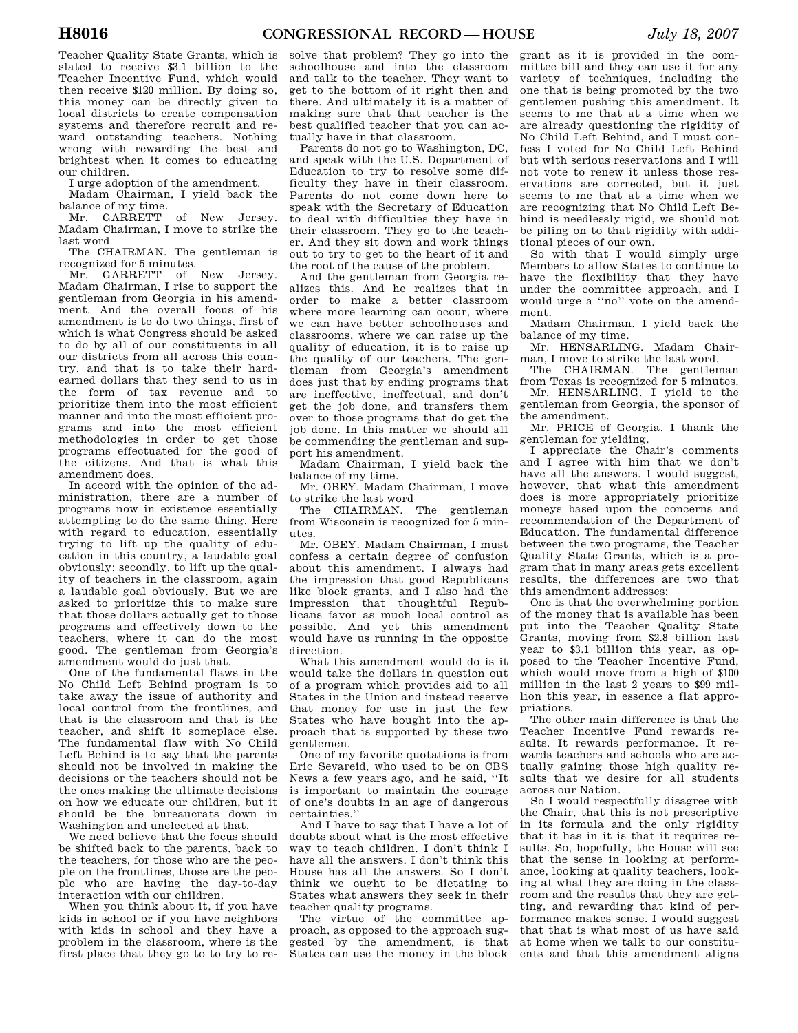Teacher Quality State Grants, which is slated to receive $3.1 billion to the Teacher Incentive Fund, which would then receive $120 million. By doing so, this money can be directly given to local districts to create compensation systems and therefore recruit and reward outstanding teachers. Nothing wrong with rewarding the best and brightest when it comes to educating our children.

I urge adoption of the amendment.

Madam Chairman, I yield back the balance of my time.

Mr. GARRETT of New Jersey. Madam Chairman, I move to strike the last word

The CHAIRMAN. The gentleman is recognized for 5 minutes.

Mr. GARRETT of New Jersey. Madam Chairman, I rise to support the gentleman from Georgia in his amendment. And the overall focus of his amendment is to do two things, first of which is what Congress should be asked to do by all of our constituents in all our districts from all across this country, and that is to take their hard-earned dollars that they send to us in the form of tax revenue and to prioritize them into the most efficient manner and into the most efficient programs and into the most efficient methodologies in order to get those programs effectuated for the good of the citizens. And that is what this amendment does.

In accord with the opinion of the administration, there are a number of programs now in existence essentially attempting to do the same thing. Here with regard to education, essentially trying to lift up the quality of education in this country, a laudable goal obviously; secondly, to lift up the quality of teachers in the classroom, again a laudable goal obviously. But we are asked to prioritize this to make sure that those dollars actually get to those programs and effectively down to the teachers, where it can do the most good. The gentleman from Georgia's amendment would do just that.

One of the fundamental flaws in the No Child Left Behind program is to take away the issue of authority and local control from the frontlines, and that is the classroom and that is the teacher, and shift it someplace else. The fundamental flaw with No Child Left Behind is to say that the parents should not be involved in making the decisions or the teachers should not be the ones making the ultimate decisions on how we educate our children, but it should be the bureaucrats down in Washington and unelected at that.

We need believe that the focus should be shifted back to the parents, back to the teachers, for those who are the people on the frontlines, those are the people who are having the day-to-day interaction with our children.

When you think about it, if you have kids in school or if you have neighbors with kids in school and they have a problem in the classroom, where is the first place that they go to to try to resolve that problem? They go into the schoolhouse and into the classroom and talk to the teacher. They want to get to the bottom of it right then and there. And ultimately it is a matter of making sure that that teacher is the best qualified teacher that you can actually have in that classroom.

Parents do not go to Washington, DC, and speak with the U.S. Department of Education to try to resolve some difficulty they have in their classroom. Parents do not come down here to speak with the Secretary of Education to deal with difficulties they have in their classroom. They go to the teacher. And they sit down and work things out to try to get to the heart of it and the root of the cause of the problem.

And the gentleman from Georgia realizes this. And he realizes that in order to make a better classroom where more learning can occur, where we can have better schoolhouses and classrooms, where we can raise up the quality of education, it is to raise up the quality of our teachers. The gentleman from Georgia's amendment does just that by ending programs that are ineffective, ineffectual, and don't get the job done, and transfers them over to those programs that do get the job done. In this matter we should all be commending the gentleman and support his amendment.

Madam Chairman, I yield back the balance of my time.

Mr. OBEY. Madam Chairman, I move to strike the last word

The CHAIRMAN. The gentleman from Wisconsin is recognized for 5 minutes.

Mr. OBEY. Madam Chairman, I must confess a certain degree of confusion about this amendment. I always had the impression that good Republicans like block grants, and I also had the impression that thoughtful Republicans favor as much local control as possible. And yet this amendment would have us running in the opposite direction.

What this amendment would do is it would take the dollars in question out of a program which provides aid to all States in the Union and instead reserve that money for use in just the few States who have bought into the approach that is supported by these two gentlemen.

One of my favorite quotations is from Eric Sevareid, who used to be on CBS News a few years ago, and he said, ''It is important to maintain the courage of one's doubts in an age of dangerous certainties.''

And I have to say that I have a lot of doubts about what is the most effective way to teach children. I don't think I have all the answers. I don't think this House has all the answers. So I don't think we ought to be dictating to States what answers they seek in their teacher quality programs.

The virtue of the committee approach, as opposed to the approach suggested by the amendment, is that States can use the money in the block grant as it is provided in the committee bill and they can use it for any variety of techniques, including the one that is being promoted by the two gentlemen pushing this amendment. It seems to me that at a time when we are already questioning the rigidity of No Child Left Behind, and I must confess I voted for No Child Left Behind with serious reservations and I will not vote to renew it unless those reservations are corrected, but it just seems to me that at a time when we are recognizing that No Child Left Behind is needlessly rigid, we should not be piling on to that rigidity with additional pieces of our own.

So with that I would simply urge Members to allow States to continue to have the flexibility that they have under the committee approach, and I would urge a ''no'' vote on the amendment.

Madam Chairman, I yield back the balance of my time.

Mr. HENSARLING. Madam Chairman, I move to strike the last word.

The CHAIRMAN. The gentleman from Texas is recognized for 5 minutes.

Mr. HENSARLING. I yield to the gentleman from Georgia, the sponsor of the amendment.

Mr. PRICE of Georgia. I thank the gentleman for yielding.

I appreciate the Chair's comments and I agree with him that we don't have all the answers. I would suggest, however, that what this amendment does is more appropriately prioritize moneys based upon the concerns and recommendation of the Department of Education. The fundamental difference between the two programs, the Teacher Quality State Grants, which is a program that in many areas gets excellent results, the differences are two that this amendment addresses:

One is that the overwhelming portion of the money that is available has been put into the Teacher Quality State Grants, moving from $2.8 billion last year to $3.1 billion this year, as opposed to the Teacher Incentive Fund, which would move from a high of $100 million in the last 2 years to $99 million this year, in essence a flat appropriations.

The other main difference is that the Teacher Incentive Fund rewards results. It rewards performance. It rewards teachers and schools who are actually gaining those high quality results that we desire for all students across our Nation.

So I would respectfully disagree with the Chair, that this is not prescriptive in its formula and the only rigidity that it has in it is that it requires results. So, hopefully, the House will see that the sense in looking at performance, looking at quality teachers, looking at what they are doing in the classroom and the results that they are getting, and rewarding that kind of performance makes sense. I would suggest that that is what most of us have said at home when we talk to our constituents and that this amendment aligns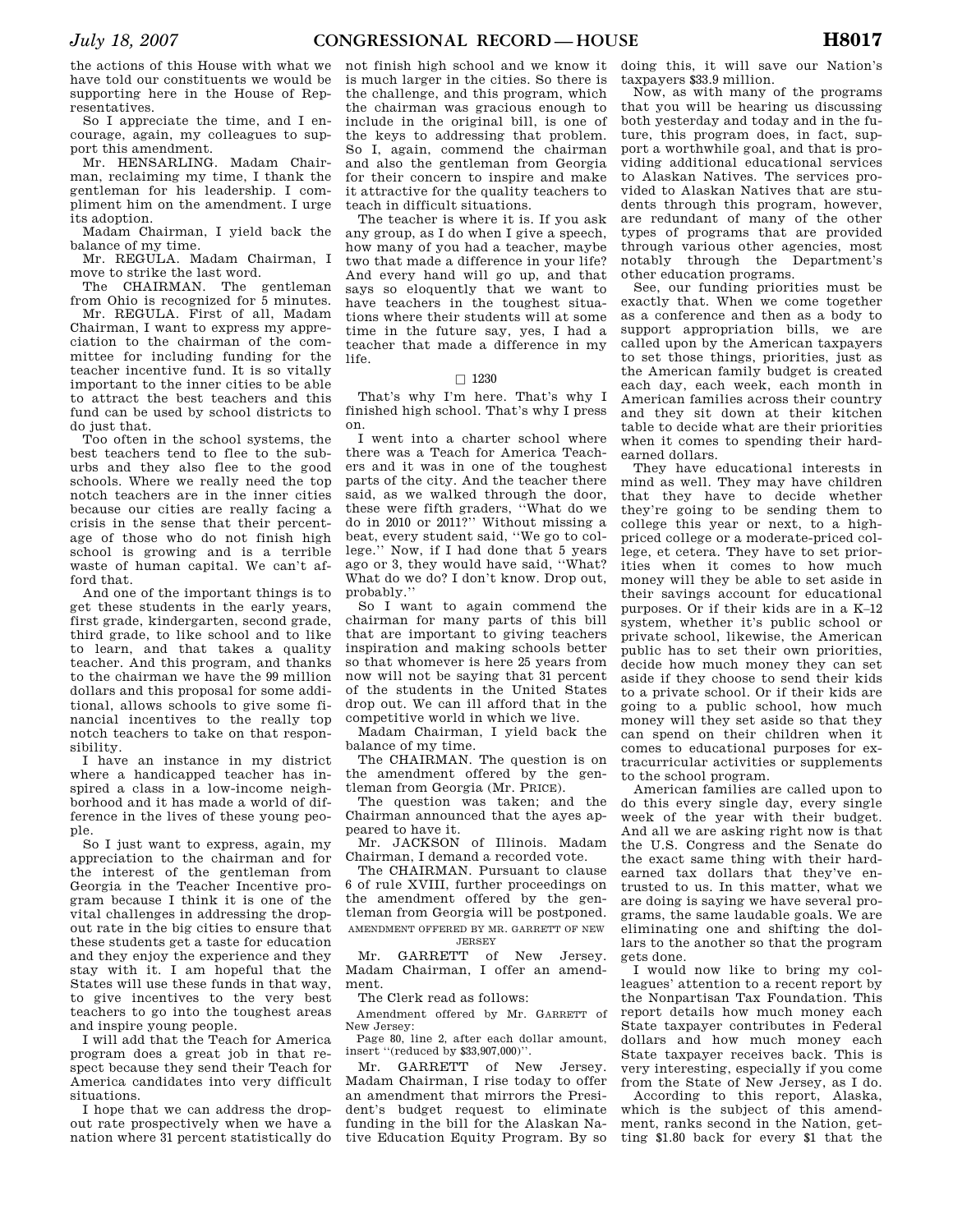the actions of this House with what we have told our constituents we would be supporting here in the House of Representatives.

So I appreciate the time, and I encourage, again, my colleagues to support this amendment.

Mr. HENSARLING. Madam Chairman, reclaiming my time, I thank the gentleman for his leadership. I compliment him on the amendment. I urge its adoption.

Madam Chairman, I yield back the balance of my time.

Mr. REGULA. Madam Chairman, I move to strike the last word.

The CHAIRMAN. The gentleman from Ohio is recognized for 5 minutes.

Mr. REGULA. First of all, Madam Chairman, I want to express my appreciation to the chairman of the committee for including funding for the teacher incentive fund. It is so vitally important to the inner cities to be able to attract the best teachers and this fund can be used by school districts to do just that.

Too often in the school systems, the best teachers tend to flee to the suburbs and they also flee to the good schools. Where we really need the top notch teachers are in the inner cities because our cities are really facing a crisis in the sense that their percentage of those who do not finish high school is growing and is a terrible waste of human capital. We can't afford that.

And one of the important things is to get these students in the early years, first grade, kindergarten, second grade, third grade, to like school and to like to learn, and that takes a quality teacher. And this program, and thanks to the chairman we have the 99 million dollars and this proposal for some additional, allows schools to give some financial incentives to the really top notch teachers to take on that responsibility.

I have an instance in my district where a handicapped teacher has inspired a class in a low-income neighborhood and it has made a world of difference in the lives of these young people.

So I just want to express, again, my appreciation to the chairman and for the interest of the gentleman from Georgia in the Teacher Incentive program because I think it is one of the vital challenges in addressing the dropout rate in the big cities to ensure that these students get a taste for education and they enjoy the experience and they stay with it. I am hopeful that the States will use these funds in that way, to give incentives to the very best teachers to go into the toughest areas and inspire young people.

I will add that the Teach for America program does a great job in that respect because they send their Teach for America candidates into very difficult situations.

I hope that we can address the dropout rate prospectively when we have a nation where 31 percent statistically do not finish high school and we know it is much larger in the cities. So there is the challenge, and this program, which the chairman was gracious enough to include in the original bill, is one of the keys to addressing that problem. So I, again, commend the chairman and also the gentleman from Georgia for their concern to inspire and make it attractive for the quality teachers to teach in difficult situations.

The teacher is where it is. If you ask any group, as I do when I give a speech, how many of you had a teacher, maybe two that made a difference in your life? And every hand will go up, and that says so eloquently that we want to have teachers in the toughest situations where their students will at some time in the future say, yes, I had a teacher that made a difference in my life.

□ 1230

That's why I'm here. That's why I finished high school. That's why I press on.

I went into a charter school where there was a Teach for America Teachers and it was in one of the toughest parts of the city. And the teacher there said, as we walked through the door, these were fifth graders, ''What do we do in 2010 or 2011?'' Without missing a beat, every student said, ''We go to college.'' Now, if I had done that 5 years ago or 3, they would have said, ''What? What do we do? I don't know. Drop out, probably.''

So I want to again commend the chairman for many parts of this bill that are important to giving teachers inspiration and making schools better so that whomever is here 25 years from now will not be saying that 31 percent of the students in the United States drop out. We can ill afford that in the competitive world in which we live.

Madam Chairman, I yield back the balance of my time.

The CHAIRMAN. The question is on the amendment offered by the gentleman from Georgia (Mr. PRICE).

The question was taken; and the Chairman announced that the ayes appeared to have it.

Mr. JACKSON of Illinois. Madam Chairman, I demand a recorded vote.

The CHAIRMAN. Pursuant to clause 6 of rule XVIII, further proceedings on the amendment offered by the gentleman from Georgia will be postponed.

AMENDMENT OFFERED BY MR. GARRETT OF NEW JERSEY

Mr. GARRETT of New Jersey. Madam Chairman, I offer an amendment.

The Clerk read as follows:

Amendment offered by Mr. GARRETT of New Jersey:

Page 80, line 2, after each dollar amount, insert ''(reduced by $33,907,000)''.

Mr. GARRETT of New Jersey. Madam Chairman, I rise today to offer an amendment that mirrors the President's budget request to eliminate funding in the bill for the Alaskan Native Education Equity Program. By so doing this, it will save our Nation's taxpayers $33.9 million.

Now, as with many of the programs that you will be hearing us discussing both yesterday and today and in the future, this program does, in fact, support a worthwhile goal, and that is providing additional educational services to Alaskan Natives. The services provided to Alaskan Natives that are students through this program, however, are redundant of many of the other types of programs that are provided through various other agencies, most notably through the Department's other education programs.

See, our funding priorities must be exactly that. When we come together as a conference and then as a body to support appropriation bills, we are called upon by the American taxpayers to set those things, priorities, just as the American family budget is created each day, each week, each month in American families across their country and they sit down at their kitchen table to decide what are their priorities when it comes to spending their hard-earned dollars.

They have educational interests in mind as well. They may have children that they have to decide whether they're going to be sending them to college this year or next, to a high-priced college or a moderate-priced college, et cetera. They have to set priorities when it comes to how much money will they be able to set aside in their savings account for educational purposes. Or if their kids are in a K–12 system, whether it's public school or private school, likewise, the American public has to set their own priorities, decide how much money they can set aside if they choose to send their kids to a private school. Or if their kids are going to a public school, how much money will they set aside so that they can spend on their children when it comes to educational purposes for extracurricular activities or supplements to the school program.

American families are called upon to do this every single day, every single week of the year with their budget. And all we are asking right now is that the U.S. Congress and the Senate do the exact same thing with their hard-earned tax dollars that they've entrusted to us. In this matter, what we are doing is saying we have several programs, the same laudable goals. We are eliminating one and shifting the dollars to the another so that the program gets done.

I would now like to bring my colleagues' attention to a recent report by the Nonpartisan Tax Foundation. This report details how much money each State taxpayer contributes in Federal dollars and how much money each State taxpayer receives back. This is very interesting, especially if you come from the State of New Jersey, as I do.

According to this report, Alaska, which is the subject of this amendment, ranks second in the Nation, getting $1.80 back for every $1 that the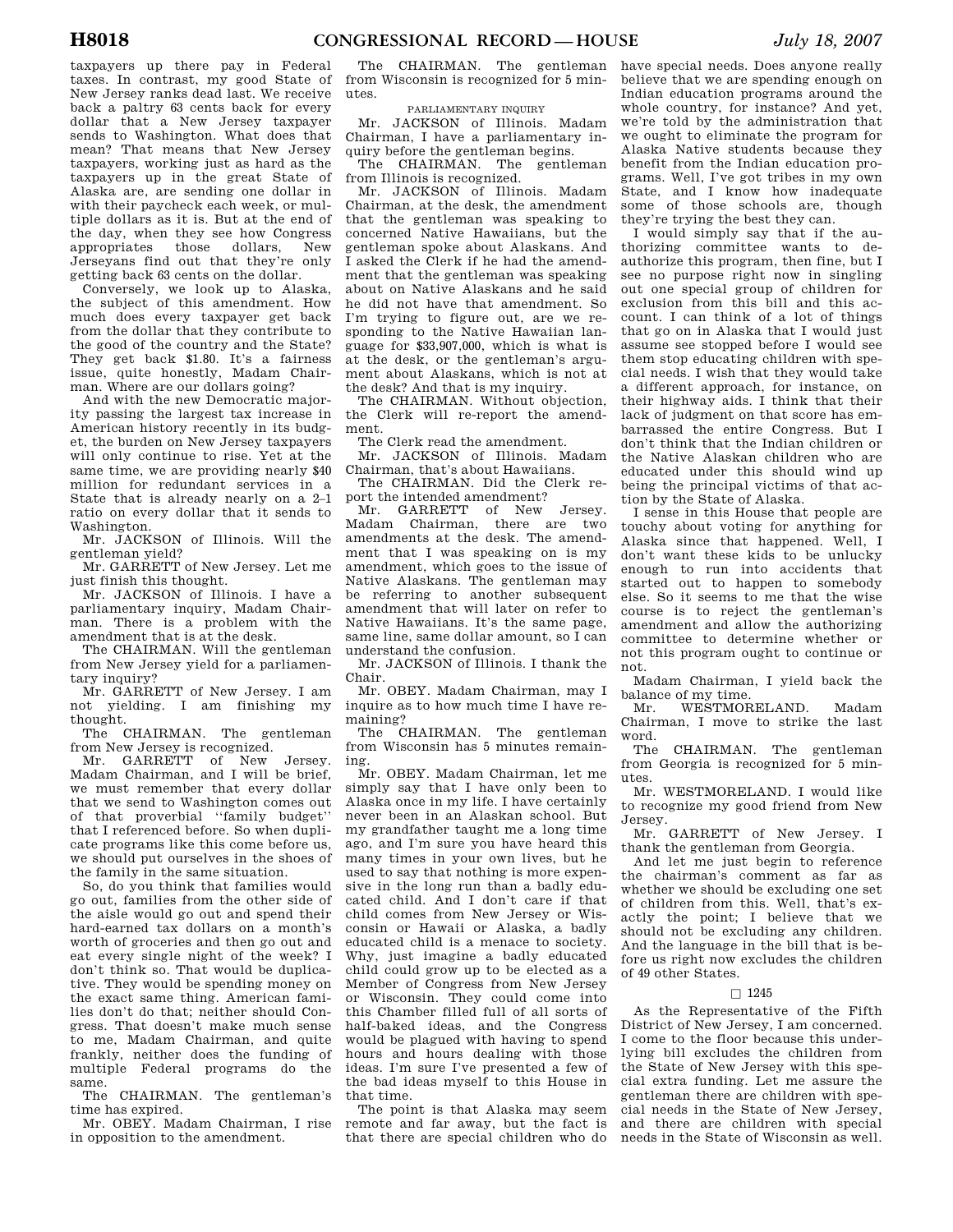taxpayers up there pay in Federal taxes. In contrast, my good State of New Jersey ranks dead last. We receive back a paltry 63 cents back for every dollar that a New Jersey taxpayer sends to Washington. What does that mean? That means that New Jersey taxpayers, working just as hard as the taxpayers up in the great State of Alaska are, are sending one dollar in with their paycheck each week, or multiple dollars as it is. But at the end of the day, when they see how Congress appropriates those dollars, New Jerseyans find out that they're only getting back 63 cents on the dollar.

Conversely, we look up to Alaska, the subject of this amendment. How much does every taxpayer get back from the dollar that they contribute to the good of the country and the State? They get back $1.80. It's a fairness issue, quite honestly, Madam Chairman. Where are our dollars going?

And with the new Democratic majority passing the largest tax increase in American history recently in its budget, the burden on New Jersey taxpayers will only continue to rise. Yet at the same time, we are providing nearly $40 million for redundant services in a State that is already nearly on a 2–1 ratio on every dollar that it sends to Washington.

Mr. JACKSON of Illinois. Will the gentleman yield?

Mr. GARRETT of New Jersey. Let me just finish this thought.

Mr. JACKSON of Illinois. I have a parliamentary inquiry, Madam Chairman. There is a problem with the amendment that is at the desk.

The CHAIRMAN. Will the gentleman from New Jersey yield for a parliamentary inquiry?

Mr. GARRETT of New Jersey. I am not yielding. I am finishing my thought.

The CHAIRMAN. The gentleman from New Jersey is recognized.

Mr. GARRETT of New Jersey. Madam Chairman, and I will be brief, we must remember that every dollar that we send to Washington comes out of that proverbial "family budget" that I referenced before. So when duplicate programs like this come before us, we should put ourselves in the shoes of the family in the same situation.

So, do you think that families would go out, families from the other side of the aisle would go out and spend their hard-earned tax dollars on a month's worth of groceries and then go out and eat every single night of the week? I don't think so. That would be duplicative. They would be spending money on the exact same thing. American families don't do that; neither should Congress. That doesn't make much sense to me, Madam Chairman, and quite frankly, neither does the funding of multiple Federal programs do the same.

The CHAIRMAN. The gentleman's time has expired.

Mr. OBEY. Madam Chairman, I rise in opposition to the amendment.

The CHAIRMAN. The gentleman from Wisconsin is recognized for 5 minutes.

PARLIAMENTARY INQUIRY

Mr. JACKSON of Illinois. Madam Chairman, I have a parliamentary inquiry before the gentleman begins.

The CHAIRMAN. The gentleman from Illinois is recognized.

Mr. JACKSON of Illinois. Madam Chairman, at the desk, the amendment that the gentleman was speaking to concerned Native Hawaiians, but the gentleman spoke about Alaskans. And I asked the Clerk if he had the amendment that the gentleman was speaking about on Native Alaskans and he said he did not have that amendment. So I'm trying to figure out, are we responding to the Native Hawaiian language for $33,907,000, which is what is at the desk, or the gentleman's argument about Alaskans, which is not at the desk? And that is my inquiry.

The CHAIRMAN. Without objection, the Clerk will re-report the amendment.

The Clerk read the amendment.

Mr. JACKSON of Illinois. Madam Chairman, that's about Hawaiians.

The CHAIRMAN. Did the Clerk report the intended amendment?

Mr. GARRETT of New Jersey. Madam Chairman, there are two amendments at the desk. The amendment that I was speaking on is my amendment, which goes to the issue of Native Alaskans. The gentleman may be referring to another subsequent amendment that will later on refer to Native Hawaiians. It's the same page, same line, same dollar amount, so I can understand the confusion.

Mr. JACKSON of Illinois. I thank the Chair.

Mr. OBEY. Madam Chairman, may I inquire as to how much time I have remaining?

The CHAIRMAN. The gentleman from Wisconsin has 5 minutes remaining.

Mr. OBEY. Madam Chairman, let me simply say that I have only been to Alaska once in my life. I have certainly never been in an Alaskan school. But my grandfather taught me a long time ago, and I'm sure you have heard this many times in your own lives, but he used to say that nothing is more expensive in the long run than a badly educated child. And I don't care if that child comes from New Jersey or Wisconsin or Hawaii or Alaska, a badly educated child is a menace to society. Why, just imagine a badly educated child could grow up to be elected as a Member of Congress from New Jersey or Wisconsin. They could come into this Chamber filled full of all sorts of half-baked ideas, and the Congress would be plagued with having to spend hours and hours dealing with those ideas. I'm sure I've presented a few of the bad ideas myself to this House in that time.

The point is that Alaska may seem remote and far away, but the fact is that there are special children who do have special needs. Does anyone really believe that we are spending enough on Indian education programs around the whole country, for instance? And yet, we're told by the administration that we ought to eliminate the program for Alaska Native students because they benefit from the Indian education programs. Well, I've got tribes in my own State, and I know how inadequate some of those schools are, though they're trying the best they can.

I would simply say that if the authorizing committee wants to deauthorize this program, then fine, but I see no purpose right now in singling out one special group of children for exclusion from this bill and this account. I can think of a lot of things that go on in Alaska that I would just assume see stopped before I would see them stop educating children with special needs. I wish that they would take a different approach, for instance, on their highway aids. I think that their lack of judgment on that score has embarrassed the entire Congress. But I don't think that the Indian children or the Native Alaskan children who are educated under this should wind up being the principal victims of that action by the State of Alaska.

I sense in this House that people are touchy about voting for anything for Alaska since that happened. Well, I don't want these kids to be unlucky enough to run into accidents that started out to happen to somebody else. So it seems to me that the wise course is to reject the gentleman's amendment and allow the authorizing committee to determine whether or not this program ought to continue or not.

Madam Chairman, I yield back the balance of my time.

Mr. WESTMORELAND. Madam Chairman, I move to strike the last word.

The CHAIRMAN. The gentleman from Georgia is recognized for 5 minutes.

Mr. WESTMORELAND. I would like to recognize my good friend from New Jersey.

Mr. GARRETT of New Jersey. I thank the gentleman from Georgia.

And let me just begin to reference the chairman's comment as far as whether we should be excluding one set of children from this. Well, that's exactly the point; I believe that we should not be excluding any children. And the language in the bill that is before us right now excludes the children of 49 other States.

□ 1245

As the Representative of the Fifth District of New Jersey, I am concerned. I come to the floor because this underlying bill excludes the children from the State of New Jersey with this special extra funding. Let me assure the gentleman there are children with special needs in the State of New Jersey, and there are children with special needs in the State of Wisconsin as well.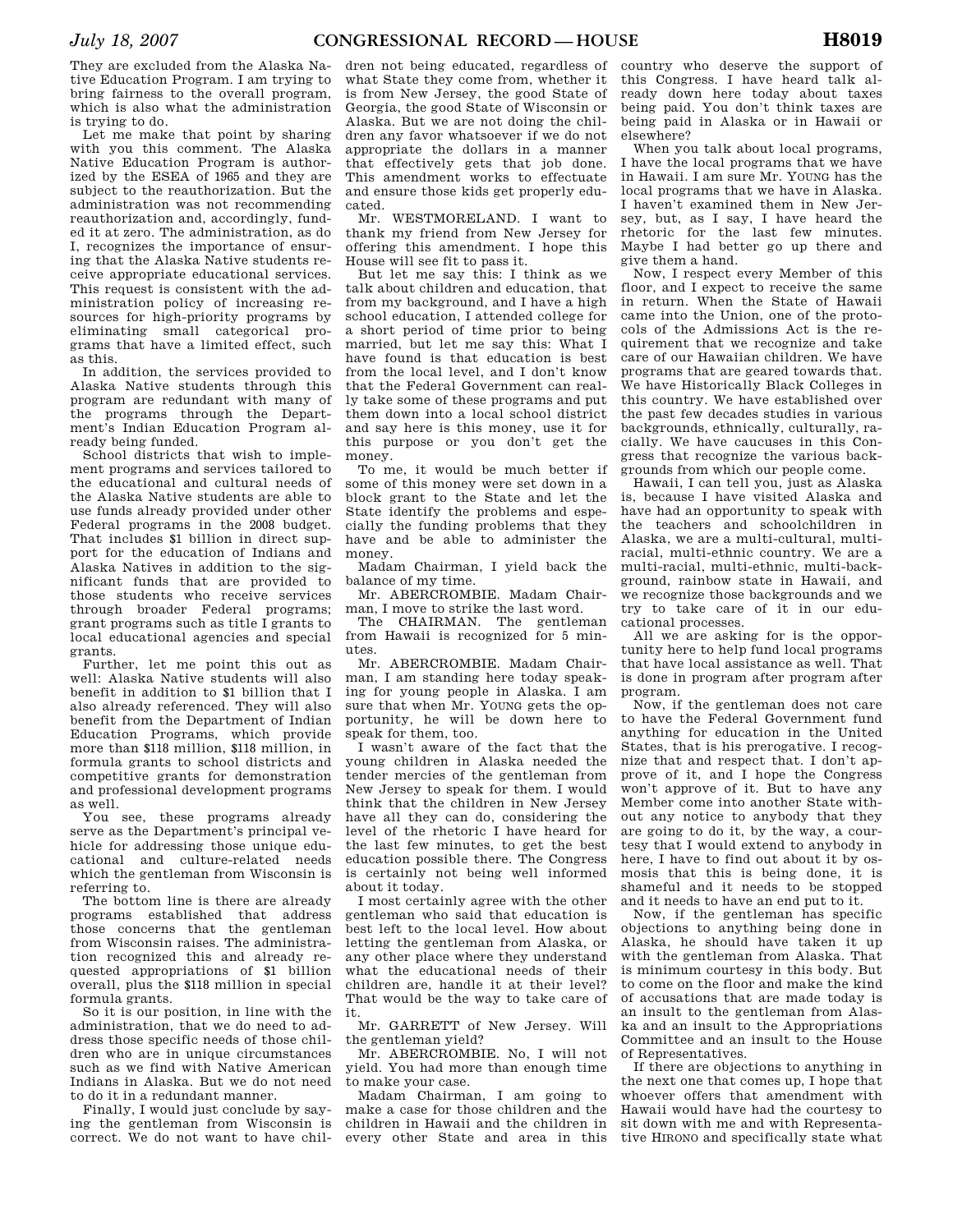They are excluded from the Alaska Native Education Program. I am trying to bring fairness to the overall program, which is also what the administration is trying to do.

Let me make that point by sharing with you this comment. The Alaska Native Education Program is authorized by the ESEA of 1965 and they are subject to the reauthorization. But the administration was not recommending reauthorization and, accordingly, funded it at zero. The administration, as do I, recognizes the importance of ensuring that the Alaska Native students receive appropriate educational services. This request is consistent with the administration policy of increasing resources for high-priority programs by eliminating small categorical programs that have a limited effect, such as this.

In addition, the services provided to Alaska Native students through this program are redundant with many of the programs through the Department's Indian Education Program already being funded.

School districts that wish to implement programs and services tailored to the educational and cultural needs of the Alaska Native students are able to use funds already provided under other Federal programs in the 2008 budget. That includes $1 billion in direct support for the education of Indians and Alaska Natives in addition to the significant funds that are provided to those students who receive services through broader Federal programs; grant programs such as title I grants to local educational agencies and special grants.

Further, let me point this out as well: Alaska Native students will also benefit in addition to $1 billion that I also already referenced. They will also benefit from the Department of Indian Education Programs, which provide more than $118 million, $118 million, in formula grants to school districts and competitive grants for demonstration and professional development programs as well.

You see, these programs already serve as the Department's principal vehicle for addressing those unique educational and culture-related needs which the gentleman from Wisconsin is referring to.

The bottom line is there are already programs established that address those concerns that the gentleman from Wisconsin raises. The administration recognized this and already requested appropriations of $1 billion overall, plus the $118 million in special formula grants.

So it is our position, in line with the administration, that we do need to address those specific needs of those children who are in unique circumstances such as we find with Native American Indians in Alaska. But we do not need to do it in a redundant manner.

Finally, I would just conclude by saying the gentleman from Wisconsin is correct. We do not want to have children not being educated, regardless of what State they come from, whether it is from New Jersey, the good State of Georgia, the good State of Wisconsin or Alaska. But we are not doing the children any favor whatsoever if we do not appropriate the dollars in a manner that effectively gets that job done. This amendment works to effectuate and ensure those kids get properly educated.

Mr. WESTMORELAND. I want to thank my friend from New Jersey for offering this amendment. I hope this House will see fit to pass it.

But let me say this: I think as we talk about children and education, that from my background, and I have a high school education, I attended college for a short period of time prior to being married, but let me say this: What I have found is that education is best from the local level, and I don't know that the Federal Government can really take some of these programs and put them down into a local school district and say here is this money, use it for this purpose or you don't get the money.

To me, it would be much better if some of this money were set down in a block grant to the State and let the State identify the problems and especially the funding problems that they have and be able to administer the money.

Madam Chairman, I yield back the balance of my time.

Mr. ABERCROMBIE. Madam Chairman, I move to strike the last word.

The CHAIRMAN. The gentleman from Hawaii is recognized for 5 minutes.

Mr. ABERCROMBIE. Madam Chairman, I am standing here today speaking for young people in Alaska. I am sure that when Mr. YOUNG gets the opportunity, he will be down here to speak for them, too.

I wasn't aware of the fact that the young children in Alaska needed the tender mercies of the gentleman from New Jersey to speak for them. I would think that the children in New Jersey have all they can do, considering the level of the rhetoric I have heard for the last few minutes, to get the best education possible there. The Congress is certainly not being well informed about it today.

I most certainly agree with the other gentleman who said that education is best left to the local level. How about letting the gentleman from Alaska, or any other place where they understand what the educational needs of their children are, handle it at their level? That would be the way to take care of it.

Mr. GARRETT of New Jersey. Will the gentleman yield?

Mr. ABERCROMBIE. No, I will not yield. You had more than enough time to make your case.

Madam Chairman, I am going to make a case for those children and the children in Hawaii and the children in every other State and area in this country who deserve the support of this Congress. I have heard talk already down here today about taxes being paid. You don't think taxes are being paid in Alaska or in Hawaii or elsewhere?

When you talk about local programs, I have the local programs that we have in Hawaii. I am sure Mr. YOUNG has the local programs that we have in Alaska. I haven't examined them in New Jersey, but, as I say, I have heard the rhetoric for the last few minutes. Maybe I had better go up there and give them a hand.

Now, I respect every Member of this floor, and I expect to receive the same in return. When the State of Hawaii came into the Union, one of the protocols of the Admissions Act is the requirement that we recognize and take care of our Hawaiian children. We have programs that are geared towards that. We have Historically Black Colleges in this country. We have established over the past few decades studies in various backgrounds, ethnically, culturally, racially. We have caucuses in this Congress that recognize the various backgrounds from which our people come.

Hawaii, I can tell you, just as Alaska is, because I have visited Alaska and have had an opportunity to speak with the teachers and schoolchildren in Alaska, we are a multi-cultural, multi-racial, multi-ethnic country. We are a multi-racial, multi-ethnic, multi-background, rainbow state in Hawaii, and we recognize those backgrounds and we try to take care of it in our educational processes.

All we are asking for is the opportunity here to help fund local programs that have local assistance as well. That is done in program after program after program.

Now, if the gentleman does not care to have the Federal Government fund anything for education in the United States, that is his prerogative. I recognize that and respect that. I don't approve of it, and I hope the Congress won't approve of it. But to have any Member come into another State without any notice to anybody that they are going to do it, by the way, a courtesy that I would extend to anybody in here, I have to find out about it by osmosis that this is being done, it is shameful and it needs to be stopped and it needs to have an end put to it.

Now, if the gentleman has specific objections to anything being done in Alaska, he should have taken it up with the gentleman from Alaska. That is minimum courtesy in this body. But to come on the floor and make the kind of accusations that are made today is an insult to the gentleman from Alaska and an insult to the Appropriations Committee and an insult to the House of Representatives.

If there are objections to anything in the next one that comes up, I hope that whoever offers that amendment with Hawaii would have had the courtesy to sit down with me and with Representative HIRONO and specifically state what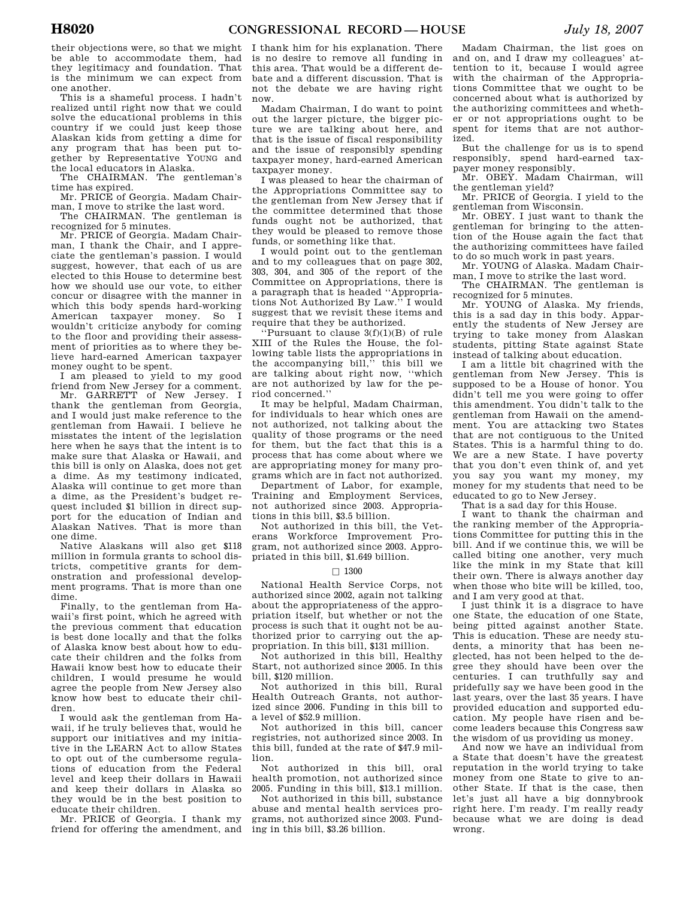their objections were, so that we might be able to accommodate them, had they legitimacy and foundation. That is the minimum we can expect from one another.

This is a shameful process. I hadn't realized until right now that we could solve the educational problems in this country if we could just keep those Alaskan kids from getting a dime for any program that has been put together by Representative YOUNG and the local educators in Alaska.

The CHAIRMAN. The gentleman's time has expired.

Mr. PRICE of Georgia. Madam Chairman, I move to strike the last word.

The CHAIRMAN. The gentleman is recognized for 5 minutes.

Mr. PRICE of Georgia. Madam Chairman, I thank the Chair, and I appreciate the gentleman's passion. I would suggest, however, that each of us are elected to this House to determine best how we should use our vote, to either concur or disagree with the manner in which this body spends hard-working American taxpayer money. So I wouldn't criticize anybody for coming to the floor and providing their assessment of priorities as to where they believe hard-earned American taxpayer money ought to be spent.

I am pleased to yield to my good friend from New Jersey for a comment.

Mr. GARRETT of New Jersey. I thank the gentleman from Georgia, and I would just make reference to the gentleman from Hawaii. I believe he misstates the intent of the legislation here when he says that the intent is to make sure that Alaska or Hawaii, and this bill is only on Alaska, does not get a dime. As my testimony indicated, Alaska will continue to get more than a dime, as the President's budget request included $1 billion in direct support for the education of Indian and Alaskan Natives. That is more than one dime.

Native Alaskans will also get $118 million in formula grants to school districts, competitive grants for demonstration and professional development programs. That is more than one dime.

Finally, to the gentleman from Hawaii's first point, which he agreed with the previous comment that education is best done locally and that the folks of Alaska know best about how to educate their children and the folks from Hawaii know best how to educate their children, I would presume he would agree the people from New Jersey also know how best to educate their children.

I would ask the gentleman from Hawaii, if he truly believes that, would he support our initiatives and my initiative in the LEARN Act to allow States to opt out of the cumbersome regulations of education from the Federal level and keep their dollars in Hawaii and keep their dollars in Alaska so they would be in the best position to educate their children.

Mr. PRICE of Georgia. I thank my friend for offering the amendment, and I thank him for his explanation. There is no desire to remove all funding in this area. That would be a different debate and a different discussion. That is not the debate we are having right now.

Madam Chairman, I do want to point out the larger picture, the bigger picture we are talking about here, and that is the issue of fiscal responsibility and the issue of responsibly spending taxpayer money, hard-earned American taxpayer money.

I was pleased to hear the chairman of the Appropriations Committee say to the gentleman from New Jersey that if the committee determined that those funds ought not be authorized, that they would be pleased to remove those funds, or something like that.

I would point out to the gentleman and to my colleagues that on page 302, 303, 304, and 305 of the report of the Committee on Appropriations, there is a paragraph that is headed ''Appropriations Not Authorized By Law.'' I would suggest that we revisit these items and require that they be authorized.

''Pursuant to clause 3(f)(1)(B) of rule XIII of the Rules the House, the following table lists the appropriations in the accompanying bill,'' this bill we are talking about right now, ''which are not authorized by law for the period concerned.''

It may be helpful, Madam Chairman, for individuals to hear which ones are not authorized, not talking about the quality of those programs or the need for them, but the fact that this is a process that has come about where we are appropriating money for many programs which are in fact not authorized.

Department of Labor, for example, Training and Employment Services, not authorized since 2003. Appropriations in this bill, $3.5 billion.

Not authorized in this bill, the Veterans Workforce Improvement Program, not authorized since 2003. Appropriated in this bill, $1.649 billion.

□ 1300

National Health Service Corps, not authorized since 2002, again not talking about the appropriateness of the appropriation itself, but whether or not the process is such that it ought not be authorized prior to carrying out the appropriation. In this bill, $131 million.

Not authorized in this bill, Healthy Start, not authorized since 2005. In this bill, $120 million.

Not authorized in this bill, Rural Health Outreach Grants, not authorized since 2006. Funding in this bill to a level of $52.9 million.

Not authorized in this bill, cancer registries, not authorized since 2003. In this bill, funded at the rate of $47.9 million.

Not authorized in this bill, oral health promotion, not authorized since 2005. Funding in this bill, $13.1 million.

Not authorized in this bill, substance abuse and mental health services programs, not authorized since 2003. Funding in this bill, $3.26 billion.

Madam Chairman, the list goes on and on, and I draw my colleagues' attention to it, because I would agree with the chairman of the Appropriations Committee that we ought to be concerned about what is authorized by the authorizing committees and whether or not appropriations ought to be spent for items that are not authorized.

But the challenge for us is to spend responsibly, spend hard-earned taxpayer money responsibly.

Mr. OBEY. Madam Chairman, will the gentleman yield?

Mr. PRICE of Georgia. I yield to the gentleman from Wisconsin.

Mr. OBEY. I just want to thank the gentleman for bringing to the attention of the House again the fact that the authorizing committees have failed to do so much work in past years.

Mr. YOUNG of Alaska. Madam Chairman, I move to strike the last word.

The CHAIRMAN. The gentleman is recognized for 5 minutes.

Mr. YOUNG of Alaska. My friends, this is a sad day in this body. Apparently the students of New Jersey are trying to take money from Alaskan students, pitting State against State instead of talking about education.

I am a little bit chagrined with the gentleman from New Jersey. This is supposed to be a House of honor. You didn't tell me you were going to offer this amendment. You didn't talk to the gentleman from Hawaii on the amendment. You are attacking two States that are not contiguous to the United States. This is a harmful thing to do. We are a new State. I have poverty that you don't even think of, and yet you say you want my money, my money for my students that need to be educated to go to New Jersey.

That is a sad day for this House.

I want to thank the chairman and the ranking member of the Appropriations Committee for putting this in the bill. And if we continue this, we will be called biting one another, very much like the mink in my State that kill their own. There is always another day when those who bite will be killed, too, and I am very good at that.

I just think it is a disgrace to have one State, the education of one State, being pitted against another State. This is education. These are needy students, a minority that has been neglected, has not been helped to the degree they should have been over the centuries. I can truthfully say and pridefully say we have been good in the last years, over the last 35 years. I have provided education and supported education. My people have risen and become leaders because this Congress saw the wisdom of us providing us money.

And now we have an individual from a State that doesn't have the greatest reputation in the world trying to take money from one State to give to another State. If that is the case, then let's just all have a big donnybrook right here. I'm ready. I'm really ready because what we are doing is dead wrong.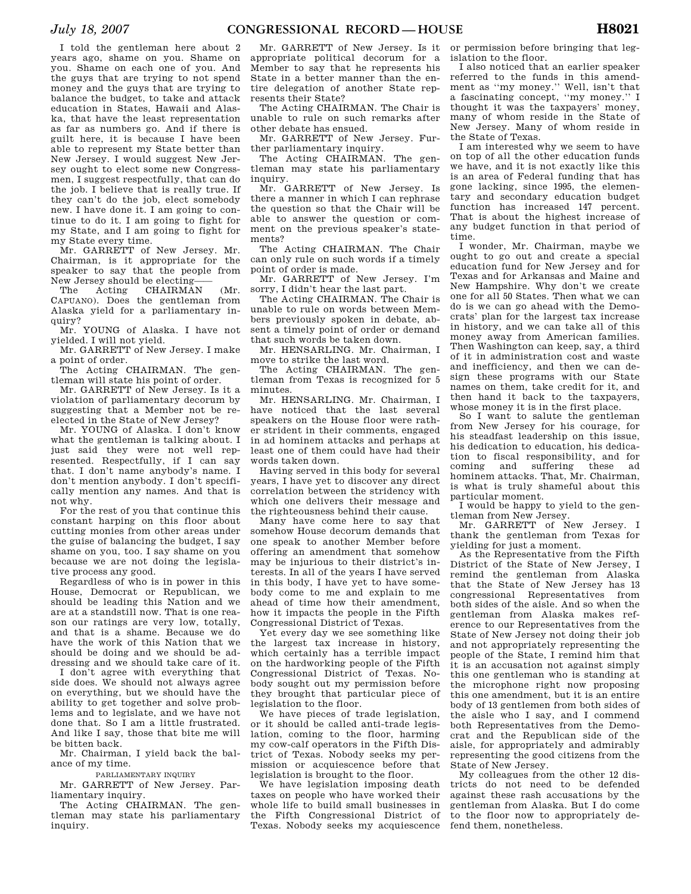I told the gentleman here about 2 years ago, shame on you. Shame on you. Shame on each one of you. And the guys that are trying to not spend money and the guys that are trying to balance the budget, to take and attack education in States, Hawaii and Alaska, that have the least representation as far as numbers go. And if there is guilt here, it is because I have been able to represent my State better than New Jersey. I would suggest New Jersey ought to elect some new Congressmen, I suggest respectfully, that can do the job. I believe that is really true. If they can't do the job, elect somebody new. I have done it. I am going to continue to do it. I am going to fight for my State, and I am going to fight for my State every time.

Mr. GARRETT of New Jersey. Mr. Chairman, is it appropriate for the speaker to say that the people from New Jersey should be electing——

The Acting CHAIRMAN (Mr. CAPUANO). Does the gentleman from Alaska yield for a parliamentary inquiry?

Mr. YOUNG of Alaska. I have not yielded. I will not yield.

Mr. GARRETT of New Jersey. I make a point of order.

The Acting CHAIRMAN. The gentleman will state his point of order.

Mr. GARRETT of New Jersey. Is it a violation of parliamentary decorum by suggesting that a Member not be reelected in the State of New Jersey?

Mr. YOUNG of Alaska. I don't know what the gentleman is talking about. I just said they were not well represented. Respectfully, if I can say that. I don't name anybody's name. I don't mention anybody. I don't specifically mention any names. And that is not why.

For the rest of you that continue this constant harping on this floor about cutting monies from other areas under the guise of balancing the budget, I say shame on you, too. I say shame on you because we are not doing the legislative process any good.

Regardless of who is in power in this House, Democrat or Republican, we should be leading this Nation and we are at a standstill now. That is one reason our ratings are very low, totally, and that is a shame. Because we do have the work of this Nation that we should be doing and we should be addressing and we should take care of it.

I don't agree with everything that side does. We should not always agree on everything, but we should have the ability to get together and solve problems and to legislate, and we have not done that. So I am a little frustrated. And like I say, those that bite me will be bitten back.

Mr. Chairman, I yield back the balance of my time.

PARLIAMENTARY INQUIRY

Mr. GARRETT of New Jersey. Parliamentary inquiry.

The Acting CHAIRMAN. The gentleman may state his parliamentary inquiry.

Mr. GARRETT of New Jersey. Is it appropriate political decorum for a Member to say that he represents his State in a better manner than the entire delegation of another State represents their State?

The Acting CHAIRMAN. The Chair is unable to rule on such remarks after other debate has ensued.

Mr. GARRETT of New Jersey. Further parliamentary inquiry.

The Acting CHAIRMAN. The gentleman may state his parliamentary inquiry.

Mr. GARRETT of New Jersey. Is there a manner in which I can rephrase the question so that the Chair will be able to answer the question or comment on the previous speaker's statements?

The Acting CHAIRMAN. The Chair can only rule on such words if a timely point of order is made.

Mr. GARRETT of New Jersey. I'm sorry, I didn't hear the last part.

The Acting CHAIRMAN. The Chair is unable to rule on words between Members previously spoken in debate, absent a timely point of order or demand that such words be taken down.

Mr. HENSARLING. Mr. Chairman, I move to strike the last word.

The Acting CHAIRMAN. The gentleman from Texas is recognized for 5 minutes.

Mr. HENSARLING. Mr. Chairman, I have noticed that the last several speakers on the House floor were rather strident in their comments, engaged in ad hominem attacks and perhaps at least one of them could have had their words taken down.

Having served in this body for several years, I have yet to discover any direct correlation between the stridency with which one delivers their message and the righteousness behind their cause.

Many have come here to say that somehow House decorum demands that one speak to another Member before offering an amendment that somehow may be injurious to their district's interests. In all of the years I have served in this body, I have yet to have somebody come to me and explain to me ahead of time how their amendment, how it impacts the people in the Fifth Congressional District of Texas.

Yet every day we see something like the largest tax increase in history, which certainly has a terrible impact on the hardworking people of the Fifth Congressional District of Texas. Nobody sought out my permission before they brought that particular piece of legislation to the floor.

We have pieces of trade legislation, or it should be called anti-trade legislation, coming to the floor, harming my cow-calf operators in the Fifth District of Texas. Nobody seeks my permission or acquiescence before that legislation is brought to the floor.

We have legislation imposing death taxes on people who have worked their whole life to build small businesses in the Fifth Congressional District of Texas. Nobody seeks my acquiescence or permission before bringing that legislation to the floor.

I also noticed that an earlier speaker referred to the funds in this amendment as ''my money.'' Well, isn't that a fascinating concept, ''my money.'' I thought it was the taxpayers' money, many of whom reside in the State of New Jersey. Many of whom reside in the State of Texas.

I am interested why we seem to have on top of all the other education funds we have, and it is not exactly like this is an area of Federal funding that has gone lacking, since 1995, the elementary and secondary education budget function has increased 147 percent. That is about the highest increase of any budget function in that period of time.

I wonder, Mr. Chairman, maybe we ought to go out and create a special education fund for New Jersey and for Texas and for Arkansas and Maine and New Hampshire. Why don't we create one for all 50 States. Then what we can do is we can go ahead with the Democrats' plan for the largest tax increase in history, and we can take all of this money away from American families. Then Washington can keep, say, a third of it in administration cost and waste and inefficiency, and then we can design these programs with our State names on them, take credit for it, and then hand it back to the taxpayers, whose money it is in the first place.

So I want to salute the gentleman from New Jersey for his courage, for his steadfast leadership on this issue, his dedication to education, his dedication to fiscal responsibility, and for coming and suffering these ad hominem attacks. That, Mr. Chairman, is what is truly shameful about this particular moment.

I would be happy to yield to the gentleman from New Jersey.

Mr. GARRETT of New Jersey. I thank the gentleman from Texas for yielding for just a moment.

As the Representative from the Fifth District of the State of New Jersey, I remind the gentleman from Alaska that the State of New Jersey has 13 congressional Representatives from both sides of the aisle. And so when the gentleman from Alaska makes reference to our Representatives from the State of New Jersey not doing their job and not appropriately representing the people of the State, I remind him that it is an accusation not against simply this one gentleman who is standing at the microphone right now proposing this one amendment, but it is an entire body of 13 gentlemen from both sides of the aisle who I say, and I commend both Representatives from the Democrat and the Republican side of the aisle, for appropriately and admirably representing the good citizens from the State of New Jersey.

My colleagues from the other 12 districts do not need to be defended against these rash accusations by the gentleman from Alaska. But I do come to the floor now to appropriately defend them, nonetheless.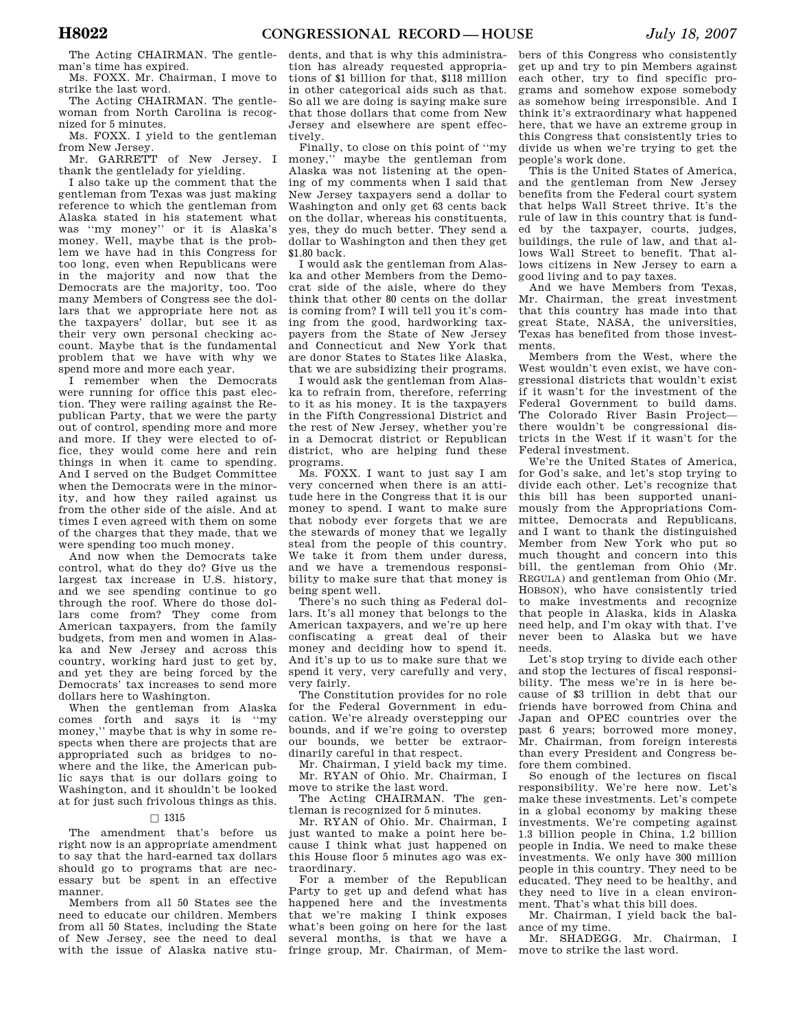The Acting CHAIRMAN. The gentleman's time has expired.

Ms. FOXX. Mr. Chairman, I move to strike the last word.

The Acting CHAIRMAN. The gentlewoman from North Carolina is recognized for 5 minutes.

Ms. FOXX. I yield to the gentleman from New Jersey.

Mr. GARRETT of New Jersey. I thank the gentlelady for yielding.

I also take up the comment that the gentleman from Texas was just making reference to which the gentleman from Alaska stated in his statement what was ''my money'' or it is Alaska's money. Well, maybe that is the problem we have had in this Congress for too long, even when Republicans were in the majority and now that the Democrats are the majority, too. Too many Members of Congress see the dollars that we appropriate here not as the taxpayers' dollar, but see it as their very own personal checking account. Maybe that is the fundamental problem that we have with why we spend more and more each year.

I remember when the Democrats were running for office this past election. They were railing against the Republican Party, that we were the party out of control, spending more and more and more. If they were elected to office, they would come here and rein things in when it came to spending. And I served on the Budget Committee when the Democrats were in the minority, and how they railed against us from the other side of the aisle. And at times I even agreed with them on some of the charges that they made, that we were spending too much money.

And now when the Democrats take control, what do they do? Give us the largest tax increase in U.S. history, and we see spending continue to go through the roof. Where do those dollars come from? They come from American taxpayers, from the family budgets, from men and women in Alaska and New Jersey and across this country, working hard just to get by, and yet they are being forced by the Democrats' tax increases to send more dollars here to Washington.

When the gentleman from Alaska comes forth and says it is ''my money,'' maybe that is why in some respects when there are projects that are appropriated such as bridges to nowhere and the like, the American public says that is our dollars going to Washington, and it shouldn't be looked at for just such frivolous things as this.

□ 1315

The amendment that's before us right now is an appropriate amendment to say that the hard-earned tax dollars should go to programs that are necessary but be spent in an effective manner.

Members from all 50 States see the need to educate our children. Members from all 50 States, including the State of New Jersey, see the need to deal with the issue of Alaska native students, and that is why this administration has already requested appropriations of $1 billion for that, $118 million in other categorical aids such as that. So all we are doing is saying make sure that those dollars that come from New Jersey and elsewhere are spent effectively.

Finally, to close on this point of ''my money,'' maybe the gentleman from Alaska was not listening at the opening of my comments when I said that New Jersey taxpayers send a dollar to Washington and only get 63 cents back on the dollar, whereas his constituents, yes, they do much better. They send a dollar to Washington and then they get $1.80 back.

I would ask the gentleman from Alaska and other Members from the Democrat side of the aisle, where do they think that other 80 cents on the dollar is coming from? I will tell you it's coming from the good, hardworking taxpayers from the State of New Jersey and Connecticut and New York that are donor States to States like Alaska, that we are subsidizing their programs.

I would ask the gentleman from Alaska to refrain from, therefore, referring to it as his money. It is the taxpayers in the Fifth Congressional District and the rest of New Jersey, whether you're in a Democrat district or Republican district, who are helping fund these programs.

Ms. FOXX. I want to just say I am very concerned when there is an attitude here in the Congress that it is our money to spend. I want to make sure that nobody ever forgets that we are the stewards of money that we legally steal from the people of this country. We take it from them under duress, and we have a tremendous responsibility to make sure that that money is being spent well.

There's no such thing as Federal dollars. It's all money that belongs to the American taxpayers, and we're up here confiscating a great deal of their money and deciding how to spend it. And it's up to us to make sure that we spend it very, very carefully and very, very fairly.

The Constitution provides for no role for the Federal Government in education. We're already overstepping our bounds, and if we're going to overstep our bounds, we better be extraordinarily careful in that respect.

Mr. Chairman, I yield back my time.

Mr. RYAN of Ohio. Mr. Chairman, I move to strike the last word.

The Acting CHAIRMAN. The gentleman is recognized for 5 minutes.

Mr. RYAN of Ohio. Mr. Chairman, I just wanted to make a point here because I think what just happened on this House floor 5 minutes ago was extraordinary.

For a member of the Republican Party to get up and defend what has happened here and the investments that we're making I think exposes what's been going on here for the last several months, is that we have a fringe group, Mr. Chairman, of Members of this Congress who consistently get up and try to pin Members against each other, try to find specific programs and somehow expose somebody as somehow being irresponsible. And I think it's extraordinary what happened here, that we have an extreme group in this Congress that consistently tries to divide us when we're trying to get the people's work done.

This is the United States of America, and the gentleman from New Jersey benefits from the Federal court system that helps Wall Street thrive. It's the rule of law in this country that is funded by the taxpayer, courts, judges, buildings, the rule of law, and that allows Wall Street to benefit. That allows citizens in New Jersey to earn a good living and to pay taxes.

And we have Members from Texas, Mr. Chairman, the great investment that this country has made into that great State, NASA, the universities, Texas has benefited from those investments.

Members from the West, where the West wouldn't even exist, we have congressional districts that wouldn't exist if it wasn't for the investment of the Federal Government to build dams. The Colorado River Basin Project—there wouldn't be congressional districts in the West if it wasn't for the Federal investment.

We're the United States of America, for God's sake, and let's stop trying to divide each other. Let's recognize that this bill has been supported unanimously from the Appropriations Committee, Democrats and Republicans, and I want to thank the distinguished Member from New York who put so much thought and concern into this bill, the gentleman from Ohio (Mr. REGULA) and gentleman from Ohio (Mr. HOBSON), who have consistently tried to make investments and recognize that people in Alaska, kids in Alaska need help, and I'm okay with that. I've never been to Alaska but we have needs.

Let's stop trying to divide each other and stop the lectures of fiscal responsibility. The mess we're in is here because of $3 trillion in debt that our friends have borrowed from China and Japan and OPEC countries over the past 6 years; borrowed more money, Mr. Chairman, from foreign interests than every President and Congress before them combined.

So enough of the lectures on fiscal responsibility. We're here now. Let's make these investments. Let's compete in a global economy by making these investments. We're competing against 1.3 billion people in China, 1.2 billion people in India. We need to make these investments. We only have 300 million people in this country. They need to be educated. They need to be healthy, and they need to live in a clean environment. That's what this bill does.

Mr. Chairman, I yield back the balance of my time.

Mr. SHADEGG. Mr. Chairman, I move to strike the last word.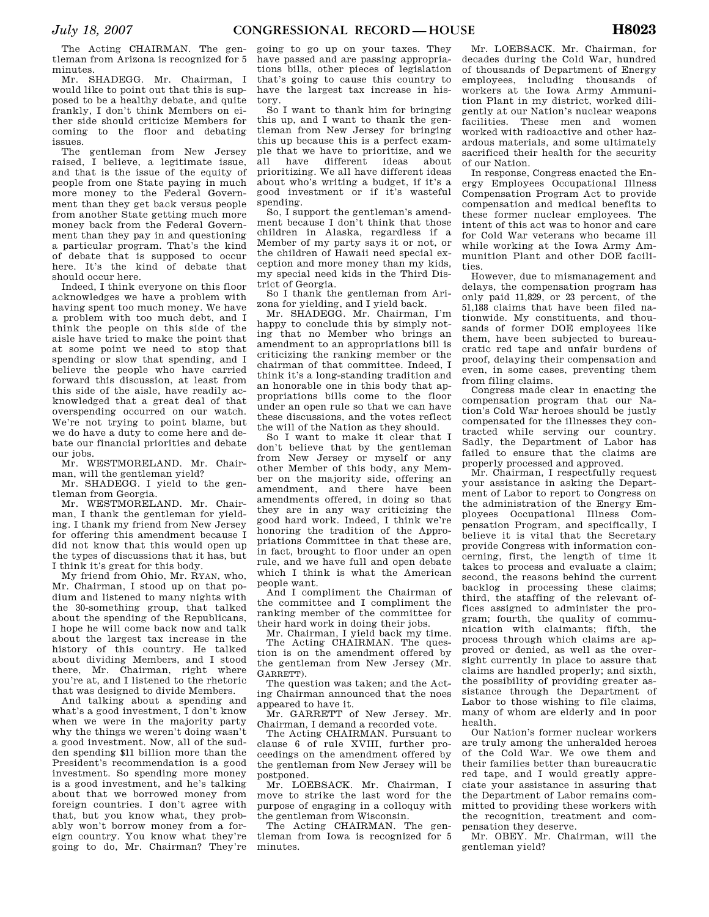The Acting CHAIRMAN. The gentleman from Arizona is recognized for 5 minutes.

Mr. SHADEGG. Mr. Chairman, I would like to point out that this is supposed to be a healthy debate, and quite frankly, I don't think Members on either side should criticize Members for coming to the floor and debating issues.

The gentleman from New Jersey raised, I believe, a legitimate issue, and that is the issue of the equity of people from one State paying in much more money to the Federal Government than they get back versus people from another State getting much more money back from the Federal Government than they pay in and questioning a particular program. That's the kind of debate that is supposed to occur here. It's the kind of debate that should occur here.

Indeed, I think everyone on this floor acknowledges we have a problem with having spent too much money. We have a problem with too much debt, and I think the people on this side of the aisle have tried to make the point that at some point we need to stop that spending or slow that spending, and I believe the people who have carried forward this discussion, at least from this side of the aisle, have readily acknowledged that a great deal of that overspending occurred on our watch. We're not trying to point blame, but we do have a duty to come here and debate our financial priorities and debate our jobs.

Mr. WESTMORELAND. Mr. Chairman, will the gentleman yield?

Mr. SHADEGG. I yield to the gentleman from Georgia.

Mr. WESTMORELAND. Mr. Chairman, I thank the gentleman for yielding. I thank my friend from New Jersey for offering this amendment because I did not know that this would open up the types of discussions that it has, but I think it's great for this body.

My friend from Ohio, Mr. RYAN, who, Mr. Chairman, I stood up on that podium and listened to many nights with the 30-something group, that talked about the spending of the Republicans, I hope he will come back now and talk about the largest tax increase in the history of this country. He talked about dividing Members, and I stood there, Mr. Chairman, right where you're at, and I listened to the rhetoric that was designed to divide Members.

And talking about a spending and what's a good investment, I don't know when we were in the majority party why the things we weren't doing wasn't a good investment. Now, all of the sudden spending $11 billion more than the President's recommendation is a good investment. So spending more money is a good investment, and he's talking about that we borrowed money from foreign countries. I don't agree with that, but you know what, they probably won't borrow money from a foreign country. You know what they're going to do, Mr. Chairman? They're going to go up on your taxes. They have passed and are passing appropriations bills, other pieces of legislation that's going to cause this country to have the largest tax increase in history.

So I want to thank him for bringing this up, and I want to thank the gentleman from New Jersey for bringing this up because this is a perfect example that we have to prioritize, and we all have different ideas about prioritizing. We all have different ideas about who's writing a budget, if it's a good investment or if it's wasteful spending.

So, I support the gentleman's amendment because I don't think that those children in Alaska, regardless if a Member of my party says it or not, or the children of Hawaii need special exception and more money than my kids, my special need kids in the Third District of Georgia.

So I thank the gentleman from Arizona for yielding, and I yield back.

Mr. SHADEGG. Mr. Chairman, I'm happy to conclude this by simply noting that no Member who brings an amendment to an appropriations bill is criticizing the ranking member or the chairman of that committee. Indeed, I think it's a long-standing tradition and an honorable one in this body that appropriations bills come to the floor under an open rule so that we can have these discussions, and the votes reflect the will of the Nation as they should.

So I want to make it clear that I don't believe that by the gentleman from New Jersey or myself or any other Member of this body, any Member on the majority side, offering an amendment, and there have been amendments offered, in doing so that they are in any way criticizing the good hard work. Indeed, I think we're honoring the tradition of the Appropriations Committee in that these are, in fact, brought to floor under an open rule, and we have full and open debate which I think is what the American people want.

And I compliment the Chairman of the committee and I compliment the ranking member of the committee for their hard work in doing their jobs.

Mr. Chairman, I yield back my time.

The Acting CHAIRMAN. The question is on the amendment offered by the gentleman from New Jersey (Mr. GARRETT).

The question was taken; and the Acting Chairman announced that the noes appeared to have it.

Mr. GARRETT of New Jersey. Mr. Chairman, I demand a recorded vote.

The Acting CHAIRMAN. Pursuant to clause 6 of rule XVIII, further proceedings on the amendment offered by the gentleman from New Jersey will be postponed.

Mr. LOEBSACK. Mr. Chairman, I move to strike the last word for the purpose of engaging in a colloquy with the gentleman from Wisconsin.

The Acting CHAIRMAN. The gentleman from Iowa is recognized for 5 minutes.

Mr. LOEBSACK. Mr. Chairman, for decades during the Cold War, hundred of thousands of Department of Energy employees, including thousands of workers at the Iowa Army Ammunition Plant in my district, worked diligently at our Nation's nuclear weapons facilities. These men and women worked with radioactive and other hazardous materials, and some ultimately sacrificed their health for the security of our Nation.

In response, Congress enacted the Energy Employees Occupational Illness Compensation Program Act to provide compensation and medical benefits to these former nuclear employees. The intent of this act was to honor and care for Cold War veterans who became ill while working at the Iowa Army Ammunition Plant and other DOE facilities.

However, due to mismanagement and delays, the compensation program has only paid 11,829, or 23 percent, of the 51,188 claims that have been filed nationwide. My constituents, and thousands of former DOE employees like them, have been subjected to bureaucratic red tape and unfair burdens of proof, delaying their compensation and even, in some cases, preventing them from filing claims.

Congress made clear in enacting the compensation program that our Nation's Cold War heroes should be justly compensated for the illnesses they contracted while serving our country. Sadly, the Department of Labor has failed to ensure that the claims are properly processed and approved.

Mr. Chairman, I respectfully request your assistance in asking the Department of Labor to report to Congress on the administration of the Energy Employees Occupational Illness Compensation Program, and specifically, I believe it is vital that the Secretary provide Congress with information concerning, first, the length of time it takes to process and evaluate a claim; second, the reasons behind the current backlog in processing these claims; third, the staffing of the relevant offices assigned to administer the program; fourth, the quality of communication with claimants; fifth, the process through which claims are approved or denied, as well as the oversight currently in place to assure that claims are handled properly; and sixth, the possibility of providing greater assistance through the Department of Labor to those wishing to file claims, many of whom are elderly and in poor health.

Our Nation's former nuclear workers are truly among the unheralded heroes of the Cold War. We owe them and their families better than bureaucratic red tape, and I would greatly appreciate your assistance in assuring that the Department of Labor remains committed to providing these workers with the recognition, treatment and compensation they deserve.

Mr. OBEY. Mr. Chairman, will the gentleman yield?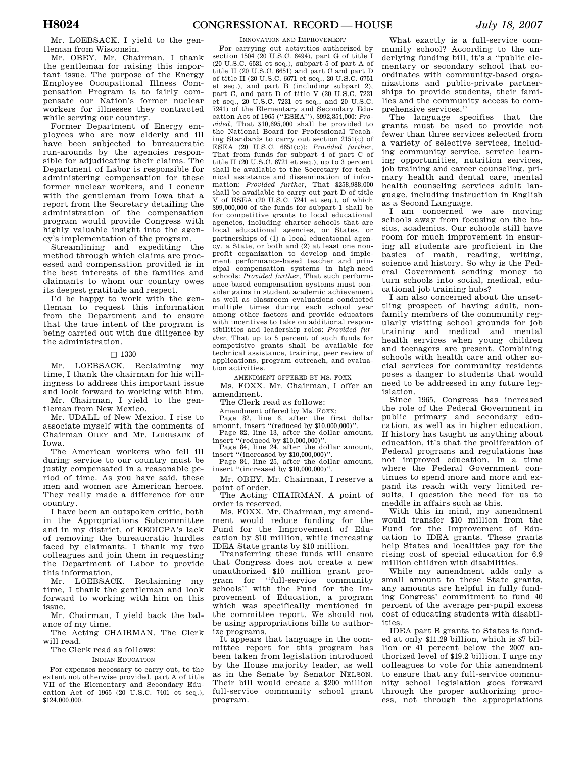Mr. LOEBSACK. I yield to the gentleman from Wisconsin.

Mr. OBEY. Mr. Chairman, I thank the gentleman for raising this important issue. The purpose of the Energy Employee Occupational Illness Compensation Program is to fairly compensate our Nation's former nuclear workers for illnesses they contracted while serving our country.

Former Department of Energy employees who are now elderly and ill have been subjected to bureaucratic run-arounds by the agencies responsible for adjudicating their claims. The Department of Labor is responsible for administering compensation for these former nuclear workers, and I concur with the gentleman from Iowa that a report from the Secretary detailing the administration of the compensation program would provide Congress with highly valuable insight into the agency's implementation of the program.

Streamlining and expediting the method through which claims are processed and compensation provided is in the best interests of the families and claimants to whom our country owes its deepest gratitude and respect.

I'd be happy to work with the gentleman to request this information from the Department and to ensure that the true intent of the program is being carried out with due diligence by the administration.

□ 1330

Mr. LOEBSACK. Reclaiming my time, I thank the chairman for his willingness to address this important issue and look forward to working with him.

Mr. Chairman, I yield to the gentleman from New Mexico.

Mr. UDALL of New Mexico. I rise to associate myself with the comments of Chairman OBEY and Mr. LOEBSACK of Iowa.

The American workers who fell ill during service to our country must be justly compensated in a reasonable period of time. As you have said, these men and women are American heroes. They really made a difference for our country.

I have been an outspoken critic, both in the Appropriations Subcommittee and in my district, of EEOICPA's lack of removing the bureaucratic hurdles faced by claimants. I thank my two colleagues and join them in requesting the Department of Labor to provide this information.

Mr. LOEBSACK. Reclaiming my time, I thank the gentleman and look forward to working with him on this issue.

Mr. Chairman, I yield back the balance of my time.

The Acting CHAIRMAN. The Clerk will read.

The Clerk read as follows:

INDIAN EDUCATION

For expenses necessary to carry out, to the extent not otherwise provided, part A of title VII of the Elementary and Secondary Education Act of 1965 (20 U.S.C. 7401 et seq.), $124,000,000.

INNOVATION AND IMPROVEMENT

For carrying out activities authorized by section 1504 (20 U.S.C. 6494), part G of title I (20 U.S.C. 6531 et seq.), subpart 5 of part A of title II (20 U.S.C. 6651) and part C and part D of title II (20 U.S.C. 6671 et seq., 20 U.S.C. 6751 et seq.), and part B (including subpart 2), part C, and part D of title V (20 U.S.C. 7221 et seq., 20 U.S.C. 7231 et seq., and 20 U.S.C. 7241) of the Elementary and Secondary Education Act of 1965 ("ESEA"), $992,354,000: *Provided*, That $10,695,000 shall be provided to the National Board for Professional Teaching Standards to carry out section 2151(c) of ESEA (20 U.S.C. 6651(c)): *Provided further*, That from funds for subpart 4 of part C of title II (20 U.S.C. 6721 et seq.), up to 3 percent shall be available to the Secretary for technical assistance and dissemination of information: *Provided further*, That $258,988,000 shall be available to carry out part D of title V of ESEA (20 U.S.C. 7241 et seq.), of which $99,000,000 of the funds for subpart 1 shall be for competitive grants to local educational agencies, including charter schools that are local educational agencies, or States, or partnerships of (1) a local educational agency, a State, or both and (2) at least one nonprofit organization to develop and implement performance-based teacher and principal compensation systems in high-need schools: *Provided further*, That such performance-based compensation systems must consider gains in student academic achievement as well as classroom evaluations conducted multiple times during each school year among other factors and provide educators with incentives to take on additional responsibilities and leadership roles: *Provided further*, That up to 5 percent of such funds for competitive grants shall be available for technical assistance, training, peer review of applications, program outreach, and evaluation activities.

AMENDMENT OFFERED BY MS. FOXX

Ms. FOXX. Mr. Chairman, I offer an amendment.

The Clerk read as follows:

Amendment offered by Ms. FOXX:

Page 82, line 6, after the first dollar amount, insert "(reduced by $10,000,000)".

Page 82, line 13, after the dollar amount, insert "(reduced by $10,000,000)".

Page 84, line 24, after the dollar amount, insert "(increased by $10,000,000)".

Page 84, line 25, after the dollar amount, insert "(increased by $10,000,000)".

Mr. OBEY. Mr. Chairman, I reserve a point of order.

The Acting CHAIRMAN. A point of order is reserved.

Ms. FOXX. Mr. Chairman, my amendment would reduce funding for the Fund for the Improvement of Education by $10 million, while increasing IDEA State grants by $10 million.

Transferring these funds will ensure that Congress does not create a new unauthorized $10 million grant program for "full-service community schools" with the Fund for the Improvement of Education, a program which was specifically mentioned in the committee report. We should not be using appropriations bills to authorize programs.

It appears that language in the committee report for this program has been taken from legislation introduced by the House majority leader, as well as in the Senate by Senator NELSON. Their bill would create a $200 million full-service community school grant program.

What exactly is a full-service community school? According to the underlying funding bill, it's a "public elementary or secondary school that coordinates with community-based organizations and public-private partnerships to provide students, their families and the community access to comprehensive services."

The language specifies that the grants must be used to provide not fewer than three services selected from a variety of selective services, including community service, service learning opportunities, nutrition services, job training and career counseling, primary health and dental care, mental health counseling services adult language, including instruction in English as a Second Language.

I am concerned we are moving schools away from focusing on the basics, academics. Our schools still have room for much improvement in ensuring all students are proficient in the basics of math, reading, writing, science and history. So why is the Federal Government sending money to turn schools into social, medical, educational job training hubs?

I am also concerned about the unsettling prospect of having adult, nonfamily members of the community regularly visiting school grounds for job training and medical and mental health services when young children and teenagers are present. Combining schools with health care and other social services for community residents poses a danger to students that would need to be addressed in any future legislation.

Since 1965, Congress has increased the role of the Federal Government in public primary and secondary education, as well as in higher education. If history has taught us anything about education, it's that the proliferation of Federal programs and regulations has not improved education. In a time where the Federal Government continues to spend more and more and expand its reach with very limited results, I question the need for us to meddle in affairs such as this.

With this in mind, my amendment would transfer $10 million from the Fund for the Improvement of Education to IDEA grants. These grants help States and localities pay for the rising cost of special education for 6.9 million children with disabilities.

While my amendment adds only a small amount to these State grants, any amounts are helpful in fully funding Congress' commitment to fund 40 percent of the average per-pupil excess cost of educating students with disabilities.

IDEA part B grants to States is funded at only $11.29 billion, which is $7 billion or 41 percent below the 2007 authorized level of $19.2 billion. I urge my colleagues to vote for this amendment to ensure that any full-service community school legislation goes forward through the proper authorizing process, not through the appropriations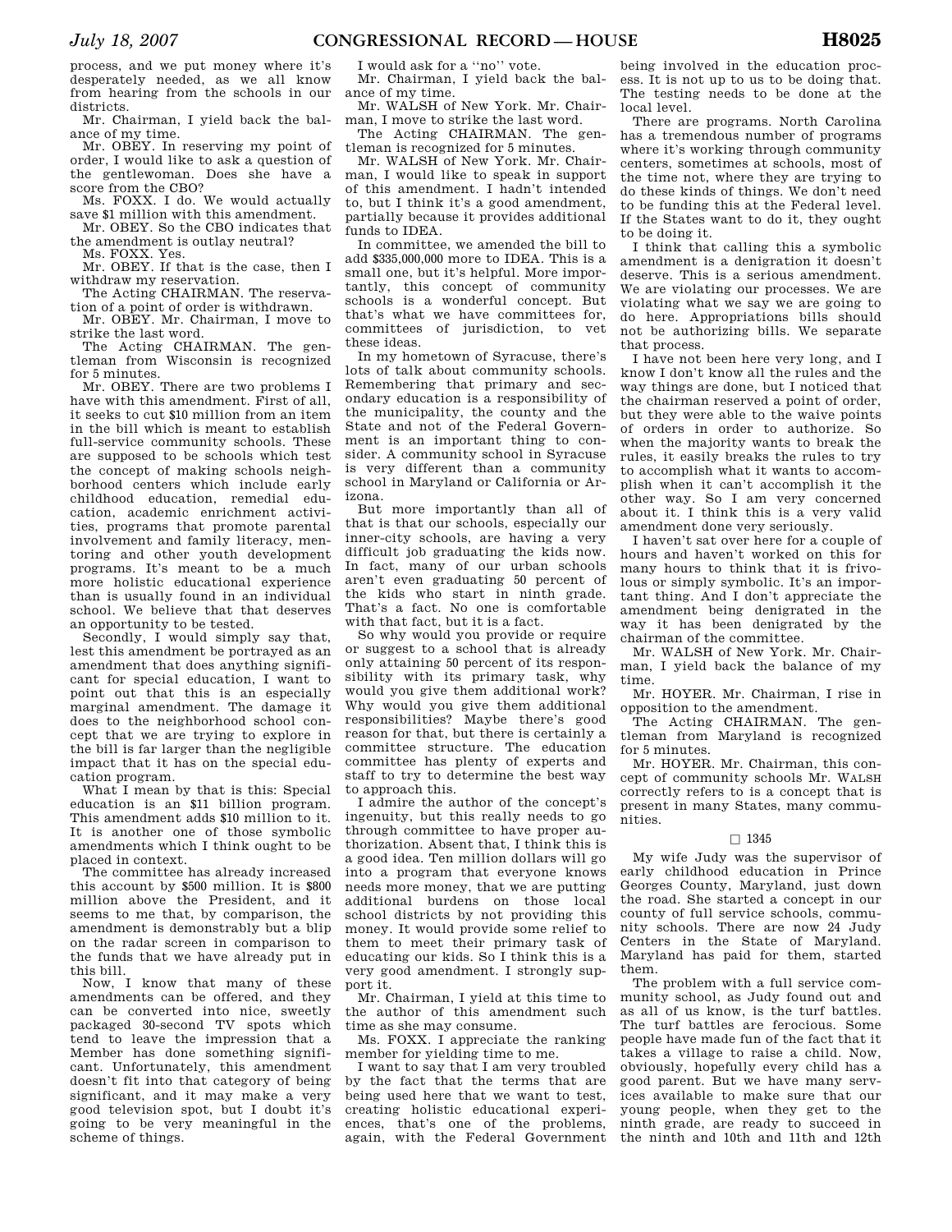process, and we put money where it's desperately needed, as we all know from hearing from the schools in our districts.

Mr. Chairman, I yield back the balance of my time.

Mr. OBEY. In reserving my point of order, I would like to ask a question of the gentlewoman. Does she have a score from the CBO?

Ms. FOXX. I do. We would actually save $1 million with this amendment.

Mr. OBEY. So the CBO indicates that the amendment is outlay neutral?

Ms. FOXX. Yes.

Mr. OBEY. If that is the case, then I withdraw my reservation.

The Acting CHAIRMAN. The reservation of a point of order is withdrawn.

Mr. OBEY. Mr. Chairman, I move to strike the last word.

The Acting CHAIRMAN. The gentleman from Wisconsin is recognized for 5 minutes.

Mr. OBEY. There are two problems I have with this amendment. First of all, it seeks to cut $10 million from an item in the bill which is meant to establish full-service community schools. These are supposed to be schools which test the concept of making schools neighborhood centers which include early childhood education, remedial education, academic enrichment activities, programs that promote parental involvement and family literacy, mentoring and other youth development programs. It's meant to be a much more holistic educational experience than is usually found in an individual school. We believe that that deserves an opportunity to be tested.

Secondly, I would simply say that, lest this amendment be portrayed as an amendment that does anything significant for special education, I want to point out that this is an especially marginal amendment. The damage it does to the neighborhood school concept that we are trying to explore in the bill is far larger than the negligible impact that it has on the special education program.

What I mean by that is this: Special education is an $11 billion program. This amendment adds $10 million to it. It is another one of those symbolic amendments which I think ought to be placed in context.

The committee has already increased this account by $500 million. It is $800 million above the President, and it seems to me that, by comparison, the amendment is demonstrably but a blip on the radar screen in comparison to the funds that we have already put in this bill.

Now, I know that many of these amendments can be offered, and they can be converted into nice, sweetly packaged 30-second TV spots which tend to leave the impression that a Member has done something significant. Unfortunately, this amendment doesn't fit into that category of being significant, and it may make a very good television spot, but I doubt it's going to be very meaningful in the scheme of things.

I would ask for a ''no'' vote.

Mr. Chairman, I yield back the balance of my time.

Mr. WALSH of New York. Mr. Chairman, I move to strike the last word.

The Acting CHAIRMAN. The gentleman is recognized for 5 minutes.

Mr. WALSH of New York. Mr. Chairman, I would like to speak in support of this amendment. I hadn't intended to, but I think it's a good amendment, partially because it provides additional funds to IDEA.

In committee, we amended the bill to add $335,000,000 more to IDEA. This is a small one, but it's helpful. More importantly, this concept of community schools is a wonderful concept. But that's what we have committees for, committees of jurisdiction, to vet these ideas.

In my hometown of Syracuse, there's lots of talk about community schools. Remembering that primary and secondary education is a responsibility of the municipality, the county and the State and not of the Federal Government is an important thing to consider. A community school in Syracuse is very different than a community school in Maryland or California or Arizona.

But more importantly than all of that is that our schools, especially our inner-city schools, are having a very difficult job graduating the kids now. In fact, many of our urban schools aren't even graduating 50 percent of the kids who start in ninth grade. That's a fact. No one is comfortable with that fact, but it is a fact.

So why would you provide or require or suggest to a school that is already only attaining 50 percent of its responsibility with its primary task, why would you give them additional work? Why would you give them additional responsibilities? Maybe there's good reason for that, but there is certainly a committee structure. The education committee has plenty of experts and staff to try to determine the best way to approach this.

I admire the author of the concept's ingenuity, but this really needs to go through committee to have proper authorization. Absent that, I think this is a good idea. Ten million dollars will go into a program that everyone knows needs more money, that we are putting additional burdens on those local school districts by not providing this money. It would provide some relief to them to meet their primary task of educating our kids. So I think this is a very good amendment. I strongly support it.

Mr. Chairman, I yield at this time to the author of this amendment such time as she may consume.

Ms. FOXX. I appreciate the ranking member for yielding time to me.

I want to say that I am very troubled by the fact that the terms that are being used here that we want to test, creating holistic educational experiences, that's one of the problems, again, with the Federal Government being involved in the education process. It is not up to us to be doing that. The testing needs to be done at the local level.

There are programs. North Carolina has a tremendous number of programs where it's working through community centers, sometimes at schools, most of the time not, where they are trying to do these kinds of things. We don't need to be funding this at the Federal level. If the States want to do it, they ought to be doing it.

I think that calling this a symbolic amendment is a denigration it doesn't deserve. This is a serious amendment. We are violating our processes. We are violating what we say we are going to do here. Appropriations bills should not be authorizing bills. We separate that process.

I have not been here very long, and I know I don't know all the rules and the way things are done, but I noticed that the chairman reserved a point of order, but they were able to the waive points of orders in order to authorize. So when the majority wants to break the rules, it easily breaks the rules to try to accomplish what it wants to accomplish when it can't accomplish it the other way. So I am very concerned about it. I think this is a very valid amendment done very seriously.

I haven't sat over here for a couple of hours and haven't worked on this for many hours to think that it is frivolous or simply symbolic. It's an important thing. And I don't appreciate the amendment being denigrated in the way it has been denigrated by the chairman of the committee.

Mr. WALSH of New York. Mr. Chairman, I yield back the balance of my time.

Mr. HOYER. Mr. Chairman, I rise in opposition to the amendment.

The Acting CHAIRMAN. The gentleman from Maryland is recognized for 5 minutes.

Mr. HOYER. Mr. Chairman, this concept of community schools Mr. WALSH correctly refers to is a concept that is present in many States, many communities.

□ 1345

My wife Judy was the supervisor of early childhood education in Prince Georges County, Maryland, just down the road. She started a concept in our county of full service schools, community schools. There are now 24 Judy Centers in the State of Maryland. Maryland has paid for them, started them.

The problem with a full service community school, as Judy found out and as all of us know, is the turf battles. The turf battles are ferocious. Some people have made fun of the fact that it takes a village to raise a child. Now, obviously, hopefully every child has a good parent. But we have many services available to make sure that our young people, when they get to the ninth grade, are ready to succeed in the ninth and 10th and 11th and 12th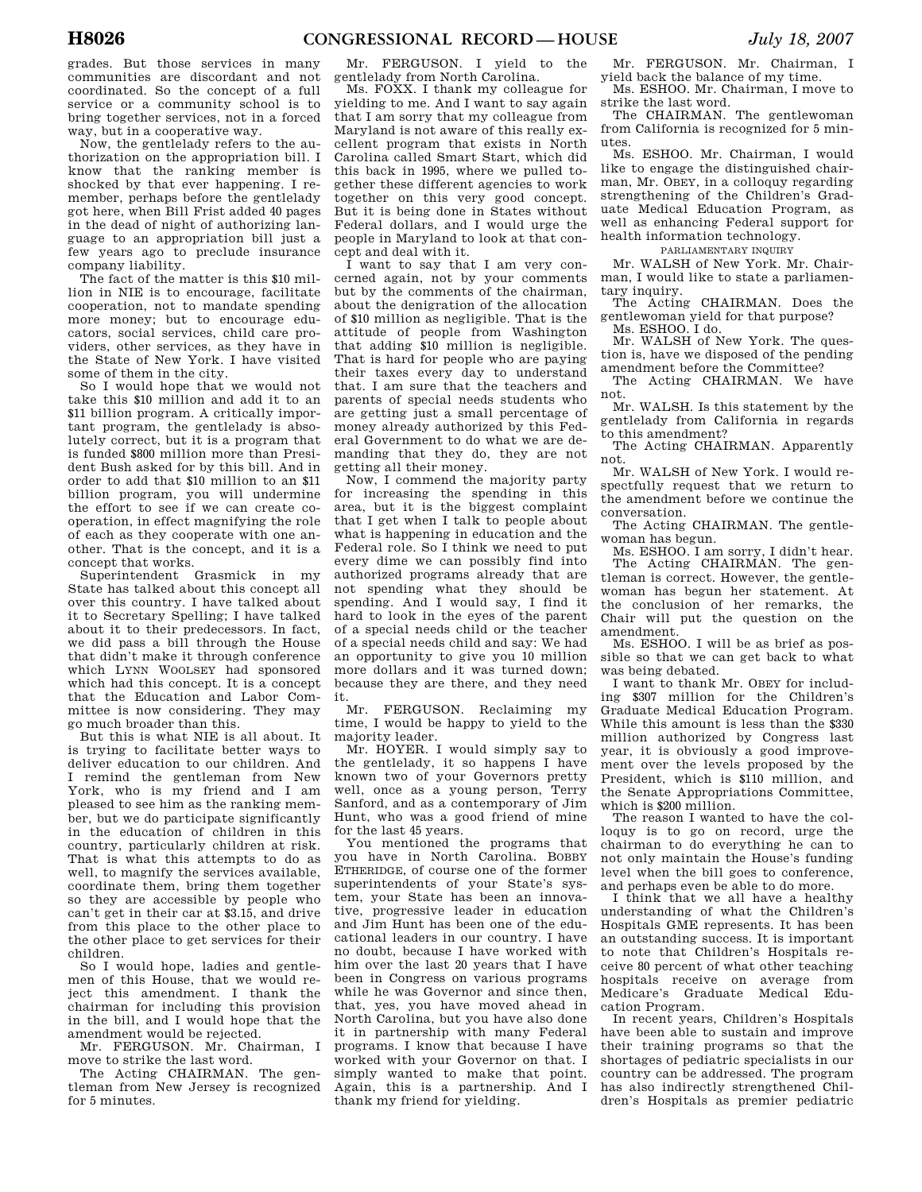grades. But those services in many communities are discordant and not coordinated. So the concept of a full service or a community school is to bring together services, not in a forced way, but in a cooperative way.

Now, the gentlelady refers to the authorization on the appropriation bill. I know that the ranking member is shocked by that ever happening. I remember, perhaps before the gentlelady got here, when Bill Frist added 40 pages in the dead of night of authorizing language to an appropriation bill just a few years ago to preclude insurance company liability.

The fact of the matter is this $10 million in NIE is to encourage, facilitate cooperation, not to mandate spending more money; but to encourage educators, social services, child care providers, other services, as they have in the State of New York. I have visited some of them in the city.

So I would hope that we would not take this $10 million and add it to an $11 billion program. A critically important program, the gentlelady is absolutely correct, but it is a program that is funded $800 million more than President Bush asked for by this bill. And in order to add that $10 million to an $11 billion program, you will undermine the effort to see if we can create cooperation, in effect magnifying the role of each as they cooperate with one another. That is the concept, and it is a concept that works.

Superintendent Grasmick in my State has talked about this concept all over this country. I have talked about it to Secretary Spelling; I have talked about it to their predecessors. In fact, we did pass a bill through the House that didn't make it through conference which LYNN WOOLSEY had sponsored which had this concept. It is a concept that the Education and Labor Committee is now considering. They may go much broader than this.

But this is what NIE is all about. It is trying to facilitate better ways to deliver education to our children. And I remind the gentleman from New York, who is my friend and I am pleased to see him as the ranking member, but we do participate significantly in the education of children in this country, particularly children at risk. That is what this attempts to do as well, to magnify the services available, coordinate them, bring them together so they are accessible by people who can't get in their car at $3.15, and drive from this place to the other place to the other place to get services for their children.

So I would hope, ladies and gentlemen of this House, that we would reject this amendment. I thank the chairman for including this provision in the bill, and I would hope that the amendment would be rejected.

Mr. FERGUSON. Mr. Chairman, I move to strike the last word.

The Acting CHAIRMAN. The gentleman from New Jersey is recognized for 5 minutes.

Mr. FERGUSON. I yield to the gentlelady from North Carolina.

Ms. FOXX. I thank my colleague for yielding to me. And I want to say again that I am sorry that my colleague from Maryland is not aware of this really excellent program that exists in North Carolina called Smart Start, which did this back in 1995, where we pulled together these different agencies to work together on this very good concept. But it is being done in States without Federal dollars, and I would urge the people in Maryland to look at that concept and deal with it.

I want to say that I am very concerned again, not by your comments but by the comments of the chairman, about the denigration of the allocation of $10 million as negligible. That is the attitude of people from Washington that adding $10 million is negligible. That is hard for people who are paying their taxes every day to understand that. I am sure that the teachers and parents of special needs students who are getting just a small percentage of money already authorized by this Federal Government to do what we are demanding that they do, they are not getting all their money.

Now, I commend the majority party for increasing the spending in this area, but it is the biggest complaint that I get when I talk to people about what is happening in education and the Federal role. So I think we need to put every dime we can possibly find into authorized programs already that are not spending what they should be spending. And I would say, I find it hard to look in the eyes of the parent of a special needs child or the teacher of a special needs child and say: We had an opportunity to give you 10 million more dollars and it was turned down; because they are there, and they need it.

Mr. FERGUSON. Reclaiming my time, I would be happy to yield to the majority leader.

Mr. HOYER. I would simply say to the gentlelady, it so happens I have known two of your Governors pretty well, once as a young person, Terry Sanford, and as a contemporary of Jim Hunt, who was a good friend of mine for the last 45 years.

You mentioned the programs that you have in North Carolina. BOBBY ETHERIDGE, of course one of the former superintendents of your State's system, your State has been an innovative, progressive leader in education and Jim Hunt has been one of the educational leaders in our country. I have no doubt, because I have worked with him over the last 20 years that I have been in Congress on various programs while he was Governor and since then, that, yes, you have moved ahead in North Carolina, but you have also done it in partnership with many Federal programs. I know that because I have worked with your Governor on that. I simply wanted to make that point. Again, this is a partnership. And I thank my friend for yielding.

Mr. FERGUSON. Mr. Chairman, I yield back the balance of my time.

Ms. ESHOO. Mr. Chairman, I move to strike the last word.

The CHAIRMAN. The gentlewoman from California is recognized for 5 minutes.

Ms. ESHOO. Mr. Chairman, I would like to engage the distinguished chairman, Mr. OBEY, in a colloquy regarding strengthening of the Children's Graduate Medical Education Program, as well as enhancing Federal support for health information technology.

PARLIAMENTARY INQUIRY

Mr. WALSH of New York. Mr. Chairman, I would like to state a parliamentary inquiry.

The Acting CHAIRMAN. Does the gentlewoman yield for that purpose?

Ms. ESHOO. I do.

Mr. WALSH of New York. The question is, have we disposed of the pending amendment before the Committee?

The Acting CHAIRMAN. We have not.

Mr. WALSH. Is this statement by the gentlelady from California in regards to this amendment?

The Acting CHAIRMAN. Apparently not.

Mr. WALSH of New York. I would respectfully request that we return to the amendment before we continue the conversation.

The Acting CHAIRMAN. The gentlewoman has begun.

Ms. ESHOO. I am sorry, I didn't hear.

The Acting CHAIRMAN. The gentleman is correct. However, the gentlewoman has begun her statement. At the conclusion of her remarks, the Chair will put the question on the amendment.

Ms. ESHOO. I will be as brief as possible so that we can get back to what was being debated.

I want to thank Mr. OBEY for including $307 million for the Children's Graduate Medical Education Program. While this amount is less than the $330 million authorized by Congress last year, it is obviously a good improvement over the levels proposed by the President, which is $110 million, and the Senate Appropriations Committee, which is $200 million.

The reason I wanted to have the colloquy is to go on record, urge the chairman to do everything he can to not only maintain the House's funding level when the bill goes to conference, and perhaps even be able to do more.

I think that we all have a healthy understanding of what the Children's Hospitals GME represents. It has been an outstanding success. It is important to note that Children's Hospitals receive 80 percent of what other teaching hospitals receive on average from Medicare's Graduate Medical Education Program.

In recent years, Children's Hospitals have been able to sustain and improve their training programs so that the shortages of pediatric specialists in our country can be addressed. The program has also indirectly strengthened Children's Hospitals as premier pediatric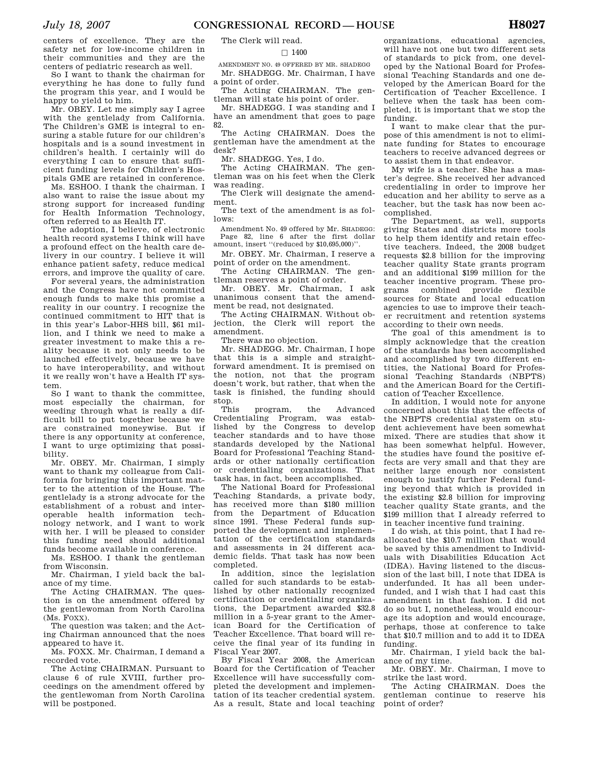centers of excellence. They are the safety net for low-income children in their communities and they are the centers of pediatric research as well.

So I want to thank the chairman for everything he has done to fully fund the program this year, and I would be happy to yield to him.

Mr. OBEY. Let me simply say I agree with the gentlelady from California. The Children's GME is integral to ensuring a stable future for our children's hospitals and is a sound investment in children's health. I certainly will do everything I can to ensure that sufficient funding levels for Children's Hospitals GME are retained in conference.

Ms. ESHOO. I thank the chairman. I also want to raise the issue about my strong support for increased funding for Health Information Technology, often referred to as Health IT.

The adoption, I believe, of electronic health record systems I think will have a profound effect on the health care delivery in our country. I believe it will enhance patient safety, reduce medical errors, and improve the quality of care.

For several years, the administration and the Congress have not committed enough funds to make this promise a reality in our country. I recognize the continued commitment to HIT that is in this year's Labor-HHS bill, $61 million, and I think we need to make a greater investment to make this a reality because it not only needs to be launched effectively, because we have to have interoperability, and without it we really won't have a Health IT system.

So I want to thank the committee, most especially the chairman, for weeding through what is really a difficult bill to put together because we are constrained moneywise. But if there is any opportunity at conference, I want to urge optimizing that possibility.

Mr. OBEY. Mr. Chairman, I simply want to thank my colleague from California for bringing this important matter to the attention of the House. The gentlelady is a strong advocate for the establishment of a robust and interoperable health information technology network, and I want to work with her. I will be pleased to consider this funding need should additional funds become available in conference.

Ms. ESHOO. I thank the gentleman from Wisconsin.

Mr. Chairman, I yield back the balance of my time.

The Acting CHAIRMAN. The question is on the amendment offered by the gentlewoman from North Carolina (Ms. FOXX).

The question was taken; and the Acting Chairman announced that the noes appeared to have it.

Ms. FOXX. Mr. Chairman, I demand a recorded vote.

The Acting CHAIRMAN. Pursuant to clause 6 of rule XVIII, further proceedings on the amendment offered by the gentlewoman from North Carolina will be postponed.

The Clerk will read.

□ 1400

AMENDMENT NO. 49 OFFERED BY MR. SHADEGG

Mr. SHADEGG. Mr. Chairman, I have a point of order.

The Acting CHAIRMAN. The gentleman will state his point of order.

Mr. SHADEGG. I was standing and I have an amendment that goes to page 82.

The Acting CHAIRMAN. Does the gentleman have the amendment at the desk?

Mr. SHADEGG. Yes, I do.

The Acting CHAIRMAN. The gentleman was on his feet when the Clerk was reading.

The Clerk will designate the amendment.

The text of the amendment is as follows:

Amendment No. 49 offered by Mr. SHADEGG: Page 82, line 6 after the first dollar amount, insert "(reduced by $10,695,000)".

Mr. OBEY. Mr. Chairman, I reserve a point of order on the amendment.

The Acting CHAIRMAN. The gentleman reserves a point of order.

Mr. OBEY. Mr. Chairman, I ask unanimous consent that the amendment be read, not designated.

The Acting CHAIRMAN. Without objection, the Clerk will report the amendment.

There was no objection.

Mr. SHADEGG. Mr. Chairman, I hope that this is a simple and straightforward amendment. It is premised on the notion, not that the program doesn't work, but rather, that when the task is finished, the funding should stop.

This program, the Advanced Credentialing Program, was established by the Congress to develop teacher standards and to have those standards developed by the National Board for Professional Teaching Standards or other nationally certification or credentialing organizations. That task has, in fact, been accomplished.

The National Board for Professional Teaching Standards, a private body, has received more than $180 million from the Department of Education since 1991. These Federal funds supported the development and implementation of the certification standards and assessments in 24 different academic fields. That task has now been completed.

In addition, since the legislation called for such standards to be established by other nationally recognized certification or credentialing organizations, the Department awarded $32.8 million in a 5-year grant to the American Board for the Certification of Teacher Excellence. That board will receive the final year of its funding in Fiscal Year 2007.

By Fiscal Year 2008, the American Board for the Certification of Teacher Excellence will have successfully completed the development and implementation of its teacher credential system. As a result, State and local teaching organizations, educational agencies, will have not one but two different sets of standards to pick from, one developed by the National Board for Professional Teaching Standards and one developed by the American Board for the Certification of Teacher Excellence. I believe when the task has been completed, it is important that we stop the funding.

I want to make clear that the purpose of this amendment is not to eliminate funding for States to encourage teachers to receive advanced degrees or to assist them in that endeavor.

My wife is a teacher. She has a master's degree. She received her advanced credentialing in order to improve her education and her ability to serve as a teacher, but the task has now been accomplished.

The Department, as well, supports giving States and districts more tools to help them identify and retain effective teachers. Indeed, the 2008 budget requests $2.8 billion for the improving teacher quality State grants program and an additional $199 million for the teacher incentive program. These programs combined provide flexible sources for State and local education agencies to use to improve their teacher recruitment and retention systems according to their own needs.

The goal of this amendment is to simply acknowledge that the creation of the standards has been accomplished and accomplished by two different entities, the National Board for Professional Teaching Standards (NBPTS) and the American Board for the Certification of Teacher Excellence.

In addition, I would note for anyone concerned about this that the effects of the NBPTS credential system on student achievement have been somewhat mixed. There are studies that show it has been somewhat helpful. However, the studies have found the positive effects are very small and that they are neither large enough nor consistent enough to justify further Federal funding beyond that which is provided in the existing $2.8 billion for improving teacher quality State grants, and the $199 million that I already referred to in teacher incentive fund training.

I do wish, at this point, that I had reallocated the $10.7 million that would be saved by this amendment to Individuals with Disabilities Education Act (IDEA). Having listened to the discussion of the last bill, I note that IDEA is underfunded. It has all been underfunded, and I wish that I had cast this amendment in that fashion. I did not do so but I, nonetheless, would encourage its adoption and would encourage, perhaps, those at conference to take that $10.7 million and to add it to IDEA funding.

Mr. Chairman, I yield back the balance of my time.

Mr. OBEY. Mr. Chairman, I move to strike the last word.

The Acting CHAIRMAN. Does the gentleman continue to reserve his point of order?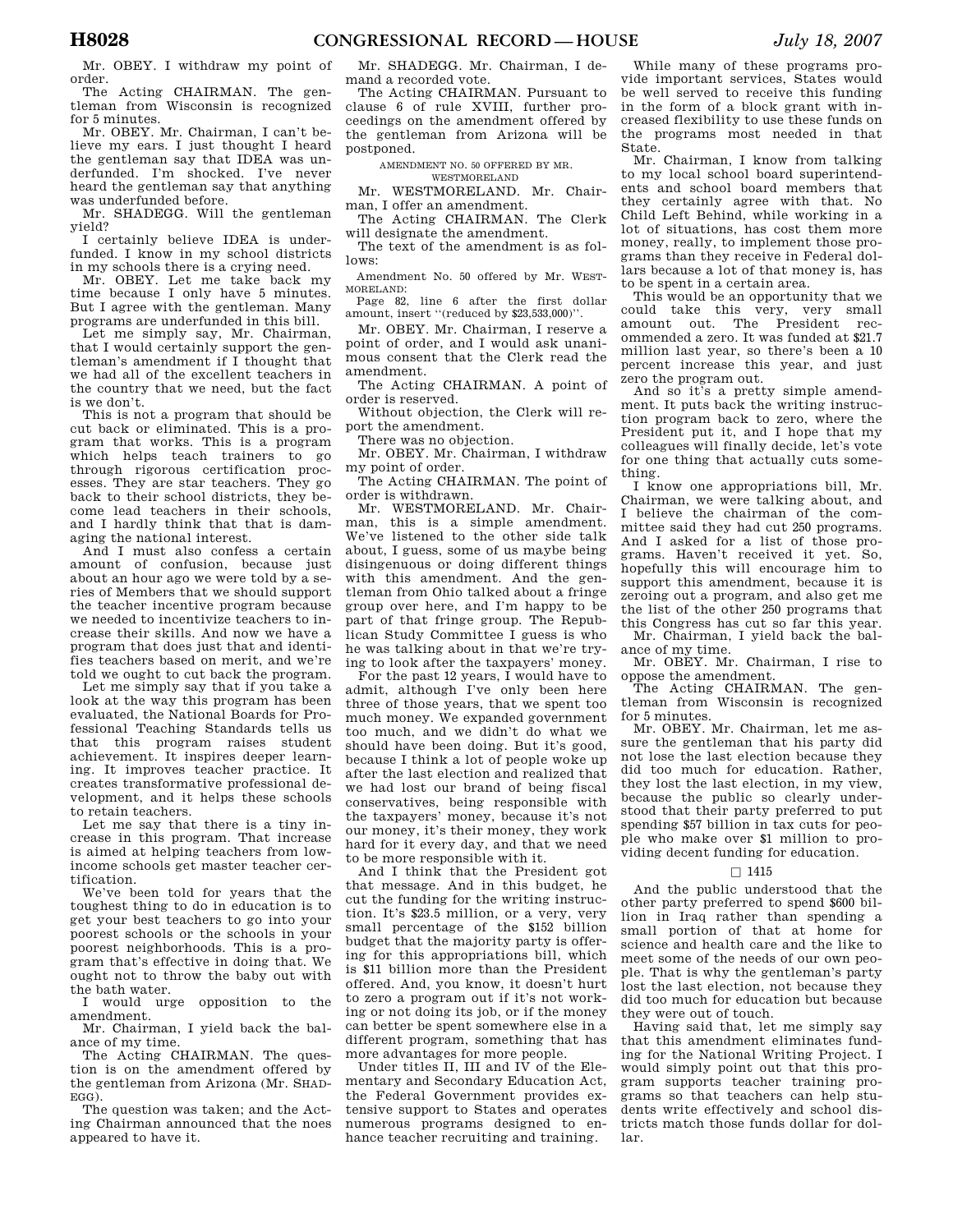Mr. OBEY. I withdraw my point of order.

The Acting CHAIRMAN. The gentleman from Wisconsin is recognized for 5 minutes.

Mr. OBEY. Mr. Chairman, I can't believe my ears. I just thought I heard the gentleman say that IDEA was underfunded. I'm shocked. I've never heard the gentleman say that anything was underfunded before.

Mr. SHADEGG. Will the gentleman yield?

I certainly believe IDEA is underfunded. I know in my school districts in my schools there is a crying need.

Mr. OBEY. Let me take back my time because I only have 5 minutes. But I agree with the gentleman. Many programs are underfunded in this bill.

Let me simply say, Mr. Chairman, that I would certainly support the gentleman's amendment if I thought that we had all of the excellent teachers in the country that we need, but the fact is we don't.

This is not a program that should be cut back or eliminated. This is a program that works. This is a program which helps teach trainers to go through rigorous certification processes. They are star teachers. They go back to their school districts, they become lead teachers in their schools, and I hardly think that that is damaging the national interest.

And I must also confess a certain amount of confusion, because just about an hour ago we were told by a series of Members that we should support the teacher incentive program because we needed to incentivize teachers to increase their skills. And now we have a program that does just that and identifies teachers based on merit, and we're told we ought to cut back the program.

Let me simply say that if you take a look at the way this program has been evaluated, the National Boards for Professional Teaching Standards tells us that this program raises student achievement. It inspires deeper learning. It improves teacher practice. It creates transformative professional development, and it helps these schools to retain teachers.

Let me say that there is a tiny increase in this program. That increase is aimed at helping teachers from low-income schools get master teacher certification.

We've been told for years that the toughest thing to do in education is to get your best teachers to go into your poorest schools or the schools in your poorest neighborhoods. This is a program that's effective in doing that. We ought not to throw the baby out with the bath water.

I would urge opposition to the amendment.

Mr. Chairman, I yield back the balance of my time.

The Acting CHAIRMAN. The question is on the amendment offered by the gentleman from Arizona (Mr. SHADEGG).

The question was taken; and the Acting Chairman announced that the noes appeared to have it.

Mr. SHADEGG. Mr. Chairman, I demand a recorded vote.

The Acting CHAIRMAN. Pursuant to clause 6 of rule XVIII, further proceedings on the amendment offered by the gentleman from Arizona will be postponed.

AMENDMENT NO. 50 OFFERED BY MR. WESTMORELAND

Mr. WESTMORELAND. Mr. Chairman, I offer an amendment.

The Acting CHAIRMAN. The Clerk will designate the amendment.

The text of the amendment is as follows:

Amendment No. 50 offered by Mr. WESTMORELAND:

Page 82, line 6 after the first dollar amount, insert "(reduced by $23,533,000)".

Mr. OBEY. Mr. Chairman, I reserve a point of order, and I would ask unanimous consent that the Clerk read the amendment.

The Acting CHAIRMAN. A point of order is reserved.

Without objection, the Clerk will report the amendment.

There was no objection.

Mr. OBEY. Mr. Chairman, I withdraw my point of order.

The Acting CHAIRMAN. The point of order is withdrawn.

Mr. WESTMORELAND. Mr. Chairman, this is a simple amendment. We've listened to the other side talk about, I guess, some of us maybe being disingenuous or doing different things with this amendment. And the gentleman from Ohio talked about a fringe group over here, and I'm happy to be part of that fringe group. The Republican Study Committee I guess is who he was talking about in that we're trying to look after the taxpayers' money.

For the past 12 years, I would have to admit, although I've only been here three of those years, that we spent too much money. We expanded government too much, and we didn't do what we should have been doing. But it's good, because I think a lot of people woke up after the last election and realized that we had lost our brand of being fiscal conservatives, being responsible with the taxpayers' money, because it's not our money, it's their money, they work hard for it every day, and that we need to be more responsible with it.

And I think that the President got that message. And in this budget, he cut the funding for the writing instruction. It's $23.5 million, or a very, very small percentage of the $152 billion budget that the majority party is offering for this appropriations bill, which is $11 billion more than the President offered. And, you know, it doesn't hurt to zero a program out if it's not working or not doing its job, or if the money can better be spent somewhere else in a different program, something that has more advantages for more people.

Under titles II, III and IV of the Elementary and Secondary Education Act, the Federal Government provides extensive support to States and operates numerous programs designed to enhance teacher recruiting and training.

While many of these programs provide important services, States would be well served to receive this funding in the form of a block grant with increased flexibility to use these funds on the programs most needed in that State.

Mr. Chairman, I know from talking to my local school board superintendents and school board members that they certainly agree with that. No Child Left Behind, while working in a lot of situations, has cost them more money, really, to implement those programs than they receive in Federal dollars because a lot of that money is, has to be spent in a certain area.

This would be an opportunity that we could take this very, very small amount out. The President recommended a zero. It was funded at $21.7 million last year, so there's been a 10 percent increase this year, and just zero the program out.

And so it's a pretty simple amendment. It puts back the writing instruction program back to zero, where the President put it, and I hope that my colleagues will finally decide, let's vote for one thing that actually cuts something.

I know one appropriations bill, Mr. Chairman, we were talking about, and I believe the chairman of the committee said they had cut 250 programs. And I asked for a list of those programs. Haven't received it yet. So, hopefully this will encourage him to support this amendment, because it is zeroing out a program, and also get me the list of the other 250 programs that this Congress has cut so far this year.

Mr. Chairman, I yield back the balance of my time.

Mr. OBEY. Mr. Chairman, I rise to oppose the amendment.

The Acting CHAIRMAN. The gentleman from Wisconsin is recognized for 5 minutes.

Mr. OBEY. Mr. Chairman, let me assure the gentleman that his party did not lose the last election because they did too much for education. Rather, they lost the last election, in my view, because the public so clearly understood that their party preferred to put spending $57 billion in tax cuts for people who make over $1 million to providing decent funding for education.

□ 1415

And the public understood that the other party preferred to spend $600 billion in Iraq rather than spending a small portion of that at home for science and health care and the like to meet some of the needs of our own people. That is why the gentleman's party lost the last election, not because they did too much for education but because they were out of touch.

Having said that, let me simply say that this amendment eliminates funding for the National Writing Project. I would simply point out that this program supports teacher training programs so that teachers can help students write effectively and school districts match those funds dollar for dollar.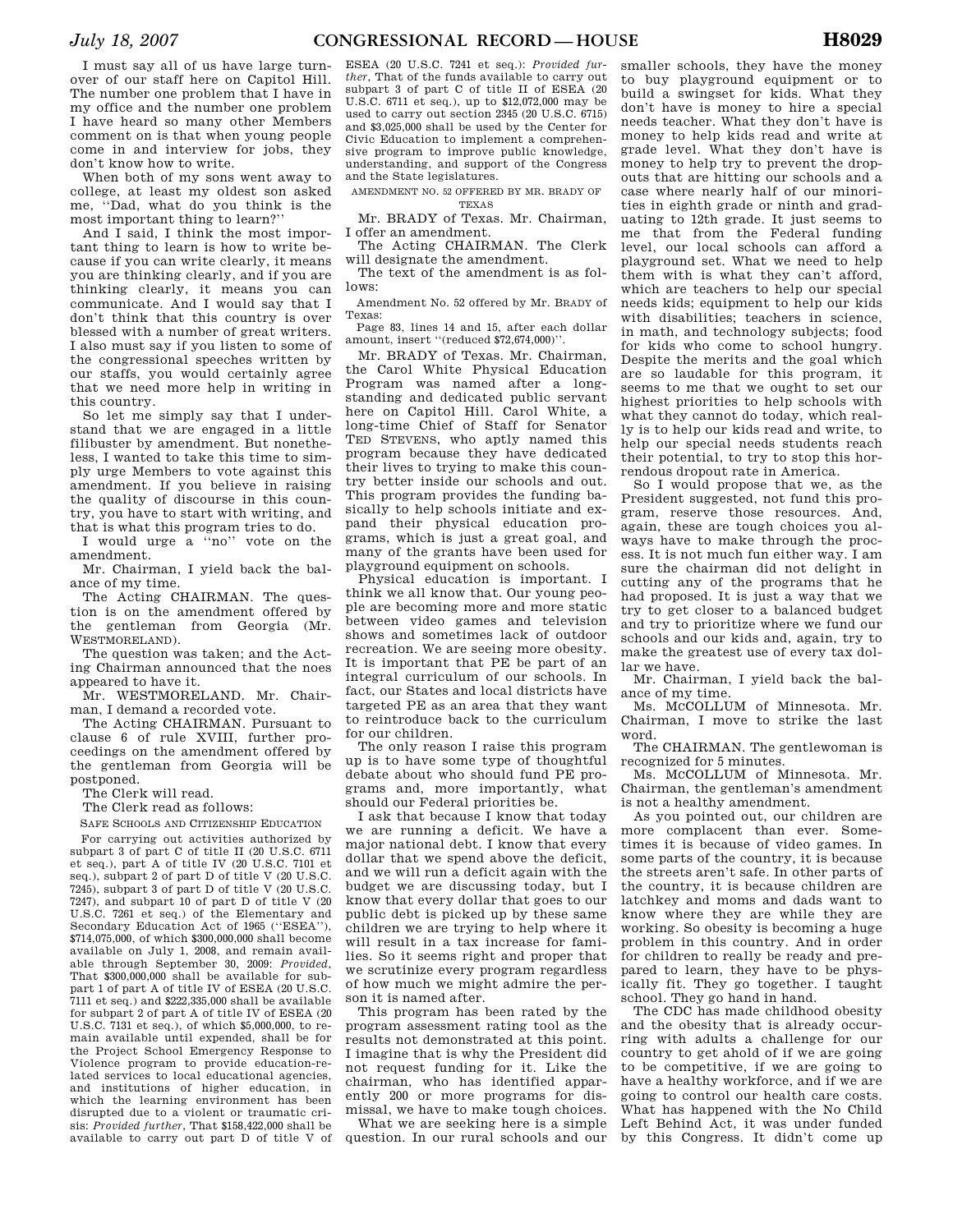I must say all of us have large turnover of our staff here on Capitol Hill. The number one problem that I have in my office and the number one problem I have heard so many other Members comment on is that when young people come in and interview for jobs, they don't know how to write.

When both of my sons went away to college, at least my oldest son asked me, ''Dad, what do you think is the most important thing to learn?''

And I said, I think the most important thing to learn is how to write because if you can write clearly, it means you are thinking clearly, and if you are thinking clearly, it means you can communicate. And I would say that I don't think that this country is over blessed with a number of great writers. I also must say if you listen to some of the congressional speeches written by our staffs, you would certainly agree that we need more help in writing in this country.

So let me simply say that I understand that we are engaged in a little filibuster by amendment. But nonetheless, I wanted to take this time to simply urge Members to vote against this amendment. If you believe in raising the quality of discourse in this country, you have to start with writing, and that is what this program tries to do.

I would urge a ''no'' vote on the amendment.

Mr. Chairman, I yield back the balance of my time.

The Acting CHAIRMAN. The question is on the amendment offered by the gentleman from Georgia (Mr. WESTMORELAND).

The question was taken; and the Acting Chairman announced that the noes appeared to have it.

Mr. WESTMORELAND. Mr. Chairman, I demand a recorded vote.

The Acting CHAIRMAN. Pursuant to clause 6 of rule XVIII, further proceedings on the amendment offered by the gentleman from Georgia will be postponed.

The Clerk will read.

The Clerk read as follows:

SAFE SCHOOLS AND CITIZENSHIP EDUCATION

For carrying out activities authorized by subpart 3 of part C of title II (20 U.S.C. 6711 et seq.), part A of title IV (20 U.S.C. 7101 et seq.), subpart 2 of part D of title V (20 U.S.C. 7245), subpart 3 of part D of title V (20 U.S.C. 7247), and subpart 10 of part D of title V (20 U.S.C. 7261 et seq.) of the Elementary and Secondary Education Act of 1965 (''ESEA''), $714,075,000, of which $300,000,000 shall become available on July 1, 2008, and remain available through September 30, 2009: *Provided*, That $300,000,000 shall be available for subpart 1 of part A of title IV of ESEA (20 U.S.C. 7111 et seq.) and $222,335,000 shall be available for subpart 2 of part A of title IV of ESEA (20 U.S.C. 7131 et seq.), of which $5,000,000, to remain available until expended, shall be for the Project School Emergency Response to Violence program to provide education-related services to local educational agencies, and institutions of higher education, in which the learning environment has been disrupted due to a violent or traumatic crisis: *Provided further*, That $158,422,000 shall be available to carry out part D of title V of ESEA (20 U.S.C. 7241 et seq.): *Provided further*, That of the funds available to carry out subpart 3 of part C of title II of ESEA (20 U.S.C. 6711 et seq.), up to $12,072,000 may be used to carry out section 2345 (20 U.S.C. 6715) and $3,025,000 shall be used by the Center for Civic Education to implement a comprehensive program to improve public knowledge, understanding, and support of the Congress and the State legislatures.

AMENDMENT NO. 52 OFFERED BY MR. BRADY OF TEXAS

Mr. BRADY of Texas. Mr. Chairman, I offer an amendment.

The Acting CHAIRMAN. The Clerk will designate the amendment.

The text of the amendment is as follows:

Amendment No. 52 offered by Mr. BRADY of Texas:

Page 83, lines 14 and 15, after each dollar amount, insert ''(reduced $72,674,000)''.

Mr. BRADY of Texas. Mr. Chairman, the Carol White Physical Education Program was named after a longstanding and dedicated public servant here on Capitol Hill. Carol White, a long-time Chief of Staff for Senator TED STEVENS, who aptly named this program because they have dedicated their lives to trying to make this country better inside our schools and out. This program provides the funding basically to help schools initiate and expand their physical education programs, which is just a great goal, and many of the grants have been used for playground equipment on schools.

Physical education is important. I think we all know that. Our young people are becoming more and more static between video games and television shows and sometimes lack of outdoor recreation. We are seeing more obesity. It is important that PE be part of an integral curriculum of our schools. In fact, our States and local districts have targeted PE as an area that they want to reintroduce back to the curriculum for our children.

The only reason I raise this program up is to have some type of thoughtful debate about who should fund PE programs and, more importantly, what should our Federal priorities be.

I ask that because I know that today we are running a deficit. We have a major national debt. I know that every dollar that we spend above the deficit, and we will run a deficit again with the budget we are discussing today, but I know that every dollar that goes to our public debt is picked up by these same children we are trying to help where it will result in a tax increase for families. So it seems right and proper that we scrutinize every program regardless of how much we might admire the person it is named after.

This program has been rated by the program assessment rating tool as the results not demonstrated at this point. I imagine that is why the President did not request funding for it. Like the chairman, who has identified apparently 200 or more programs for dismissal, we have to make tough choices.

What we are seeking here is a simple question. In our rural schools and our smaller schools, they have the money to buy playground equipment or to build a swingset for kids. What they don't have is money to hire a special needs teacher. What they don't have is money to help kids read and write at grade level. What they don't have is money to help try to prevent the dropouts that are hitting our schools and a case where nearly half of our minorities in eighth grade or ninth and graduating to 12th grade. It just seems to me that from the Federal funding level, our local schools can afford a playground set. What we need to help them with is what they can't afford, which are teachers to help our special needs kids; equipment to help our kids with disabilities; teachers in science, in math, and technology subjects; food for kids who come to school hungry. Despite the merits and the goal which are so laudable for this program, it seems to me that we ought to set our highest priorities to help schools with what they cannot do today, which really is to help our kids read and write, to help our special needs students reach their potential, to try to stop this horrendous dropout rate in America.

So I would propose that we, as the President suggested, not fund this program, reserve those resources. And, again, these are tough choices you always have to make through the process. It is not much fun either way. I am sure the chairman did not delight in cutting any of the programs that he had proposed. It is just a way that we try to get closer to a balanced budget and try to prioritize where we fund our schools and our kids and, again, try to make the greatest use of every tax dollar we have.

Mr. Chairman, I yield back the balance of my time.

Ms. McCOLLUM of Minnesota. Mr. Chairman, I move to strike the last word.

The CHAIRMAN. The gentlewoman is recognized for 5 minutes.

Ms. McCOLLUM of Minnesota. Mr. Chairman, the gentleman's amendment is not a healthy amendment.

As you pointed out, our children are more complacent than ever. Sometimes it is because of video games. In some parts of the country, it is because the streets aren't safe. In other parts of the country, it is because children are latchkey and moms and dads want to know where they are while they are working. So obesity is becoming a huge problem in this country. And in order for children to really be ready and prepared to learn, they have to be physically fit. They go together. I taught school. They go hand in hand.

The CDC has made childhood obesity and the obesity that is already occurring with adults a challenge for our country to get ahold of if we are going to be competitive, if we are going to have a healthy workforce, and if we are going to control our health care costs. What has happened with the No Child Left Behind Act, it was under funded by this Congress. It didn't come up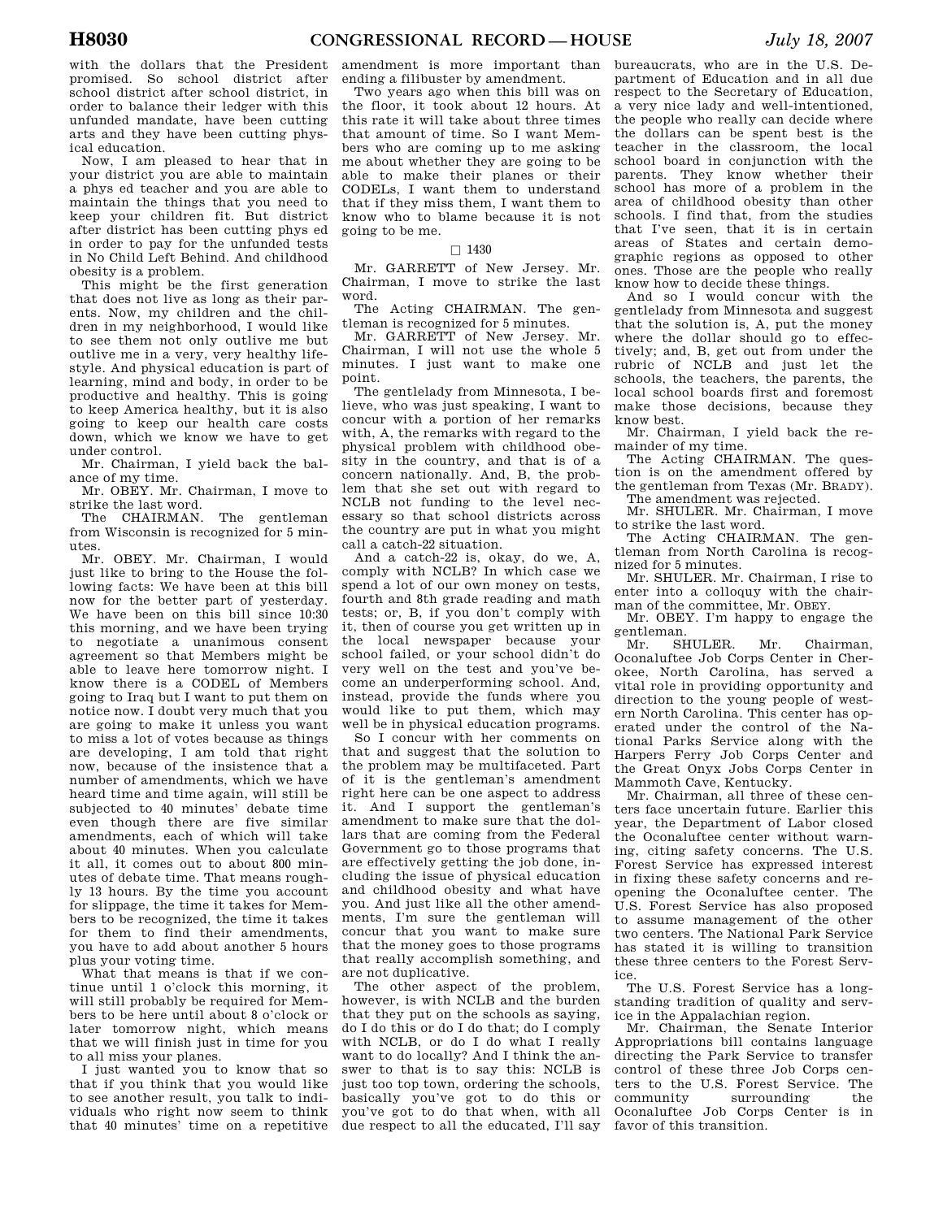with the dollars that the President promised. So school district after school district after school district, in order to balance their ledger with this unfunded mandate, have been cutting arts and they have been cutting physical education.

Now, I am pleased to hear that in your district you are able to maintain a phys ed teacher and you are able to maintain the things that you need to keep your children fit. But district after district has been cutting phys ed in order to pay for the unfunded tests in No Child Left Behind. And childhood obesity is a problem.

This might be the first generation that does not live as long as their parents. Now, my children and the children in my neighborhood, I would like to see them not only outlive me but outlive me in a very, very healthy lifestyle. And physical education is part of learning, mind and body, in order to be productive and healthy. This is going to keep America healthy, but it is also going to keep our health care costs down, which we know we have to get under control.

Mr. Chairman, I yield back the balance of my time.

Mr. OBEY. Mr. Chairman, I move to strike the last word.

The CHAIRMAN. The gentleman from Wisconsin is recognized for 5 minutes.

Mr. OBEY. Mr. Chairman, I would just like to bring to the House the following facts: We have been at this bill now for the better part of yesterday. We have been on this bill since 10:30 this morning, and we have been trying to negotiate a unanimous consent agreement so that Members might be able to leave here tomorrow night. I know there is a CODEL of Members going to Iraq but I want to put them on notice now. I doubt very much that you are going to make it unless you want to miss a lot of votes because as things are developing, I am told that right now, because of the insistence that a number of amendments, which we have heard time and time again, will still be subjected to 40 minutes' debate time even though there are five similar amendments, each of which will take about 40 minutes. When you calculate it all, it comes out to about 800 minutes of debate time. That means roughly 13 hours. By the time you account for slippage, the time it takes for Members to be recognized, the time it takes for them to find their amendments, you have to add about another 5 hours plus your voting time.

What that means is that if we continue until 1 o'clock this morning, it will still probably be required for Members to be here until about 8 o'clock or later tomorrow night, which means that we will finish just in time for you to all miss your planes.

I just wanted you to know that so that if you think that you would like to see another result, you talk to individuals who right now seem to think that 40 minutes' time on a repetitive amendment is more important than ending a filibuster by amendment.

Two years ago when this bill was on the floor, it took about 12 hours. At this rate it will take about three times that amount of time. So I want Members who are coming up to me asking me about whether they are going to be able to make their planes or their CODELs, I want them to understand that if they miss them, I want them to know who to blame because it is not going to be me.

□ 1430

Mr. GARRETT of New Jersey. Mr. Chairman, I move to strike the last word.

The Acting CHAIRMAN. The gentleman is recognized for 5 minutes.

Mr. GARRETT of New Jersey. Mr. Chairman, I will not use the whole 5 minutes. I just want to make one point.

The gentlelady from Minnesota, I believe, who was just speaking, I want to concur with a portion of her remarks with, A, the remarks with regard to the physical problem with childhood obesity in the country, and that is of a concern nationally. And, B, the problem that she set out with regard to NCLB not funding to the level necessary so that school districts across the country are put in what you might call a catch-22 situation.

And a catch-22 is, okay, do we, A, comply with NCLB? In which case we spend a lot of our own money on tests, fourth and 8th grade reading and math tests; or, B, if you don't comply with it, then of course you get written up in the local newspaper because your school failed, or your school didn't do very well on the test and you've become an underperforming school. And, instead, provide the funds where you would like to put them, which may well be in physical education programs.

So I concur with her comments on that and suggest that the solution to the problem may be multifaceted. Part of it is the gentleman's amendment right here can be one aspect to address it. And I support the gentleman's amendment to make sure that the dollars that are coming from the Federal Government go to those programs that are effectively getting the job done, including the issue of physical education and childhood obesity and what have you. And just like all the other amendments, I'm sure the gentleman will concur that you want to make sure that the money goes to those programs that really accomplish something, and are not duplicative.

The other aspect of the problem, however, is with NCLB and the burden that they put on the schools as saying, do I do this or do I do that; do I comply with NCLB, or do I do what I really want to do locally? And I think the answer to that is to say this: NCLB is just too top town, ordering the schools, basically you've got to do this or you've got to do that when, with all due respect to all the educated, I'll say bureaucrats, who are in the U.S. Department of Education and in all due respect to the Secretary of Education, a very nice lady and well-intentioned, the people who really can decide where the dollars can be spent best is the teacher in the classroom, the local school board in conjunction with the parents. They know whether their school has more of a problem in the area of childhood obesity than other schools. I find that, from the studies that I've seen, that it is in certain areas of States and certain demographic regions as opposed to other ones. Those are the people who really know how to decide these things.

And so I would concur with the gentlelady from Minnesota and suggest that the solution is, A, put the money where the dollar should go to effectively; and, B, get out from under the rubric of NCLB and just let the schools, the teachers, the parents, the local school boards first and foremost make those decisions, because they know best.

Mr. Chairman, I yield back the remainder of my time.

The Acting CHAIRMAN. The question is on the amendment offered by the gentleman from Texas (Mr. BRADY).

The amendment was rejected.

Mr. SHULER. Mr. Chairman, I move to strike the last word.

The Acting CHAIRMAN. The gentleman from North Carolina is recognized for 5 minutes.

Mr. SHULER. Mr. Chairman, I rise to enter into a colloquy with the chairman of the committee, Mr. OBEY.

Mr. OBEY. I'm happy to engage the gentleman.

Mr. SHULER. Mr. Chairman, Oconaluftee Job Corps Center in Cherokee, North Carolina, has served a vital role in providing opportunity and direction to the young people of western North Carolina. This center has operated under the control of the National Parks Service along with the Harpers Ferry Job Corps Center and the Great Onyx Jobs Corps Center in Mammoth Cave, Kentucky.

Mr. Chairman, all three of these centers face uncertain future. Earlier this year, the Department of Labor closed the Oconaluftee center without warning, citing safety concerns. The U.S. Forest Service has expressed interest in fixing these safety concerns and reopening the Oconaluftee center. The U.S. Forest Service has also proposed to assume management of the other two centers. The National Park Service has stated it is willing to transition these three centers to the Forest Service.

The U.S. Forest Service has a long-standing tradition of quality and service in the Appalachian region.

Mr. Chairman, the Senate Interior Appropriations bill contains language directing the Park Service to transfer control of these three Job Corps centers to the U.S. Forest Service. The community surrounding the Oconaluftee Job Corps Center is in favor of this transition.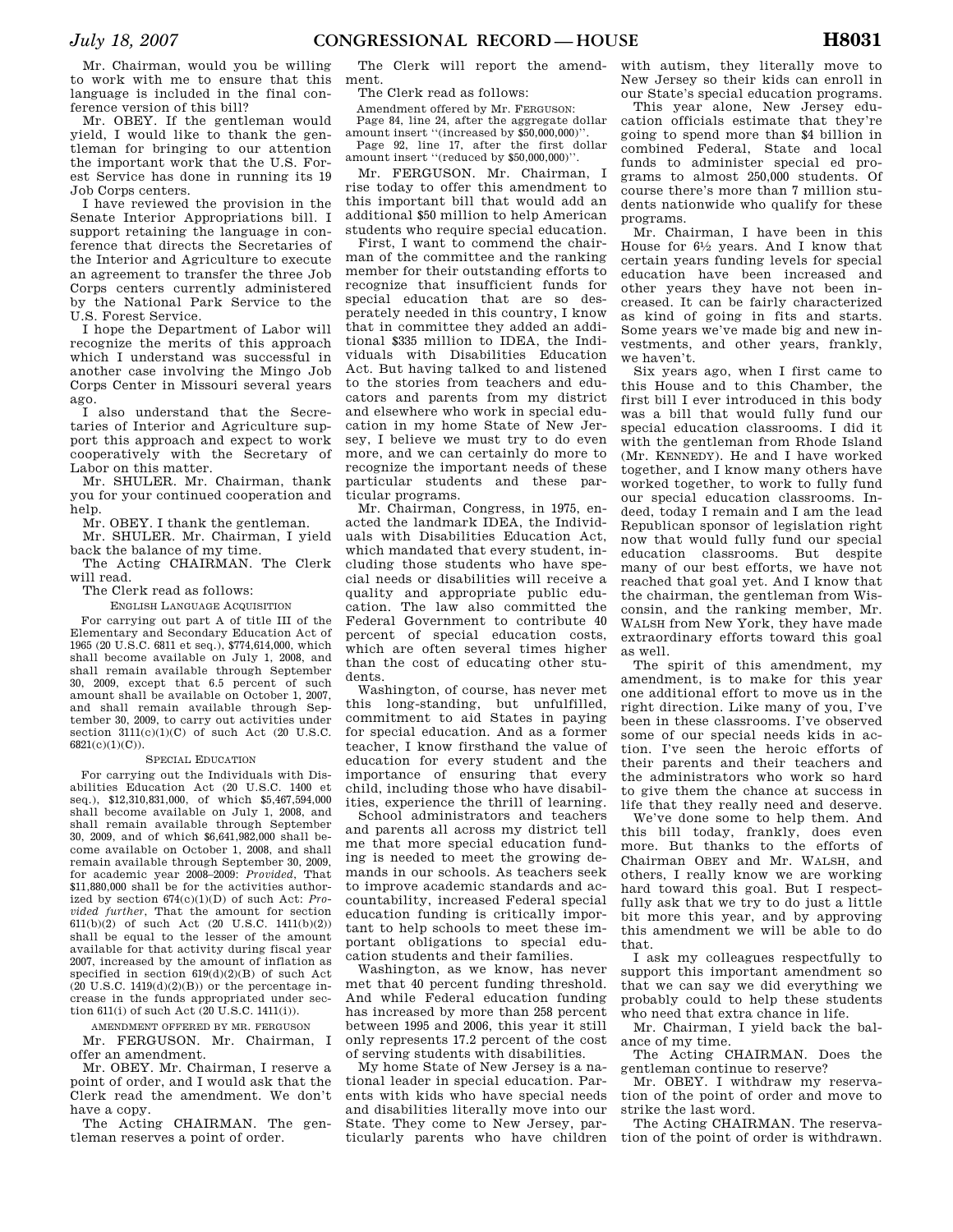Mr. Chairman, would you be willing to work with me to ensure that this language is included in the final conference version of this bill?

Mr. OBEY. If the gentleman would yield, I would like to thank the gentleman for bringing to our attention the important work that the U.S. Forest Service has done in running its 19 Job Corps centers.

I have reviewed the provision in the Senate Interior Appropriations bill. I support retaining the language in conference that directs the Secretaries of the Interior and Agriculture to execute an agreement to transfer the three Job Corps centers currently administered by the National Park Service to the U.S. Forest Service.

I hope the Department of Labor will recognize the merits of this approach which I understand was successful in another case involving the Mingo Job Corps Center in Missouri several years ago.

I also understand that the Secretaries of Interior and Agriculture support this approach and expect to work cooperatively with the Secretary of Labor on this matter.

Mr. SHULER. Mr. Chairman, thank you for your continued cooperation and help.

Mr. OBEY. I thank the gentleman.

Mr. SHULER. Mr. Chairman, I yield back the balance of my time.

The Acting CHAIRMAN. The Clerk will read.

The Clerk read as follows:

ENGLISH LANGUAGE ACQUISITION

For carrying out part A of title III of the Elementary and Secondary Education Act of 1965 (20 U.S.C. 6811 et seq.), $774,614,000, which shall become available on July 1, 2008, and shall remain available through September 30, 2009, except that 6.5 percent of such amount shall be available on October 1, 2007, and shall remain available through September 30, 2009, to carry out activities under section 3111(c)(1)(C) of such Act (20 U.S.C. 6821(c)(1)(C)).

SPECIAL EDUCATION

For carrying out the Individuals with Disabilities Education Act (20 U.S.C. 1400 et seq.), $12,310,831,000, of which $5,467,594,000 shall become available on July 1, 2008, and shall remain available through September 30, 2009, and of which $6,641,982,000 shall become available on October 1, 2008, and shall remain available through September 30, 2009, for academic year 2008–2009: *Provided*, That $11,880,000 shall be for the activities authorized by section 674(c)(1)(D) of such Act: *Provided further*, That the amount for section 611(b)(2) of such Act (20 U.S.C. 1411(b)(2)) shall be equal to the lesser of the amount available for that activity during fiscal year 2007, increased by the amount of inflation as specified in section 619(d)(2)(B) of such Act (20 U.S.C. 1419(d)(2)(B)) or the percentage increase in the funds appropriated under section 611(i) of such Act (20 U.S.C. 1411(i)).

AMENDMENT OFFERED BY MR. FERGUSON

Mr. FERGUSON. Mr. Chairman, I offer an amendment.

Mr. OBEY. Mr. Chairman, I reserve a point of order, and I would ask that the Clerk read the amendment. We don't have a copy.

The Acting CHAIRMAN. The gentleman reserves a point of order.

The Clerk will report the amendment.

The Clerk read as follows:

Amendment offered by Mr. FERGUSON:

Page 84, line 24, after the aggregate dollar amount insert "(increased by $50,000,000)".

Page 92, line 17, after the first dollar amount insert "(reduced by $50,000,000)".

Mr. FERGUSON. Mr. Chairman, I rise today to offer this amendment to this important bill that would add an additional $50 million to help American students who require special education.

First, I want to commend the chairman of the committee and the ranking member for their outstanding efforts to recognize that insufficient funds for special education that are so desperately needed in this country, I know that in committee they added an additional $335 million to IDEA, the Individuals with Disabilities Education Act. But having talked to and listened to the stories from teachers and educators and parents from my district and elsewhere who work in special education in my home State of New Jersey, I believe we must try to do even more, and we can certainly do more to recognize the important needs of these particular students and these particular programs.

Mr. Chairman, Congress, in 1975, enacted the landmark IDEA, the Individuals with Disabilities Education Act, which mandated that every student, including those students who have special needs or disabilities will receive a quality and appropriate public education. The law also committed the Federal Government to contribute 40 percent of special education costs, which are often several times higher than the cost of educating other students.

Washington, of course, has never met this long-standing, but unfulfilled, commitment to aid States in paying for special education. And as a former teacher, I know firsthand the value of education for every student and the importance of ensuring that every child, including those who have disabilities, experience the thrill of learning.

School administrators and teachers and parents all across my district tell me that more special education funding is needed to meet the growing demands in our schools. As teachers seek to improve academic standards and accountability, increased Federal special education funding is critically important to help schools to meet these important obligations to special education students and their families.

Washington, as we know, has never met that 40 percent funding threshold. And while Federal education funding has increased by more than 258 percent between 1995 and 2006, this year it still only represents 17.2 percent of the cost of serving students with disabilities.

My home State of New Jersey is a national leader in special education. Parents with kids who have special needs and disabilities literally move into our State. They come to New Jersey, particularly parents who have children with autism, they literally move to New Jersey so their kids can enroll in our State's special education programs.

This year alone, New Jersey education officials estimate that they're going to spend more than $4 billion in combined Federal, State and local funds to administer special ed programs to almost 250,000 students. Of course there's more than 7 million students nationwide who qualify for these programs.

Mr. Chairman, I have been in this House for 6½ years. And I know that certain years funding levels for special education have been increased and other years they have not been increased. It can be fairly characterized as kind of going in fits and starts. Some years we've made big and new investments, and other years, frankly, we haven't.

Six years ago, when I first came to this House and to this Chamber, the first bill I ever introduced in this body was a bill that would fully fund our special education classrooms. I did it with the gentleman from Rhode Island (Mr. KENNEDY). He and I have worked together, and I know many others have worked together, to work to fully fund our special education classrooms. Indeed, today I remain and I am the lead Republican sponsor of legislation right now that would fully fund our special education classrooms. But despite many of our best efforts, we have not reached that goal yet. And I know that the chairman, the gentleman from Wisconsin, and the ranking member, Mr. WALSH from New York, they have made extraordinary efforts toward this goal as well.

The spirit of this amendment, my amendment, is to make for this year one additional effort to move us in the right direction. Like many of you, I've been in these classrooms. I've observed some of our special needs kids in action. I've seen the heroic efforts of their parents and their teachers and the administrators who work so hard to give them the chance at success in life that they really need and deserve.

We've done some to help them. And this bill today, frankly, does even more. But thanks to the efforts of Chairman OBEY and Mr. WALSH, and others, I really know we are working hard toward this goal. But I respectfully ask that we try to do just a little bit more this year, and by approving this amendment we will be able to do that.

I ask my colleagues respectfully to support this important amendment so that we can say we did everything we probably could to help these students who need that extra chance in life.

Mr. Chairman, I yield back the balance of my time.

The Acting CHAIRMAN. Does the gentleman continue to reserve?

Mr. OBEY. I withdraw my reservation of the point of order and move to strike the last word.

The Acting CHAIRMAN. The reservation of the point of order is withdrawn.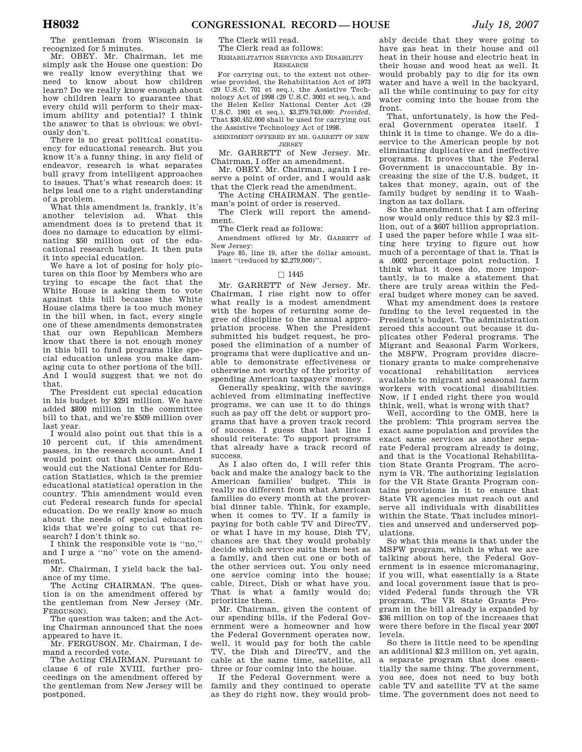The gentleman from Wisconsin is recognized for 5 minutes.

Mr. OBEY. Mr. Chairman, let me simply ask the House one question: Do we really know everything that we need to know about how children learn? Do we really know enough about how children learn to guarantee that every child will perform to their maximum ability and potential? I think the answer to that is obvious: we obviously don't.

There is no great political constituency for educational research. But you know it's a funny thing, in any field of endeavor, research is what separates bull gravy from intelligent approaches to issues. That's what research does: it helps lead one to a right understanding of a problem.

What this amendment is, frankly, it's another television ad. What this amendment does is to pretend that it does no damage to education by eliminating $50 million out of the educational research budget. It then puts it into special education.

We have a lot of posing for holy pictures on this floor by Members who are trying to escape the fact that the White House is asking them to vote against this bill because the White House claims there is too much money in the bill when, in fact, every single one of these amendments demonstrates that our own Republican Members know that there is not enough money in this bill to fund programs like special education unless you make damaging cuts to other portions of the bill. And I would suggest that we not do that.

The President cut special education in his budget by $291 million. We have added $800 million in the committee bill to that, and we're $509 million over last year.

I would also point out that this is a 10 percent cut, if this amendment passes, in the research account. And I would point out that this amendment would cut the National Center for Education Statistics, which is the premier educational statistical operation in the country. This amendment would even cut Federal research funds for special education. Do we really know so much about the needs of special education kids that we're going to cut that research? I don't think so.

I think the responsible vote is ''no,'' and I urge a ''no'' vote on the amendment.

Mr. Chairman, I yield back the balance of my time.

The Acting CHAIRMAN. The question is on the amendment offered by the gentleman from New Jersey (Mr. FERGUSON).

The question was taken; and the Acting Chairman announced that the noes appeared to have it.

Mr. FERGUSON. Mr. Chairman, I demand a recorded vote.

The Acting CHAIRMAN. Pursuant to clause 6 of rule XVIII, further proceedings on the amendment offered by the gentleman from New Jersey will be postponed.

The Clerk will read.

The Clerk read as follows:

REHABILITATION SERVICES AND DISABILITY RESEARCH

For carrying out, to the extent not otherwise provided, the Rehabilitation Act of 1973 (29 U.S.C. 701 et seq.), the Assistive Technology Act of 1998 (29 U.S.C. 3001 et seq.), and the Helen Keller National Center Act (29 U.S.C. 1901 et seq.), $3,279,743,000: *Provided*, That $30,452,000 shall be used for carrying out the Assistive Technology Act of 1998.

AMENDMENT OFFERED BY MR. GARRETT OF NEW JERSEY

Mr. GARRETT of New Jersey. Mr. Chairman, I offer an amendment.

Mr. OBEY. Mr. Chairman, again I reserve a point of order, and I would ask that the Clerk read the amendment.

The Acting CHAIRMAN. The gentleman's point of order is reserved.

The Clerk will report the amendment.

The Clerk read as follows:

Amendment offered by Mr. GARRETT of New Jersey:

Page 85, line 19, after the dollar amount, insert ''(reduced by $2,279,000)''.

□ 1445

Mr. GARRETT of New Jersey. Mr. Chairman, I rise right now to offer what really is a modest amendment with the hopes of returning some degree of discipline to the annual appropriation process. When the President submitted his budget request, he proposed the elimination of a number of programs that were duplicative and unable to demonstrate effectiveness or otherwise not worthy of the priority of spending American taxpayers' money.

Generally speaking, with the savings achieved from eliminating ineffective programs, we can use it to do things such as pay off the debt or support programs that have a proven track record of success. I guess that last line I should reiterate: To support programs that already have a track record of success.

As I also often do, I will refer this back and make the analogy back to the American families' budget. This is really no different from what American families do every month at the proverbial dinner table. Think, for example, when it comes to TV. If a family is paying for both cable TV and DirecTV, or what I have in my house, Dish TV, chances are that they would probably decide which service suits them best as a family, and then cut one or both of the other services out. You only need one service coming into the house; cable, Direct, Dish or what have you. That is what a family would do; prioritize them.

Mr. Chairman, given the content of our spending bills, if the Federal Government were a homeowner and how the Federal Government operates now, well, it would pay for both the cable TV, the Dish and DirecTV, and the cable at the same time, satellite, all three or four coming into the house.

If the Federal Government were a family and they continued to operate as they do right now, they would probably decide that they were going to have gas heat in their house and oil heat in their house and electric heat in their house and wood heat as well. It would probably pay to dig for its own water and have a well in the backyard, all the while continuing to pay for city water coming into the house from the front.

That, unfortunately, is how the Federal Government operates itself. I think it is time to change. We do a disservice to the American people by not eliminating duplicative and ineffective programs. It proves that the Federal Government is unaccountable. By increasing the size of the U.S. budget, it takes that money, again, out of the family budget by sending it to Washington as tax dollars.

So the amendment that I am offering now would only reduce this by $2.3 million, out of a $607 billion appropriation. I used the paper before while I was sitting here trying to figure out how much of a percentage of that is. That is a .0002 percentage point reduction. I think what it does do, more importantly, is to make a statement that there are truly areas within the Federal budget where money can be saved.

What my amendment does is restore funding to the level requested in the President's budget. The administration zeroed this account out because it duplicates other Federal programs. The Migrant and Seasonal Farm Workers, the MSFW, Program provides discretionary grants to make comprehensive vocational rehabilitation services available to migrant and seasonal farm workers with vocational disabilities. Now, if I ended right there you would think, well, what is wrong with that?

Well, according to the OMB, here is the problem: This program serves the exact same population and provides the exact same services as another separate Federal program already is doing, and that is the Vocational Rehabilitation State Grants Program. The acronym is VR. The authorizing legislation for the VR State Grants Program contains provisions in it to ensure that State VR agencies must reach out and serve all individuals with disabilities within the State. That includes minorities and unserved and underserved populations.

So what this means is that under the MSFW program, which is what we are talking about here, the Federal Government is in essence micromanaging, if you will, what essentially is a State and local government issue that is provided Federal funds through the VR program. The VR State Grants Program in the bill already is expanded by $36 million on top of the increases that were there before in the fiscal year 2007 levels.

So there is little need to be spending an additional $2.3 million on, yet again, a separate program that does essentially the same thing. The government, you see, does not need to buy both cable TV and satellite TV at the same time. The government does not need to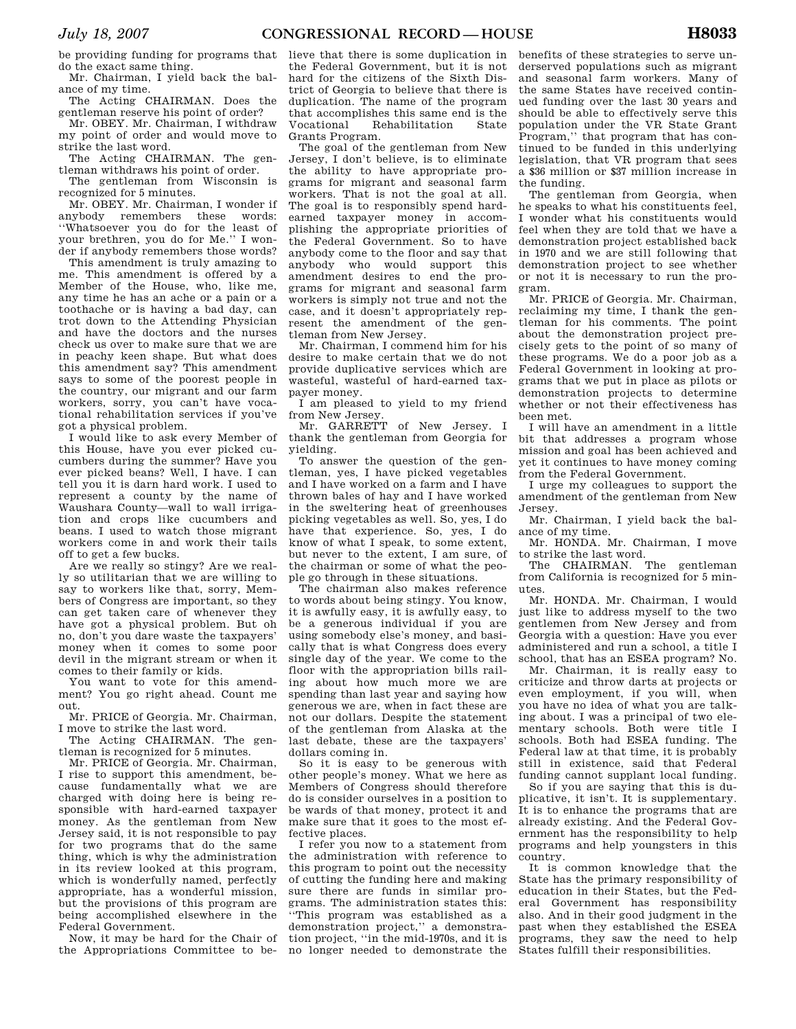be providing funding for programs that do the exact same thing.

Mr. Chairman, I yield back the balance of my time.

The Acting CHAIRMAN. Does the gentleman reserve his point of order?

Mr. OBEY. Mr. Chairman, I withdraw my point of order and would move to strike the last word.

The Acting CHAIRMAN. The gentleman withdraws his point of order.

The gentleman from Wisconsin is recognized for 5 minutes.

Mr. OBEY. Mr. Chairman, I wonder if anybody remembers these words: ''Whatsoever you do for the least of your brethren, you do for Me.'' I wonder if anybody remembers those words?

This amendment is truly amazing to me. This amendment is offered by a Member of the House, who, like me, any time he has an ache or a pain or a toothache or is having a bad day, can trot down to the Attending Physician and have the doctors and the nurses check us over to make sure that we are in peachy keen shape. But what does this amendment say? This amendment says to some of the poorest people in the country, our migrant and our farm workers, sorry, you can't have vocational rehabilitation services if you've got a physical problem.

I would like to ask every Member of this House, have you ever picked cucumbers during the summer? Have you ever picked beans? Well, I have. I can tell you it is darn hard work. I used to represent a county by the name of Waushara County—wall to wall irrigation and crops like cucumbers and beans. I used to watch those migrant workers come in and work their tails off to get a few bucks.

Are we really so stingy? Are we really so utilitarian that we are willing to say to workers like that, sorry, Members of Congress are important, so they can get taken care of whenever they have got a physical problem. But oh no, don't you dare waste the taxpayers' money when it comes to some poor devil in the migrant stream or when it comes to their family or kids.

You want to vote for this amendment? You go right ahead. Count me out.

Mr. PRICE of Georgia. Mr. Chairman, I move to strike the last word.

The Acting CHAIRMAN. The gentleman is recognized for 5 minutes.

Mr. PRICE of Georgia. Mr. Chairman, I rise to support this amendment, because fundamentally what we are charged with doing here is being responsible with hard-earned taxpayer money. As the gentleman from New Jersey said, it is not responsible to pay for two programs that do the same thing, which is why the administration in its review looked at this program, which is wonderfully named, perfectly appropriate, has a wonderful mission, but the provisions of this program are being accomplished elsewhere in the Federal Government.

Now, it may be hard for the Chair of the Appropriations Committee to believe that there is some duplication in the Federal Government, but it is not hard for the citizens of the Sixth District of Georgia to believe that there is duplication. The name of the program that accomplishes this same end is the Vocational Rehabilitation State Grants Program.

The goal of the gentleman from New Jersey, I don't believe, is to eliminate the ability to have appropriate programs for migrant and seasonal farm workers. That is not the goal at all. The goal is to responsibly spend hard-earned taxpayer money in accomplishing the appropriate priorities of the Federal Government. So to have anybody come to the floor and say that anybody who would support this amendment desires to end the programs for migrant and seasonal farm workers is simply not true and not the case, and it doesn't appropriately represent the amendment of the gentleman from New Jersey.

Mr. Chairman, I commend him for his desire to make certain that we do not provide duplicative services which are wasteful, wasteful of hard-earned taxpayer money.

I am pleased to yield to my friend from New Jersey.

Mr. GARRETT of New Jersey. I thank the gentleman from Georgia for yielding.

To answer the question of the gentleman, yes, I have picked vegetables and I have worked on a farm and I have thrown bales of hay and I have worked in the sweltering heat of greenhouses picking vegetables as well. So, yes, I do have that experience. So, yes, I do know of what I speak, to some extent, but never to the extent, I am sure, of the chairman or some of what the people go through in these situations.

The chairman also makes reference to words about being stingy. You know, it is awfully easy, it is awfully easy, to be a generous individual if you are using somebody else's money, and basically that is what Congress does every single day of the year. We come to the floor with the appropriation bills railing about how much more we are spending than last year and saying how generous we are, when in fact these are not our dollars. Despite the statement of the gentleman from Alaska at the last debate, these are the taxpayers' dollars coming in.

So it is easy to be generous with other people's money. What we here as Members of Congress should therefore do is consider ourselves in a position to be wards of that money, protect it and make sure that it goes to the most effective places.

I refer you now to a statement from the administration with reference to this program to point out the necessity of cutting the funding here and making sure there are funds in similar programs. The administration states this: ''This program was established as a demonstration project,'' a demonstration project, ''in the mid-1970s, and it is no longer needed to demonstrate the benefits of these strategies to serve underserved populations such as migrant and seasonal farm workers. Many of the same States have received continued funding over the last 30 years and should be able to effectively serve this population under the VR State Grant Program,'' that program that has continued to be funded in this underlying legislation, that VR program that sees a $36 million or $37 million increase in the funding.

The gentleman from Georgia, when he speaks to what his constituents feel, I wonder what his constituents would feel when they are told that we have a demonstration project established back in 1970 and we are still following that demonstration project to see whether or not it is necessary to run the program.

Mr. PRICE of Georgia. Mr. Chairman, reclaiming my time, I thank the gentleman for his comments. The point about the demonstration project precisely gets to the point of so many of these programs. We do a poor job as a Federal Government in looking at programs that we put in place as pilots or demonstration projects to determine whether or not their effectiveness has been met.

I will have an amendment in a little bit that addresses a program whose mission and goal has been achieved and yet it continues to have money coming from the Federal Government.

I urge my colleagues to support the amendment of the gentleman from New Jersey.

Mr. Chairman, I yield back the balance of my time.

Mr. HONDA. Mr. Chairman, I move to strike the last word.

The CHAIRMAN. The gentleman from California is recognized for 5 minutes.

Mr. HONDA. Mr. Chairman, I would just like to address myself to the two gentlemen from New Jersey and from Georgia with a question: Have you ever administered and run a school, a title I school, that has an ESEA program? No.

Mr. Chairman, it is really easy to criticize and throw darts at projects or even employment, if you will, when you have no idea of what you are talking about. I was a principal of two elementary schools. Both were title I schools. Both had ESEA funding. The Federal law at that time, it is probably still in existence, said that Federal funding cannot supplant local funding.

So if you are saying that this is duplicative, it isn't. It is supplementary. It is to enhance the programs that are already existing. And the Federal Government has the responsibility to help programs and help youngsters in this country.

It is common knowledge that the State has the primary responsibility of education in their States, but the Federal Government has responsibility also. And in their good judgment in the past when they established the ESEA programs, they saw the need to help States fulfill their responsibilities.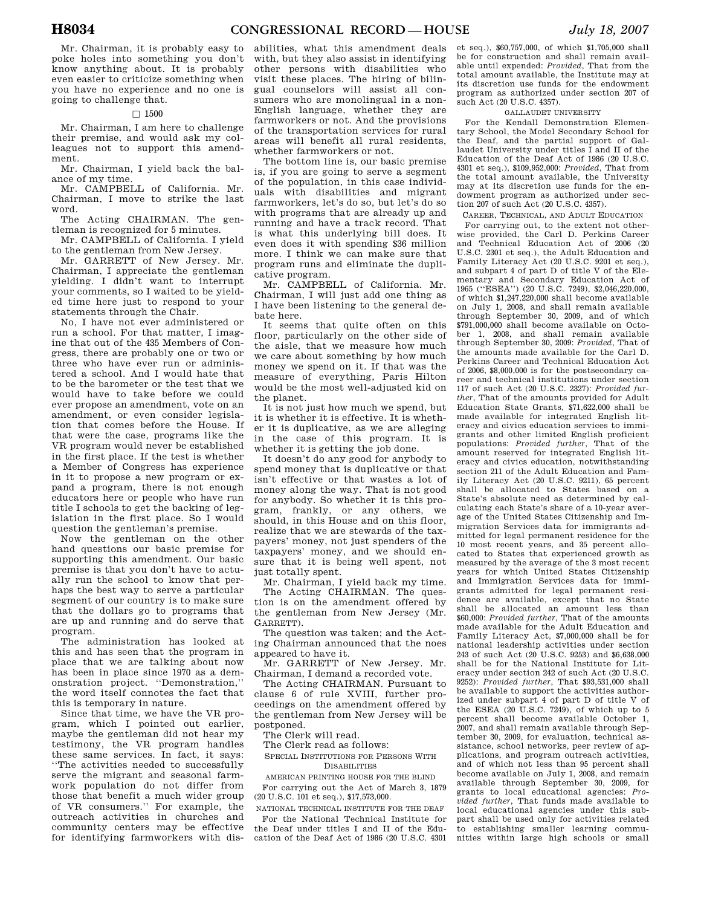Mr. Chairman, it is probably easy to poke holes into something you don't know anything about. It is probably even easier to criticize something when you have no experience and no one is going to challenge that.

□ 1500

Mr. Chairman, I am here to challenge their premise, and would ask my colleagues not to support this amendment.

Mr. Chairman, I yield back the balance of my time.

Mr. CAMPBELL of California. Mr. Chairman, I move to strike the last word.

The Acting CHAIRMAN. The gentleman is recognized for 5 minutes.

Mr. CAMPBELL of California. I yield to the gentleman from New Jersey.

Mr. GARRETT of New Jersey. Mr. Chairman, I appreciate the gentleman yielding. I didn't want to interrupt your comments, so I waited to be yielded time here just to respond to your statements through the Chair.

No, I have not ever administered or run a school. For that matter, I imagine that out of the 435 Members of Congress, there are probably one or two or three who have ever run or administered a school. And I would hate that to be the barometer or the test that we would have to take before we could ever propose an amendment, vote on an amendment, or even consider legislation that comes before the House. If that were the case, programs like the VR program would never be established in the first place. If the test is whether a Member of Congress has experience in it to propose a new program or expand a program, there is not enough educators here or people who have run title I schools to get the backing of legislation in the first place. So I would question the gentleman's premise.

Now the gentleman on the other hand questions our basic premise for supporting this amendment. Our basic premise is that you don't have to actually run the school to know that perhaps the best way to serve a particular segment of our country is to make sure that the dollars go to programs that are up and running and do serve that program.

The administration has looked at this and has seen that the program in place that we are talking about now has been in place since 1970 as a demonstration project. ''Demonstration,'' the word itself connotes the fact that this is temporary in nature.

Since that time, we have the VR program, which I pointed out earlier, maybe the gentleman did not hear my testimony, the VR program handles these same services. In fact, it says: ''The activities needed to successfully serve the migrant and seasonal farmwork population do not differ from those that benefit a much wider group of VR consumers.'' For example, the outreach activities in churches and community centers may be effective for identifying farmworkers with disabilities, what this amendment deals with, but they also assist in identifying other persons with disabilities who visit these places. The hiring of bilingual counselors will assist all consumers who are monolingual in a non-English language, whether they are farmworkers or not. And the provisions of the transportation services for rural areas will benefit all rural residents, whether farmworkers or not.

The bottom line is, our basic premise is, if you are going to serve a segment of the population, in this case individuals with disabilities and migrant farmworkers, let's do so, but let's do so with programs that are already up and running and have a track record. That is what this underlying bill does. It even does it with spending $36 million more. I think we can make sure that program runs and eliminate the duplicative program.

Mr. CAMPBELL of California. Mr. Chairman, I will just add one thing as I have been listening to the general debate here.

It seems that quite often on this floor, particularly on the other side of the aisle, that we measure how much we care about something by how much money we spend on it. If that was the measure of everything, Paris Hilton would be the most well-adjusted kid on the planet.

It is not just how much we spend, but it is whether it is effective. It is whether it is duplicative, as we are alleging in the case of this program. It is whether it is getting the job done.

It doesn't do any good for anybody to spend money that is duplicative or that isn't effective or that wastes a lot of money along the way. That is not good for anybody. So whether it is this program, frankly, or any others, we should, in this House and on this floor, realize that we are stewards of the taxpayers' money, not just spenders of the taxpayers' money, and we should ensure that it is being well spent, not just totally spent.

Mr. Chairman, I yield back my time.

The Acting CHAIRMAN. The question is on the amendment offered by the gentleman from New Jersey (Mr. GARRETT).

The question was taken; and the Acting Chairman announced that the noes appeared to have it.

Mr. GARRETT of New Jersey. Mr. Chairman, I demand a recorded vote.

The Acting CHAIRMAN. Pursuant to clause 6 of rule XVIII, further proceedings on the amendment offered by the gentleman from New Jersey will be postponed.

The Clerk will read.

The Clerk read as follows:

SPECIAL INSTITUTIONS FOR PERSONS WITH DISABILITIES

AMERICAN PRINTING HOUSE FOR THE BLIND

For carrying out the Act of March 3, 1879 (20 U.S.C. 101 et seq.), $17,573,000.

NATIONAL TECHNICAL INSTITUTE FOR THE DEAF

For the National Technical Institute for the Deaf under titles I and II of the Education of the Deaf Act of 1986 (20 U.S.C. 4301 et seq.), $60,757,000, of which $1,705,000 shall be for construction and shall remain available until expended: *Provided*, That from the total amount available, the Institute may at its discretion use funds for the endowment program as authorized under section 207 of such Act (20 U.S.C. 4357).

GALLAUDET UNIVERSITY

For the Kendall Demonstration Elementary School, the Model Secondary School for the Deaf, and the partial support of Gallaudet University under titles I and II of the Education of the Deaf Act of 1986 (20 U.S.C. 4301 et seq.), $109,952,000: *Provided*, That from the total amount available, the University may at its discretion use funds for the endowment program as authorized under section 207 of such Act (20 U.S.C. 4357).

CAREER, TECHNICAL, AND ADULT EDUCATION

For carrying out, to the extent not otherwise provided, the Carl D. Perkins Career and Technical Education Act of 2006 (20 U.S.C. 2301 et seq.), the Adult Education and Family Literacy Act (20 U.S.C. 9201 et seq.), and subpart 4 of part D of title V of the Elementary and Secondary Education Act of 1965 (''ESEA'') (20 U.S.C. 7249), $2,046,220,000, of which $1,247,220,000 shall become available on July 1, 2008, and shall remain available through September 30, 2009, and of which $791,000,000 shall become available on October 1, 2008, and shall remain available through September 30, 2009: *Provided*, That of the amounts made available for the Carl D. Perkins Career and Technical Education Act of 2006, $8,000,000 is for the postsecondary career and technical institutions under section 117 of such Act (20 U.S.C. 2327): *Provided further*, That of the amounts provided for Adult Education State Grants, $71,622,000 shall be made available for integrated English literacy and civics education services to immigrants and other limited English proficient populations: *Provided further*, That of the amount reserved for integrated English literacy and civics education, notwithstanding section 211 of the Adult Education and Family Literacy Act (20 U.S.C. 9211), 65 percent shall be allocated to States based on a State's absolute need as determined by calculating each State's share of a 10-year average of the United States Citizenship and Immigration Services data for immigrants admitted for legal permanent residence for the 10 most recent years, and 35 percent allocated to States that experienced growth as measured by the average of the 3 most recent years for which United States Citizenship and Immigration Services data for immigrants admitted for legal permanent residence are available, except that no State shall be allocated an amount less than $60,000: *Provided further*, That of the amounts made available for the Adult Education and Family Literacy Act, $7,000,000 shall be for national leadership activities under section 243 of such Act (20 U.S.C. 9253) and $6,638,000 shall be for the National Institute for Literacy under section 242 of such Act (20 U.S.C. 9252): *Provided further*, That $93,531,000 shall be available to support the activities authorized under subpart 4 of part D of title V of the ESEA (20 U.S.C. 7249), of which up to 5 percent shall become available October 1, 2007, and shall remain available through September 30, 2009, for evaluation, technical assistance, school networks, peer review of applications, and program outreach activities, and of which not less than 95 percent shall become available on July 1, 2008, and remain available through September 30, 2009, for grants to local educational agencies: *Provided further*, That funds made available to local educational agencies under this subpart shall be used only for activities related to establishing smaller learning communities within large high schools or small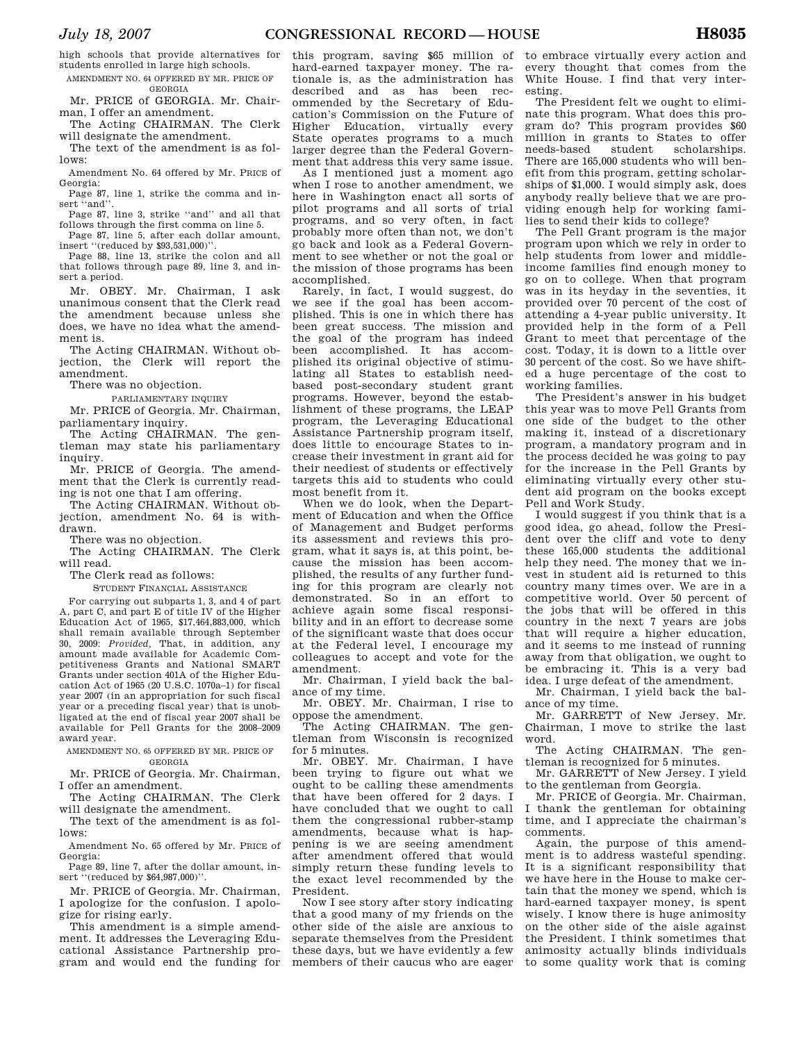high schools that provide alternatives for students enrolled in large high schools.

AMENDMENT NO. 64 OFFERED BY MR. PRICE OF GEORGIA

Mr. PRICE of GEORGIA. Mr. Chairman, I offer an amendment.

The Acting CHAIRMAN. The Clerk will designate the amendment.

The text of the amendment is as follows:

Amendment No. 64 offered by Mr. PRICE of Georgia:

Page 87, line 1, strike the comma and insert "and".

Page 87, line 3, strike "and" and all that follows through the first comma on line 5.

Page 87, line 5, after each dollar amount, insert "(reduced by $93,531,000)".

Page 88, line 13, strike the colon and all that follows through page 89, line 3, and insert a period.

Mr. OBEY. Mr. Chairman, I ask unanimous consent that the Clerk read the amendment because unless she does, we have no idea what the amendment is.

The Acting CHAIRMAN. Without objection, the Clerk will report the amendment.

There was no objection.

PARLIAMENTARY INQUIRY

Mr. PRICE of Georgia. Mr. Chairman, parliamentary inquiry.

The Acting CHAIRMAN. The gentleman may state his parliamentary inquiry.

Mr. PRICE of Georgia. The amendment that the Clerk is currently reading is not one that I am offering.

The Acting CHAIRMAN. Without objection, amendment No. 64 is withdrawn.

There was no objection.

The Acting CHAIRMAN. The Clerk will read.

The Clerk read as follows:

STUDENT FINANCIAL ASSISTANCE

For carrying out subparts 1, 3, and 4 of part A, part C, and part E of title IV of the Higher Education Act of 1965, $17,464,883,000, which shall remain available through September 30, 2009: *Provided*, That, in addition, any amount made available for Academic Competitiveness Grants and National SMART Grants under section 401A of the Higher Education Act of 1965 (20 U.S.C. 1070a–1) for fiscal year 2007 (in an appropriation for such fiscal year or a preceding fiscal year) that is unobligated at the end of fiscal year 2007 shall be available for Pell Grants for the 2008–2009 award year.

AMENDMENT NO. 65 OFFERED BY MR. PRICE OF GEORGIA

Mr. PRICE of Georgia. Mr. Chairman, I offer an amendment.

The Acting CHAIRMAN. The Clerk will designate the amendment.

The text of the amendment is as follows:

Amendment No. 65 offered by Mr. PRICE of Georgia:

Page 89, line 7, after the dollar amount, insert "(reduced by $64,987,000)".

Mr. PRICE of Georgia. Mr. Chairman, I apologize for the confusion. I apologize for rising early.

This amendment is a simple amendment. It addresses the Leveraging Educational Assistance Partnership program and would end the funding for this program, saving $65 million of hard-earned taxpayer money. The rationale is, as the administration has described and as has been recommended by the Secretary of Education's Commission on the Future of Higher Education, virtually every State operates programs to a much larger degree than the Federal Government that address this very same issue.

As I mentioned just a moment ago when I rose to another amendment, we here in Washington enact all sorts of pilot programs and all sorts of trial programs, and so very often, in fact probably more often than not, we don't go back and look as a Federal Government to see whether or not the goal or the mission of those programs has been accomplished.

Rarely, in fact, I would suggest, do we see if the goal has been accomplished. This is one in which there has been great success. The mission and the goal of the program has indeed been accomplished. It has accomplished its original objective of stimulating all States to establish need-based post-secondary student grant programs. However, beyond the establishment of these programs, the LEAP program, the Leveraging Educational Assistance Partnership program itself, does little to encourage States to increase their investment in grant aid for their neediest of students or effectively targets this aid to students who could most benefit from it.

When we do look, when the Department of Education and when the Office of Management and Budget performs its assessment and reviews this program, what it says is, at this point, because the mission has been accomplished, the results of any further funding for this program are clearly not demonstrated. So in an effort to achieve again some fiscal responsibility and in an effort to decrease some of the significant waste that does occur at the Federal level, I encourage my colleagues to accept and vote for the amendment.

Mr. Chairman, I yield back the balance of my time.

Mr. OBEY. Mr. Chairman, I rise to oppose the amendment.

The Acting CHAIRMAN. The gentleman from Wisconsin is recognized for 5 minutes.

Mr. OBEY. Mr. Chairman, I have been trying to figure out what we ought to be calling these amendments that have been offered for 2 days. I have concluded that we ought to call them the congressional rubber-stamp amendments, because what is happening is we are seeing amendment after amendment offered that would simply return these funding levels to the exact level recommended by the President.

Now I see story after story indicating that a good many of my friends on the other side of the aisle are anxious to separate themselves from the President these days, but we have evidently a few members of their caucus who are eager to embrace virtually every action and every thought that comes from the White House. I find that very interesting.

The President felt we ought to eliminate this program. What does this program do? This program provides $60 million in grants to States to offer needs-based student scholarships. There are 165,000 students who will benefit from this program, getting scholarships of $1,000. I would simply ask, does anybody really believe that we are providing enough help for working families to send their kids to college?

The Pell Grant program is the major program upon which we rely in order to help students from lower and middle-income families find enough money to go on to college. When that program was in its heyday in the seventies, it provided over 70 percent of the cost of attending a 4-year public university. It provided help in the form of a Pell Grant to meet that percentage of the cost. Today, it is down to a little over 30 percent of the cost. So we have shifted a huge percentage of the cost to working families.

The President's answer in his budget this year was to move Pell Grants from one side of the budget to the other making it, instead of a discretionary program, a mandatory program and in the process decided he was going to pay for the increase in the Pell Grants by eliminating virtually every other student aid program on the books except Pell and Work Study.

I would suggest if you think that is a good idea, go ahead, follow the President over the cliff and vote to deny these 165,000 students the additional help they need. The money that we invest in student aid is returned to this country many times over. We are in a competitive world. Over 50 percent of the jobs that will be offered in this country in the next 7 years are jobs that will require a higher education, and it seems to me instead of running away from that obligation, we ought to be embracing it. This is a very bad idea. I urge defeat of the amendment.

Mr. Chairman, I yield back the balance of my time.

Mr. GARRETT of New Jersey. Mr. Chairman, I move to strike the last word.

The Acting CHAIRMAN. The gentleman is recognized for 5 minutes.

Mr. GARRETT of New Jersey. I yield to the gentleman from Georgia.

Mr. PRICE of Georgia. Mr. Chairman, I thank the gentleman for obtaining time, and I appreciate the chairman's comments.

Again, the purpose of this amendment is to address wasteful spending. It is a significant responsibility that we have here in the House to make certain that the money we spend, which is hard-earned taxpayer money, is spent wisely. I know there is huge animosity on the other side of the aisle against the President. I think sometimes that animosity actually blinds individuals to some quality work that is coming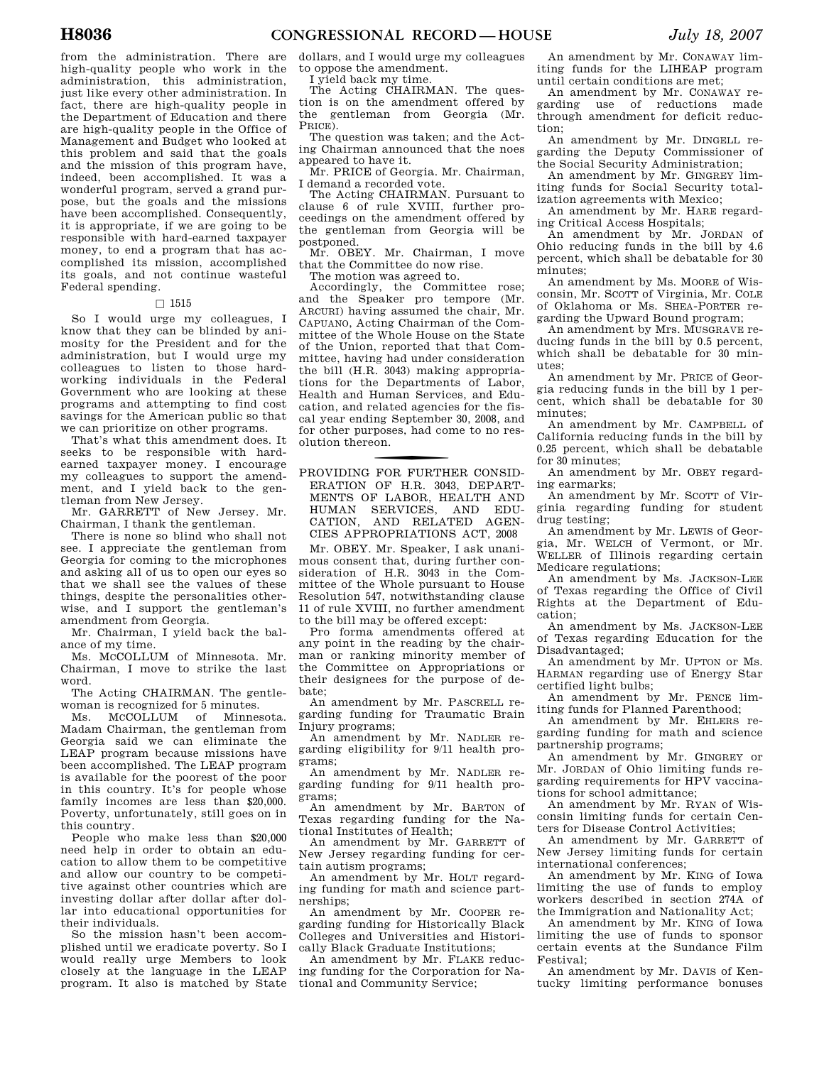from the administration. There are high-quality people who work in the administration, this administration, just like every other administration. In fact, there are high-quality people in the Department of Education and there are high-quality people in the Office of Management and Budget who looked at this problem and said that the goals and the mission of this program have, indeed, been accomplished. It was a wonderful program, served a grand purpose, but the goals and the missions have been accomplished. Consequently, it is appropriate, if we are going to be responsible with hard-earned taxpayer money, to end a program that has accomplished its mission, accomplished its goals, and not continue wasteful Federal spending.

□ 1515

So I would urge my colleagues, I know that they can be blinded by animosity for the President and for the administration, but I would urge my colleagues to listen to those hard-working individuals in the Federal Government who are looking at these programs and attempting to find cost savings for the American public so that we can prioritize on other programs.

That's what this amendment does. It seeks to be responsible with hard-earned taxpayer money. I encourage my colleagues to support the amendment, and I yield back to the gentleman from New Jersey.

Mr. GARRETT of New Jersey. Mr. Chairman, I thank the gentleman.

There is none so blind who shall not see. I appreciate the gentleman from Georgia for coming to the microphones and asking all of us to open our eyes so that we shall see the values of these things, despite the personalities otherwise, and I support the gentleman's amendment from Georgia.

Mr. Chairman, I yield back the balance of my time.

Ms. MCCOLLUM of Minnesota. Mr. Chairman, I move to strike the last word.

The Acting CHAIRMAN. The gentlewoman is recognized for 5 minutes.

Ms. MCCOLLUM of Minnesota. Madam Chairman, the gentleman from Georgia said we can eliminate the LEAP program because missions have been accomplished. The LEAP program is available for the poorest of the poor in this country. It's for people whose family incomes are less than $20,000. Poverty, unfortunately, still goes on in this country.

People who make less than $20,000 need help in order to obtain an education to allow them to be competitive and allow our country to be competitive against other countries which are investing dollar after dollar after dollar into educational opportunities for their individuals.

So the mission hasn't been accomplished until we eradicate poverty. So I would really urge Members to look closely at the language in the LEAP program. It also is matched by State dollars, and I would urge my colleagues to oppose the amendment.

I yield back my time.

The Acting CHAIRMAN. The question is on the amendment offered by the gentleman from Georgia (Mr. PRICE).

The question was taken; and the Acting Chairman announced that the noes appeared to have it.

Mr. PRICE of Georgia. Mr. Chairman, I demand a recorded vote.

The Acting CHAIRMAN. Pursuant to clause 6 of rule XVIII, further proceedings on the amendment offered by the gentleman from Georgia will be postponed.

Mr. OBEY. Mr. Chairman, I move that the Committee do now rise.

The motion was agreed to.

Accordingly, the Committee rose; and the Speaker pro tempore (Mr. ARCURI) having assumed the chair, Mr. CAPUANO, Acting Chairman of the Committee of the Whole House on the State of the Union, reported that that Committee, having had under consideration the bill (H.R. 3043) making appropriations for the Departments of Labor, Health and Human Services, and Education, and related agencies for the fiscal year ending September 30, 2008, and for other purposes, had come to no resolution thereon.

## PROVIDING FOR FURTHER CONSIDERATION OF H.R. 3043, DEPARTMENTS OF LABOR, HEALTH AND HUMAN SERVICES, AND EDUCATION, AND RELATED AGENCIES APPROPRIATIONS ACT, 2008

Mr. OBEY. Mr. Speaker, I ask unanimous consent that, during further consideration of H.R. 3043 in the Committee of the Whole pursuant to House Resolution 547, notwithstanding clause 11 of rule XVIII, no further amendment to the bill may be offered except:

Pro forma amendments offered at any point in the reading by the chairman or ranking minority member of the Committee on Appropriations or their designees for the purpose of debate;

An amendment by Mr. PASCRELL regarding funding for Traumatic Brain Injury programs;

An amendment by Mr. NADLER regarding eligibility for 9/11 health programs;

An amendment by Mr. NADLER regarding funding for 9/11 health programs;

An amendment by Mr. BARTON of Texas regarding funding for the National Institutes of Health;

An amendment by Mr. GARRETT of New Jersey regarding funding for certain autism programs;

An amendment by Mr. HOLT regarding funding for math and science partnerships;

An amendment by Mr. COOPER regarding funding for Historically Black Colleges and Universities and Historically Black Graduate Institutions;

An amendment by Mr. FLAKE reducing funding for the Corporation for National and Community Service;

An amendment by Mr. CONAWAY limiting funds for the LIHEAP program until certain conditions are met;

An amendment by Mr. CONAWAY regarding use of reductions made through amendment for deficit reduction;

An amendment by Mr. DINGELL regarding the Deputy Commissioner of the Social Security Administration;

An amendment by Mr. GINGREY limiting funds for Social Security totalization agreements with Mexico;

An amendment by Mr. HARE regarding Critical Access Hospitals;

An amendment by Mr. JORDAN of Ohio reducing funds in the bill by 4.6 percent, which shall be debatable for 30 minutes;

An amendment by Ms. MOORE of Wisconsin, Mr. SCOTT of Virginia, Mr. COLE of Oklahoma or Ms. SHEA-PORTER regarding the Upward Bound program;

An amendment by Mrs. MUSGRAVE reducing funds in the bill by 0.5 percent, which shall be debatable for 30 minutes;

An amendment by Mr. PRICE of Georgia reducing funds in the bill by 1 percent, which shall be debatable for 30 minutes;

An amendment by Mr. CAMPBELL of California reducing funds in the bill by 0.25 percent, which shall be debatable for 30 minutes;

An amendment by Mr. OBEY regarding earmarks;

An amendment by Mr. SCOTT of Virginia regarding funding for student drug testing;

An amendment by Mr. LEWIS of Georgia, Mr. WELCH of Vermont, or Mr. WELLER of Illinois regarding certain Medicare regulations;

An amendment by Ms. JACKSON-LEE of Texas regarding the Office of Civil Rights at the Department of Education;

An amendment by Ms. JACKSON-LEE of Texas regarding Education for the Disadvantaged;

An amendment by Mr. UPTON or Ms. HARMAN regarding use of Energy Star certified light bulbs;

An amendment by Mr. PENCE limiting funds for Planned Parenthood;

An amendment by Mr. EHLERS regarding funding for math and science partnership programs;

An amendment by Mr. GINGREY or Mr. JORDAN of Ohio limiting funds regarding requirements for HPV vaccinations for school admittance;

An amendment by Mr. RYAN of Wisconsin limiting funds for certain Centers for Disease Control Activities;

An amendment by Mr. GARRETT of New Jersey limiting funds for certain international conferences;

An amendment by Mr. KING of Iowa limiting the use of funds to employ workers described in section 274A of the Immigration and Nationality Act;

An amendment by Mr. KING of Iowa limiting the use of funds to sponsor certain events at the Sundance Film Festival;

An amendment by Mr. DAVIS of Kentucky limiting performance bonuses